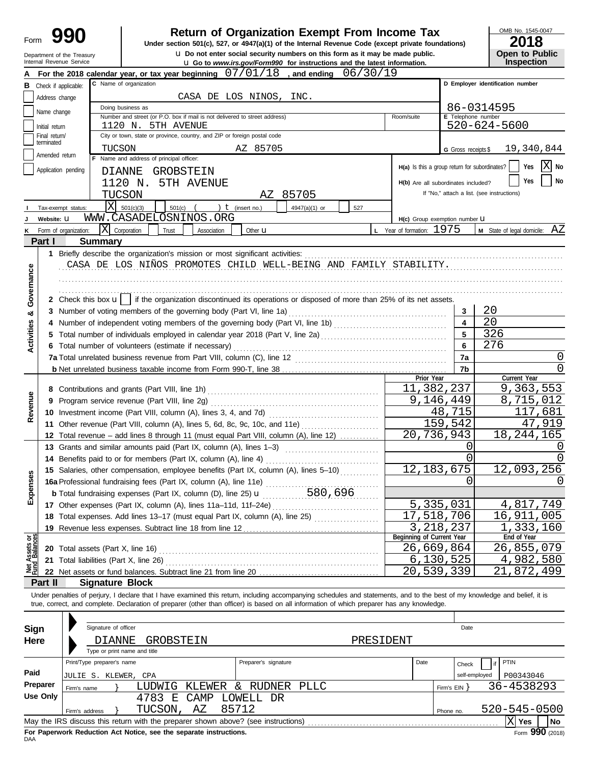Form **990**

# Return of Organization Exempt From Income Tax

**Under section 501(c), 527, or 4947(a)(1) of the Internal Revenue Code (except private foundations)**

u **Do not enter social security numbers on this form as it may be made public.**

u **Go to *www.irs.gov/Form990* for instructions and the latest information.**

Department of the Treasury
Internal Revenue Service

OMB No. 1545-0047

**2018**

**Open to Public Inspection**

**A** For the 2018 calendar year, or tax year beginning 07/01/18 , and ending 06/30/19

**B** Check if applicable:
- Address change
- Name change
- Initial return
- Final return/terminated
- Amended return
- Application pending

**C** Name of organization: CASA DE LOS NINOS, INC.

Doing business as

Number and street (or P.O. box if mail is not delivered to street address): 1120 N. 5TH AVENUE | Room/suite

City or town, state or province, country, and ZIP or foreign postal code: TUCSON AZ 85705

**D** Employer identification number: 86-0314595

**E** Telephone number: 520-624-5600

**G** Gross receipts $ 19,340,844

**F** Name and address of principal officer:
DIANNE GROBSTEIN
1120 N. 5TH AVENUE
TUCSON AZ 85705

**H(a)** Is this a group return for subordinates? Yes [ ] No [X]

**H(b)** Are all subordinates included? Yes [ ] No [ ]
If "No," attach a list. (see instructions)

**I** Tax-exempt status: [X] 501(c)(3) [ ] 501(c) ( ) t (insert no.) [ ] 4947(a)(1) or [ ] 527

**J** Website: u WWW.CASADELOSNINOS.ORG

**H(c)** Group exemption number u

**K** Form of organization: [X] Corporation [ ] Trust [ ] Association [ ] Other u

**L** Year of formation: 1975

**M** State of legal domicile: AZ

## Part I Summary

**Activities & Governance**

1 Briefly describe the organization's mission or most significant activities:
CASA DE LOS NIÑOS PROMOTES CHILD WELL-BEING AND FAMILY STABILITY.

2 Check this box u [ ] if the organization discontinued its operations or disposed of more than 25% of its net assets.

| | | Line | Value |
|---|---|---|---|
| 3 | Number of voting members of the governing body (Part VI, line 1a) | 3 | 20 |
| 4 | Number of independent voting members of the governing body (Part VI, line 1b) | 4 | 20 |
| 5 | Total number of individuals employed in calendar year 2018 (Part V, line 2a) | 5 | 326 |
| 6 | Total number of volunteers (estimate if necessary) | 6 | 276 |
| 7a | Total unrelated business revenue from Part VIII, column (C), line 12 | 7a | 0 |
| b | Net unrelated business taxable income from Form 990-T, line 38 | 7b | 0 |

| | | | Prior Year | Current Year |
|---|---|---|---|---|
| **Revenue** | 8 | Contributions and grants (Part VIII, line 1h) | 11,382,237 | 9,363,553 |
| | 9 | Program service revenue (Part VIII, line 2g) | 9,146,449 | 8,715,012 |
| | 10 | Investment income (Part VIII, column (A), lines 3, 4, and 7d) | 48,715 | 117,681 |
| | 11 | Other revenue (Part VIII, column (A), lines 5, 6d, 8c, 9c, 10c, and 11e) | 159,542 | 47,919 |
| | 12 | Total revenue – add lines 8 through 11 (must equal Part VIII, column (A), line 12) | 20,736,943 | 18,244,165 |
| **Expenses** | 13 | Grants and similar amounts paid (Part IX, column (A), lines 1–3) | 0 | 0 |
| | 14 | Benefits paid to or for members (Part IX, column (A), line 4) | 0 | 0 |
| | 15 | Salaries, other compensation, employee benefits (Part IX, column (A), lines 5–10) | 12,183,675 | 12,093,256 |
| | 16a | Professional fundraising fees (Part IX, column (A), line 11e) | 0 | 0 |
| | b | Total fundraising expenses (Part IX, column (D), line 25) u 580,696 | | |
| | 17 | Other expenses (Part IX, column (A), lines 11a–11d, 11f–24e) | 5,335,031 | 4,817,749 |
| | 18 | Total expenses. Add lines 13–17 (must equal Part IX, column (A), line 25) | 17,518,706 | 16,911,005 |
| | 19 | Revenue less expenses. Subtract line 18 from line 12 | 3,218,237 | 1,333,160 |
| | | | **Beginning of Current Year** | **End of Year** |
| **Net Assets or Fund Balances** | 20 | Total assets (Part X, line 16) | 26,669,864 | 26,855,079 |
| | 21 | Total liabilities (Part X, line 26) | 6,130,525 | 4,982,580 |
| | 22 | Net assets or fund balances. Subtract line 21 from line 20 | 20,539,339 | 21,872,499 |

## Part II Signature Block

Under penalties of perjury, I declare that I have examined this return, including accompanying schedules and statements, and to the best of my knowledge and belief, it is true, correct, and complete. Declaration of preparer (other than officer) is based on all information of which preparer has any knowledge.

**Sign Here**

Signature of officer | Date

DIANNE GROBSTEIN PRESIDENT
Type or print name and title

**Paid Preparer Use Only**

| Print/Type preparer's name | Preparer's signature | Date | Check [ ] if self-employed | PTIN |
|---|---|---|---|---|
| JULIE S. KLEWER, CPA | | | | P00343046 |

Firm's name } LUDWIG KLEWER & RUDNER PLLC | Firm's EIN } 36-4538293

Firm's address } 4783 E CAMP LOWELL DR, TUCSON, AZ 85712 | Phone no. 520-545-0500

May the IRS discuss this return with the preparer shown above? (see instructions) [X] Yes [ ] No

**For Paperwork Reduction Act Notice, see the separate instructions.**

DAA

Form **990** (2018)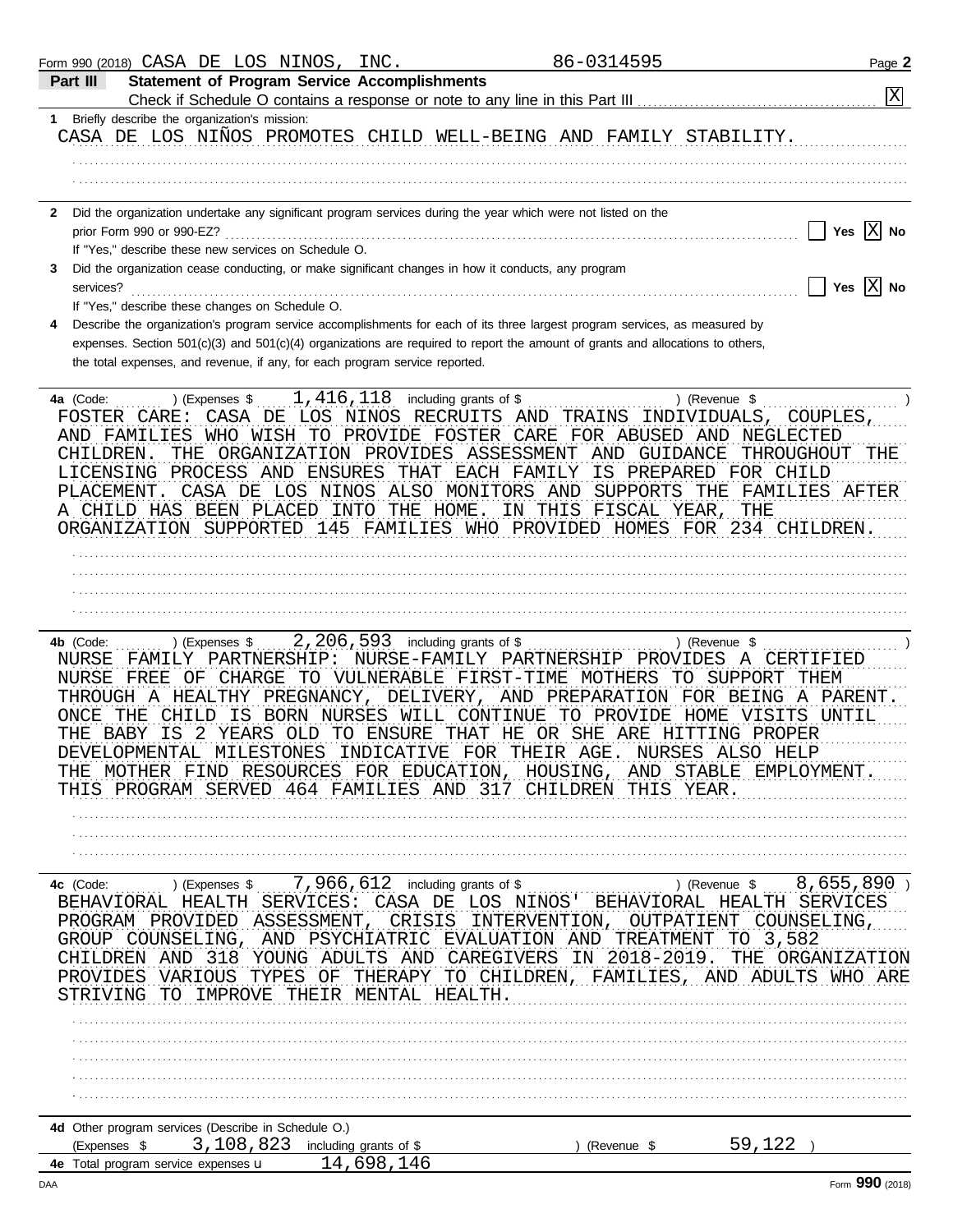Form 990 (2018) CASA DE LOS NINOS, INC. 86-0314595 Page **2**

## Part III Statement of Program Service Accomplishments

Check if Schedule O contains a response or note to any line in this Part III [X]

**1** Briefly describe the organization's mission:

CASA DE LOS NIÑOS PROMOTES CHILD WELL-BEING AND FAMILY STABILITY.

**2** Did the organization undertake any significant program services during the year which were not listed on the prior Form 990 or 990-EZ? [ ] Yes [X] No

If "Yes," describe these new services on Schedule O.

**3** Did the organization cease conducting, or make significant changes in how it conducts, any program services? [ ] Yes [X] No

If "Yes," describe these changes on Schedule O.

**4** Describe the organization's program service accomplishments for each of its three largest program services, as measured by expenses. Section 501(c)(3) and 501(c)(4) organizations are required to report the amount of grants and allocations to others, the total expenses, and revenue, if any, for each program service reported.

**4a** (Code: ) (Expenses $ 1,416,118 including grants of $ ) (Revenue $ )

FOSTER CARE: CASA DE LOS NINOS RECRUITS AND TRAINS INDIVIDUALS, COUPLES, AND FAMILIES WHO WISH TO PROVIDE FOSTER CARE FOR ABUSED AND NEGLECTED CHILDREN. THE ORGANIZATION PROVIDES ASSESSMENT AND GUIDANCE THROUGHOUT THE LICENSING PROCESS AND ENSURES THAT EACH FAMILY IS PREPARED FOR CHILD PLACEMENT. CASA DE LOS NINOS ALSO MONITORS AND SUPPORTS THE FAMILIES AFTER A CHILD HAS BEEN PLACED INTO THE HOME. IN THIS FISCAL YEAR, THE ORGANIZATION SUPPORTED 145 FAMILIES WHO PROVIDED HOMES FOR 234 CHILDREN.

**4b** (Code: ) (Expenses $ 2,206,593 including grants of $ ) (Revenue $ )

NURSE FAMILY PARTNERSHIP: NURSE-FAMILY PARTNERSHIP PROVIDES A CERTIFIED NURSE FREE OF CHARGE TO VULNERABLE FIRST-TIME MOTHERS TO SUPPORT THEM THROUGH A HEALTHY PREGNANCY, DELIVERY, AND PREPARATION FOR BEING A PARENT. ONCE THE CHILD IS BORN NURSES WILL CONTINUE TO PROVIDE HOME VISITS UNTIL THE BABY IS 2 YEARS OLD TO ENSURE THAT HE OR SHE ARE HITTING PROPER DEVELOPMENTAL MILESTONES INDICATIVE FOR THEIR AGE. NURSES ALSO HELP THE MOTHER FIND RESOURCES FOR EDUCATION, HOUSING, AND STABLE EMPLOYMENT. THIS PROGRAM SERVED 464 FAMILIES AND 317 CHILDREN THIS YEAR.

**4c** (Code: ) (Expenses $ 7,966,612 including grants of $ ) (Revenue $ 8,655,890 )

BEHAVIORAL HEALTH SERVICES: CASA DE LOS NINOS' BEHAVIORAL HEALTH SERVICES PROGRAM PROVIDED ASSESSMENT, CRISIS INTERVENTION, OUTPATIENT COUNSELING, GROUP COUNSELING, AND PSYCHIATRIC EVALUATION AND TREATMENT TO 3,582 CHILDREN AND 318 YOUNG ADULTS AND CAREGIVERS IN 2018-2019. THE ORGANIZATION PROVIDES VARIOUS TYPES OF THERAPY TO CHILDREN, FAMILIES, AND ADULTS WHO ARE STRIVING TO IMPROVE THEIR MENTAL HEALTH.

**4d** Other program services (Describe in Schedule O.)

(Expenses $ 3,108,823 including grants of $ ) (Revenue $ 59,122 )

**4e** Total program service expenses 14,698,146

Form **990** (2018)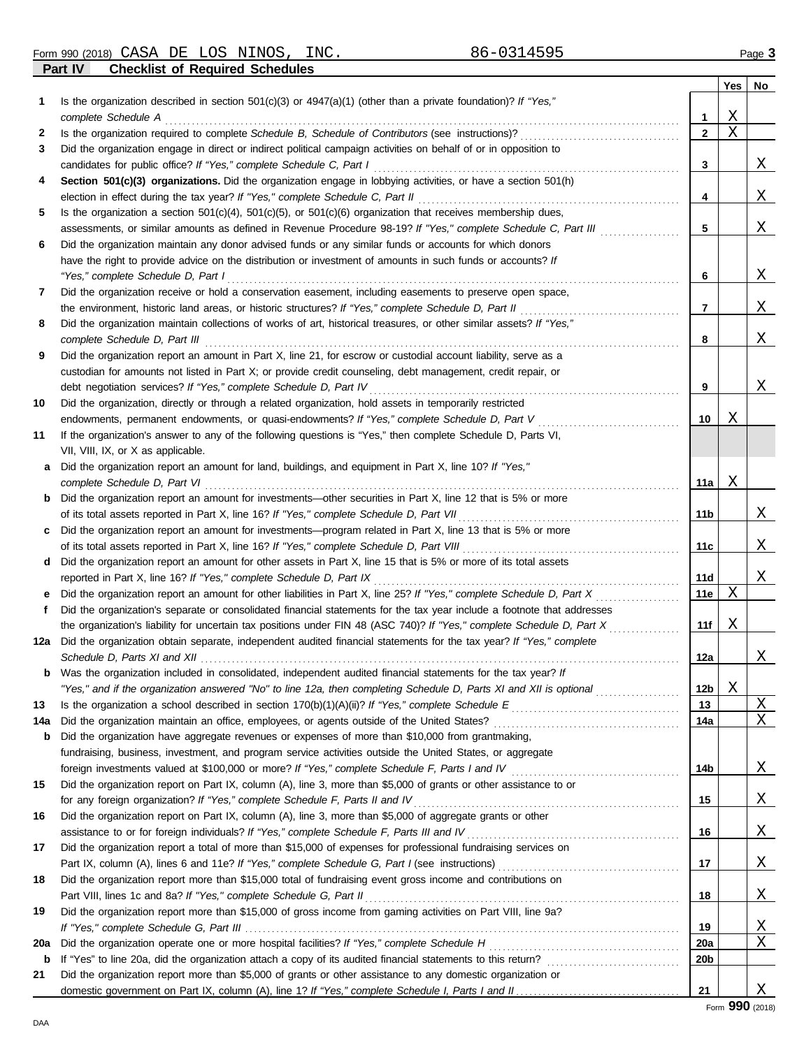Form 990 (2018) CASA DE LOS NINOS, INC. 86-0314595 Page 3

## Part IV Checklist of Required Schedules

| | | | Yes | No |
|---|---|---|---|---|
| 1 | Is the organization described in section 501(c)(3) or 4947(a)(1) (other than a private foundation)? *If "Yes," complete Schedule A* | 1 | X | |
| 2 | Is the organization required to complete *Schedule B, Schedule of Contributors* (see instructions)? | 2 | X | |
| 3 | Did the organization engage in direct or indirect political campaign activities on behalf of or in opposition to candidates for public office? *If "Yes," complete Schedule C, Part I* | 3 | | X |
| 4 | **Section 501(c)(3) organizations.** Did the organization engage in lobbying activities, or have a section 501(h) election in effect during the tax year? *If "Yes," complete Schedule C, Part II* | 4 | | X |
| 5 | Is the organization a section 501(c)(4), 501(c)(5), or 501(c)(6) organization that receives membership dues, assessments, or similar amounts as defined in Revenue Procedure 98-19? *If "Yes," complete Schedule C, Part III* | 5 | | X |
| 6 | Did the organization maintain any donor advised funds or any similar funds or accounts for which donors have the right to provide advice on the distribution or investment of amounts in such funds or accounts? *If "Yes," complete Schedule D, Part I* | 6 | | X |
| 7 | Did the organization receive or hold a conservation easement, including easements to preserve open space, the environment, historic land areas, or historic structures? *If "Yes," complete Schedule D, Part II* | 7 | | X |
| 8 | Did the organization maintain collections of works of art, historical treasures, or other similar assets? *If "Yes," complete Schedule D, Part III* | 8 | | X |
| 9 | Did the organization report an amount in Part X, line 21, for escrow or custodial account liability, serve as a custodian for amounts not listed in Part X; or provide credit counseling, debt management, credit repair, or debt negotiation services? *If "Yes," complete Schedule D, Part IV* | 9 | | X |
| 10 | Did the organization, directly or through a related organization, hold assets in temporarily restricted endowments, permanent endowments, or quasi-endowments? *If "Yes," complete Schedule D, Part V* | 10 | X | |
| 11 | If the organization's answer to any of the following questions is "Yes," then complete Schedule D, Parts VI, VII, VIII, IX, or X as applicable. | | | |
| a | Did the organization report an amount for land, buildings, and equipment in Part X, line 10? *If "Yes," complete Schedule D, Part VI* | 11a | X | |
| b | Did the organization report an amount for investments—other securities in Part X, line 12 that is 5% or more of its total assets reported in Part X, line 16? *If "Yes," complete Schedule D, Part VII* | 11b | | X |
| c | Did the organization report an amount for investments—program related in Part X, line 13 that is 5% or more of its total assets reported in Part X, line 16? *If "Yes," complete Schedule D, Part VIII* | 11c | | X |
| d | Did the organization report an amount for other assets in Part X, line 15 that is 5% or more of its total assets reported in Part X, line 16? *If "Yes," complete Schedule D, Part IX* | 11d | | X |
| e | Did the organization report an amount for other liabilities in Part X, line 25? *If "Yes," complete Schedule D, Part X* | 11e | X | |
| f | Did the organization's separate or consolidated financial statements for the tax year include a footnote that addresses the organization's liability for uncertain tax positions under FIN 48 (ASC 740)? *If "Yes," complete Schedule D, Part X* | 11f | X | |
| 12a | Did the organization obtain separate, independent audited financial statements for the tax year? *If "Yes," complete Schedule D, Parts XI and XII* | 12a | | X |
| b | Was the organization included in consolidated, independent audited financial statements for the tax year? *If "Yes," and if the organization answered "No" to line 12a, then completing Schedule D, Parts XI and XII is optional* | 12b | X | |
| 13 | Is the organization a school described in section 170(b)(1)(A)(ii)? *If "Yes," complete Schedule E* | 13 | | X |
| 14a | Did the organization maintain an office, employees, or agents outside of the United States? | 14a | | X |
| b | Did the organization have aggregate revenues or expenses of more than $10,000 from grantmaking, fundraising, business, investment, and program service activities outside the United States, or aggregate foreign investments valued at $100,000 or more? *If "Yes," complete Schedule F, Parts I and IV* | 14b | | X |
| 15 | Did the organization report on Part IX, column (A), line 3, more than $5,000 of grants or other assistance to or for any foreign organization? *If "Yes," complete Schedule F, Parts II and IV* | 15 | | X |
| 16 | Did the organization report on Part IX, column (A), line 3, more than $5,000 of aggregate grants or other assistance to or for foreign individuals? *If "Yes," complete Schedule F, Parts III and IV* | 16 | | X |
| 17 | Did the organization report a total of more than $15,000 of expenses for professional fundraising services on Part IX, column (A), lines 6 and 11e? *If "Yes," complete Schedule G, Part I* (see instructions) | 17 | | X |
| 18 | Did the organization report more than $15,000 total of fundraising event gross income and contributions on Part VIII, lines 1c and 8a? *If "Yes," complete Schedule G, Part II* | 18 | | X |
| 19 | Did the organization report more than $15,000 of gross income from gaming activities on Part VIII, line 9a? *If "Yes," complete Schedule G, Part III* | 19 | | X |
| 20a | Did the organization operate one or more hospital facilities? *If "Yes," complete Schedule H* | 20a | | X |
| b | If "Yes" to line 20a, did the organization attach a copy of its audited financial statements to this return? | 20b | | |
| 21 | Did the organization report more than $5,000 of grants or other assistance to any domestic organization or domestic government on Part IX, column (A), line 1? *If "Yes," complete Schedule I, Parts I and II* | 21 | | X |

Form **990** (2018)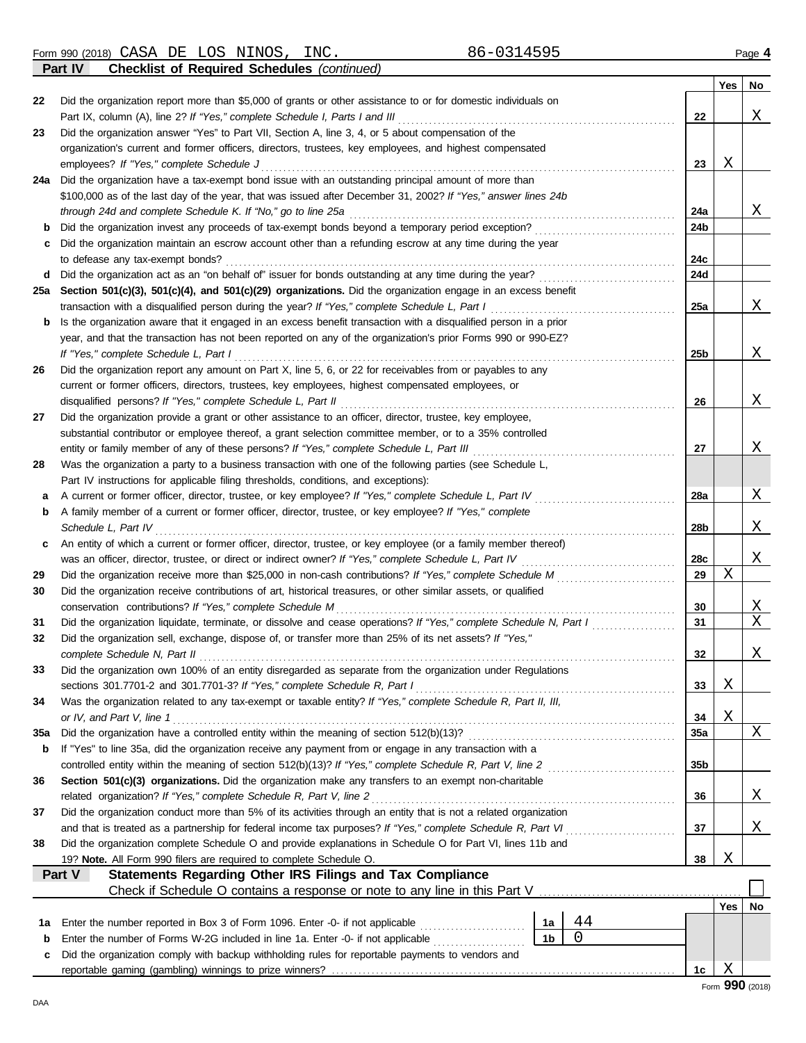Form 990 (2018) CASA DE LOS NINOS, INC. 86-0314595 Page **4**

**Part IV Checklist of Required Schedules** *(continued)*

| | | | Yes | No |
|---|---|---|---|---|
| 22 | Did the organization report more than $5,000 of grants or other assistance to or for domestic individuals on Part IX, column (A), line 2? *If "Yes," complete Schedule I, Parts I and III* | 22 | | X |
| 23 | Did the organization answer "Yes" to Part VII, Section A, line 3, 4, or 5 about compensation of the organization's current and former officers, directors, trustees, key employees, and highest compensated employees? *If "Yes," complete Schedule J* | 23 | X | |
| 24a | Did the organization have a tax-exempt bond issue with an outstanding principal amount of more than $100,000 as of the last day of the year, that was issued after December 31, 2002? *If "Yes," answer lines 24b through 24d and complete Schedule K. If "No," go to line 25a* | 24a | | X |
| b | Did the organization invest any proceeds of tax-exempt bonds beyond a temporary period exception? | 24b | | |
| c | Did the organization maintain an escrow account other than a refunding escrow at any time during the year to defease any tax-exempt bonds? | 24c | | |
| d | Did the organization act as an "on behalf of" issuer for bonds outstanding at any time during the year? | 24d | | |
| 25a | **Section 501(c)(3), 501(c)(4), and 501(c)(29) organizations.** Did the organization engage in an excess benefit transaction with a disqualified person during the year? *If "Yes," complete Schedule L, Part I* | 25a | | X |
| b | Is the organization aware that it engaged in an excess benefit transaction with a disqualified person in a prior year, and that the transaction has not been reported on any of the organization's prior Forms 990 or 990-EZ? *If "Yes," complete Schedule L, Part I* | 25b | | X |
| 26 | Did the organization report any amount on Part X, line 5, 6, or 22 for receivables from or payables to any current or former officers, directors, trustees, key employees, highest compensated employees, or disqualified persons? *If "Yes," complete Schedule L, Part II* | 26 | | X |
| 27 | Did the organization provide a grant or other assistance to an officer, director, trustee, key employee, substantial contributor or employee thereof, a grant selection committee member, or to a 35% controlled entity or family member of any of these persons? *If "Yes," complete Schedule L, Part III* | 27 | | X |
| 28 | Was the organization a party to a business transaction with one of the following parties (see Schedule L, Part IV instructions for applicable filing thresholds, conditions, and exceptions): | | | |
| a | A current or former officer, director, trustee, or key employee? *If "Yes," complete Schedule L, Part IV* | 28a | | X |
| b | A family member of a current or former officer, director, trustee, or key employee? *If "Yes," complete Schedule L, Part IV* | 28b | | X |
| c | An entity of which a current or former officer, director, trustee, or key employee (or a family member thereof) was an officer, director, trustee, or direct or indirect owner? *If "Yes," complete Schedule L, Part IV* | 28c | | X |
| 29 | Did the organization receive more than $25,000 in non-cash contributions? *If "Yes," complete Schedule M* | 29 | X | |
| 30 | Did the organization receive contributions of art, historical treasures, or other similar assets, or qualified conservation contributions? *If "Yes," complete Schedule M* | 30 | | X |
| 31 | Did the organization liquidate, terminate, or dissolve and cease operations? *If "Yes," complete Schedule N, Part I* | 31 | | X |
| 32 | Did the organization sell, exchange, dispose of, or transfer more than 25% of its net assets? *If "Yes," complete Schedule N, Part II* | 32 | | X |
| 33 | Did the organization own 100% of an entity disregarded as separate from the organization under Regulations sections 301.7701-2 and 301.7701-3? *If "Yes," complete Schedule R, Part I* | 33 | X | |
| 34 | Was the organization related to any tax-exempt or taxable entity? *If "Yes," complete Schedule R, Part II, III, or IV, and Part V, line 1* | 34 | X | |
| 35a | Did the organization have a controlled entity within the meaning of section 512(b)(13)? | 35a | | X |
| b | If "Yes" to line 35a, did the organization receive any payment from or engage in any transaction with a controlled entity within the meaning of section 512(b)(13)? *If "Yes," complete Schedule R, Part V, line 2* | 35b | | |
| 36 | **Section 501(c)(3) organizations.** Did the organization make any transfers to an exempt non-charitable related organization? *If "Yes," complete Schedule R, Part V, line 2* | 36 | | X |
| 37 | Did the organization conduct more than 5% of its activities through an entity that is not a related organization and that is treated as a partnership for federal income tax purposes? *If "Yes," complete Schedule R, Part VI* | 37 | | X |
| 38 | Did the organization complete Schedule O and provide explanations in Schedule O for Part VI, lines 11b and 19? **Note.** All Form 990 filers are required to complete Schedule O. | 38 | X | |

**Part V Statements Regarding Other IRS Filings and Tax Compliance**

Check if Schedule O contains a response or note to any line in this Part V ☐

| | | | | | Yes | No |
|---|---|---|---|---|---|---|
| 1a | Enter the number reported in Box 3 of Form 1096. Enter -0- if not applicable | 1a | 44 | | | |
| b | Enter the number of Forms W-2G included in line 1a. Enter -0- if not applicable | 1b | 0 | | | |
| c | Did the organization comply with backup withholding rules for reportable payments to vendors and reportable gaming (gambling) winnings to prize winners? | | | 1c | X | |

Form **990** (2018)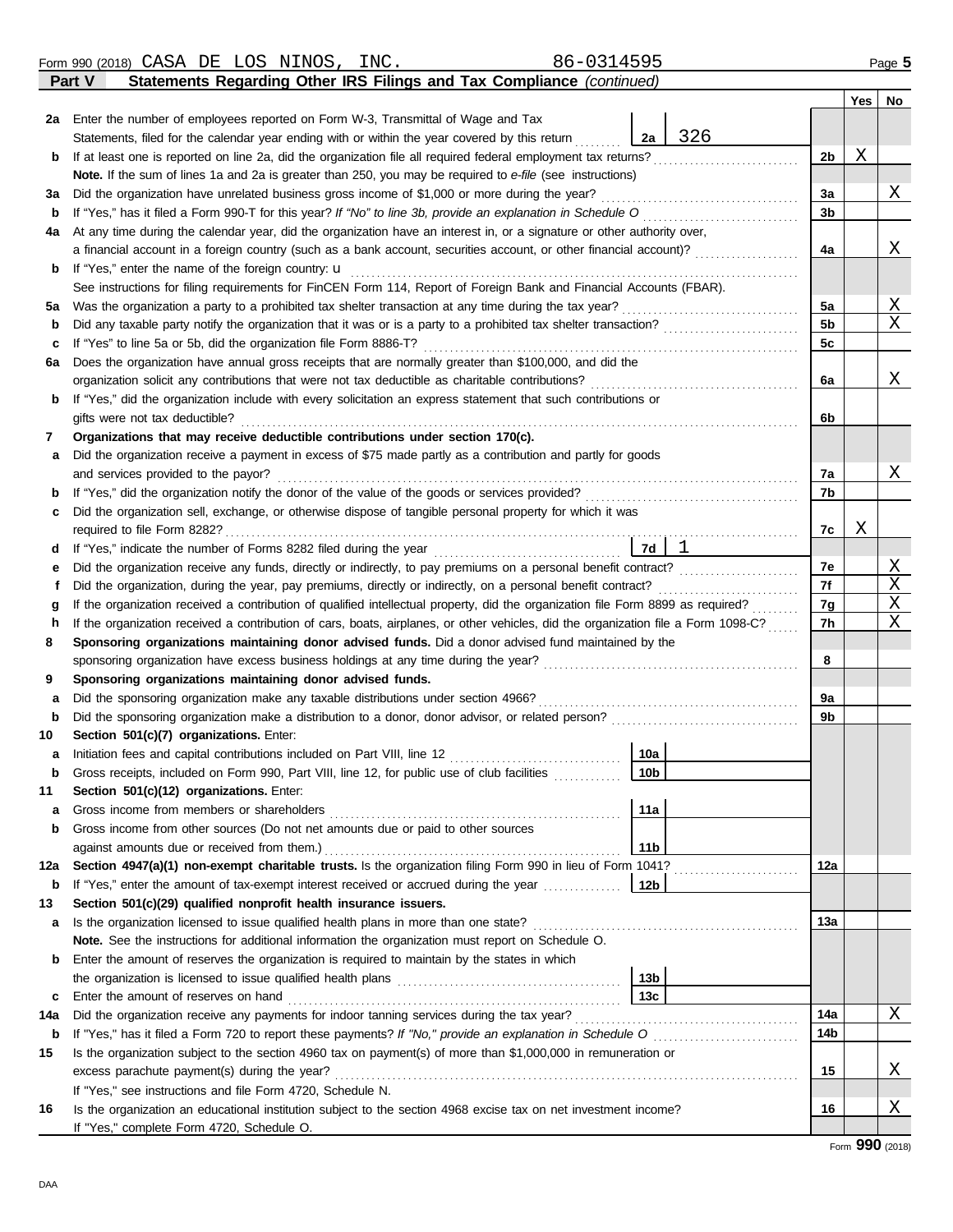Form 990 (2018) CASA DE LOS NINOS, INC. 86-0314595 Page 5

## Part V Statements Regarding Other IRS Filings and Tax Compliance *(continued)*

| | | | | | Yes | No |
|---|---|---|---|---|---|---|
| **2a** | Enter the number of employees reported on Form W-3, Transmittal of Wage and Tax Statements, filed for the calendar year ending with or within the year covered by this return | 2a | 326 | | | |
| **b** | If at least one is reported on line 2a, did the organization file all required federal employment tax returns? | | | 2b | X | |
| | **Note.** If the sum of lines 1a and 2a is greater than 250, you may be required to *e-file* (see instructions) | | | | | |
| **3a** | Did the organization have unrelated business gross income of $1,000 or more during the year? | | | 3a | | X |
| **b** | If "Yes," has it filed a Form 990-T for this year? *If "No" to line 3b, provide an explanation in Schedule O* | | | 3b | | |
| **4a** | At any time during the calendar year, did the organization have an interest in, or a signature or other authority over, a financial account in a foreign country (such as a bank account, securities account, or other financial account)? | | | 4a | | X |
| **b** | If "Yes," enter the name of the foreign country: u | | | | | |
| | See instructions for filing requirements for FinCEN Form 114, Report of Foreign Bank and Financial Accounts (FBAR). | | | | | |
| **5a** | Was the organization a party to a prohibited tax shelter transaction at any time during the tax year? | | | 5a | | X |
| **b** | Did any taxable party notify the organization that it was or is a party to a prohibited tax shelter transaction? | | | 5b | | X |
| **c** | If "Yes" to line 5a or 5b, did the organization file Form 8886-T? | | | 5c | | |
| **6a** | Does the organization have annual gross receipts that are normally greater than $100,000, and did the organization solicit any contributions that were not tax deductible as charitable contributions? | | | 6a | | X |
| **b** | If "Yes," did the organization include with every solicitation an express statement that such contributions or gifts were not tax deductible? | | | 6b | | |
| **7** | **Organizations that may receive deductible contributions under section 170(c).** | | | | | |
| **a** | Did the organization receive a payment in excess of $75 made partly as a contribution and partly for goods and services provided to the payor? | | | 7a | | X |
| **b** | If "Yes," did the organization notify the donor of the value of the goods or services provided? | | | 7b | | |
| **c** | Did the organization sell, exchange, or otherwise dispose of tangible personal property for which it was required to file Form 8282? | | | 7c | X | |
| **d** | If "Yes," indicate the number of Forms 8282 filed during the year | 7d | 1 | | | |
| **e** | Did the organization receive any funds, directly or indirectly, to pay premiums on a personal benefit contract? | | | 7e | | X |
| **f** | Did the organization, during the year, pay premiums, directly or indirectly, on a personal benefit contract? | | | 7f | | X |
| **g** | If the organization received a contribution of qualified intellectual property, did the organization file Form 8899 as required? | | | 7g | | X |
| **h** | If the organization received a contribution of cars, boats, airplanes, or other vehicles, did the organization file a Form 1098-C? | | | 7h | | X |
| **8** | **Sponsoring organizations maintaining donor advised funds.** Did a donor advised fund maintained by the sponsoring organization have excess business holdings at any time during the year? | | | 8 | | |
| **9** | **Sponsoring organizations maintaining donor advised funds.** | | | | | |
| **a** | Did the sponsoring organization make any taxable distributions under section 4966? | | | 9a | | |
| **b** | Did the sponsoring organization make a distribution to a donor, donor advisor, or related person? | | | 9b | | |
| **10** | **Section 501(c)(7) organizations.** Enter: | | | | | |
| **a** | Initiation fees and capital contributions included on Part VIII, line 12 | 10a | | | | |
| **b** | Gross receipts, included on Form 990, Part VIII, line 12, for public use of club facilities | 10b | | | | |
| **11** | **Section 501(c)(12) organizations.** Enter: | | | | | |
| **a** | Gross income from members or shareholders | 11a | | | | |
| **b** | Gross income from other sources (Do not net amounts due or paid to other sources against amounts due or received from them.) | 11b | | | | |
| **12a** | **Section 4947(a)(1) non-exempt charitable trusts.** Is the organization filing Form 990 in lieu of Form 1041? | | | 12a | | |
| **b** | If "Yes," enter the amount of tax-exempt interest received or accrued during the year | 12b | | | | |
| **13** | **Section 501(c)(29) qualified nonprofit health insurance issuers.** | | | | | |
| **a** | Is the organization licensed to issue qualified health plans in more than one state? | | | 13a | | |
| | **Note.** See the instructions for additional information the organization must report on Schedule O. | | | | | |
| **b** | Enter the amount of reserves the organization is required to maintain by the states in which the organization is licensed to issue qualified health plans | 13b | | | | |
| **c** | Enter the amount of reserves on hand | 13c | | | | |
| **14a** | Did the organization receive any payments for indoor tanning services during the tax year? | | | 14a | | X |
| **b** | If "Yes," has it filed a Form 720 to report these payments? *If "No," provide an explanation in Schedule O* | | | 14b | | |
| **15** | Is the organization subject to the section 4960 tax on payment(s) of more than $1,000,000 in remuneration or excess parachute payment(s) during the year? | | | 15 | | X |
| | If "Yes," see instructions and file Form 4720, Schedule N. | | | | | |
| **16** | Is the organization an educational institution subject to the section 4968 excise tax on net investment income? | | | 16 | | X |
| | If "Yes," complete Form 4720, Schedule O. | | | | | |

Form **990** (2018)

DAA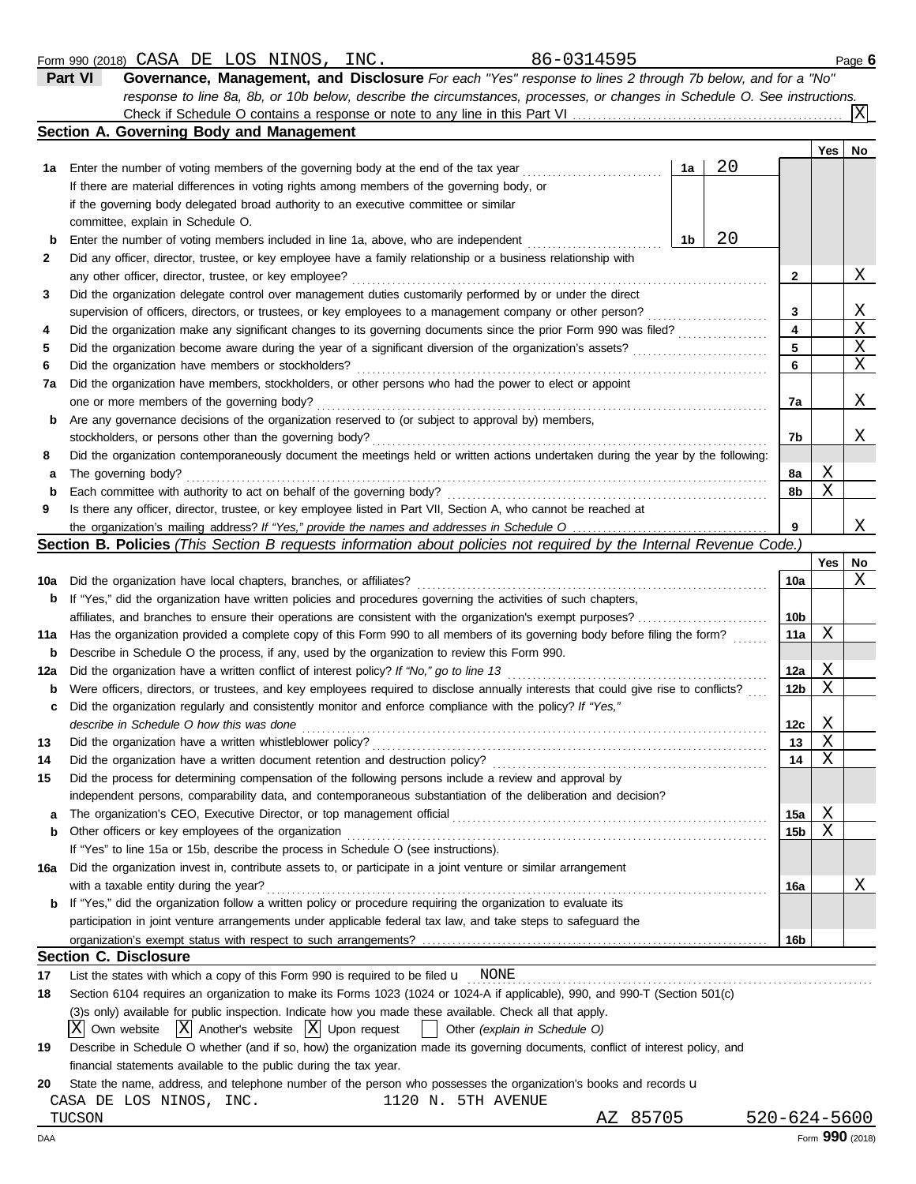Form 990 (2018) CASA DE LOS NINOS, INC. 86-0314595 Page **6**

## Part VI Governance, Management, and Disclosure

*For each "Yes" response to lines 2 through 7b below, and for a "No" response to line 8a, 8b, or 10b below, describe the circumstances, processes, or changes in Schedule O. See instructions.*

Check if Schedule O contains a response or note to any line in this Part VI . . . . . [X]

### Section A. Governing Body and Management

| | | | | Yes | No |
|---|---|---|---|---|---|
| **1a** | Enter the number of voting members of the governing body at the end of the tax year. If there are material differences in voting rights among members of the governing body, or if the governing body delegated broad authority to an executive committee or similar committee, explain in Schedule O. | **1a** 20 | | | |
| **b** | Enter the number of voting members included in line 1a, above, who are independent | **1b** 20 | | | |
| **2** | Did any officer, director, trustee, or key employee have a family relationship or a business relationship with any other officer, director, trustee, or key employee? | | **2** | | X |
| **3** | Did the organization delegate control over management duties customarily performed by or under the direct supervision of officers, directors, or trustees, or key employees to a management company or other person? | | **3** | | X |
| **4** | Did the organization make any significant changes to its governing documents since the prior Form 990 was filed? | | **4** | | X |
| **5** | Did the organization become aware during the year of a significant diversion of the organization's assets? | | **5** | | X |
| **6** | Did the organization have members or stockholders? | | **6** | | X |
| **7a** | Did the organization have members, stockholders, or other persons who had the power to elect or appoint one or more members of the governing body? | | **7a** | | X |
| **b** | Are any governance decisions of the organization reserved to (or subject to approval by) members, stockholders, or persons other than the governing body? | | **7b** | | X |
| **8** | Did the organization contemporaneously document the meetings held or written actions undertaken during the year by the following: | | | | |
| **a** | The governing body? | | **8a** | X | |
| **b** | Each committee with authority to act on behalf of the governing body? | | **8b** | X | |
| **9** | Is there any officer, director, trustee, or key employee listed in Part VII, Section A, who cannot be reached at the organization's mailing address? *If "Yes," provide the names and addresses in Schedule O* | | **9** | | X |

### Section B. Policies *(This Section B requests information about policies not required by the Internal Revenue Code.)*

| | | | Yes | No |
|---|---|---|---|---|
| **10a** | Did the organization have local chapters, branches, or affiliates? | **10a** | | X |
| **b** | If "Yes," did the organization have written policies and procedures governing the activities of such chapters, affiliates, and branches to ensure their operations are consistent with the organization's exempt purposes? | **10b** | | |
| **11a** | Has the organization provided a complete copy of this Form 990 to all members of its governing body before filing the form? | **11a** | X | |
| **b** | Describe in Schedule O the process, if any, used by the organization to review this Form 990. | | | |
| **12a** | Did the organization have a written conflict of interest policy? *If "No," go to line 13* | **12a** | X | |
| **b** | Were officers, directors, or trustees, and key employees required to disclose annually interests that could give rise to conflicts? | **12b** | X | |
| **c** | Did the organization regularly and consistently monitor and enforce compliance with the policy? *If "Yes," describe in Schedule O how this was done* | **12c** | X | |
| **13** | Did the organization have a written whistleblower policy? | **13** | X | |
| **14** | Did the organization have a written document retention and destruction policy? | **14** | X | |
| **15** | Did the process for determining compensation of the following persons include a review and approval by independent persons, comparability data, and contemporaneous substantiation of the deliberation and decision? | | | |
| **a** | The organization's CEO, Executive Director, or top management official | **15a** | X | |
| **b** | Other officers or key employees of the organization | **15b** | X | |
| | If "Yes" to line 15a or 15b, describe the process in Schedule O (see instructions). | | | |
| **16a** | Did the organization invest in, contribute assets to, or participate in a joint venture or similar arrangement with a taxable entity during the year? | **16a** | | X |
| **b** | If "Yes," did the organization follow a written policy or procedure requiring the organization to evaluate its participation in joint venture arrangements under applicable federal tax law, and take steps to safeguard the organization's exempt status with respect to such arrangements? | **16b** | | |

### Section C. Disclosure

**17** List the states with which a copy of this Form 990 is required to be filed u NONE

**18** Section 6104 requires an organization to make its Forms 1023 (1024 or 1024-A if applicable), 990, and 990-T (Section 501(c)(3)s only) available for public inspection. Indicate how you made these available. Check all that apply.

[X] Own website [X] Another's website [X] Upon request [ ] Other *(explain in Schedule O)*

**19** Describe in Schedule O whether (and if so, how) the organization made its governing documents, conflict of interest policy, and financial statements available to the public during the tax year.

**20** State the name, address, and telephone number of the person who possesses the organization's books and records u

CASA DE LOS NINOS, INC. 1120 N. 5TH AVENUE
TUCSON AZ 85705 520-624-5600

DAA Form **990** (2018)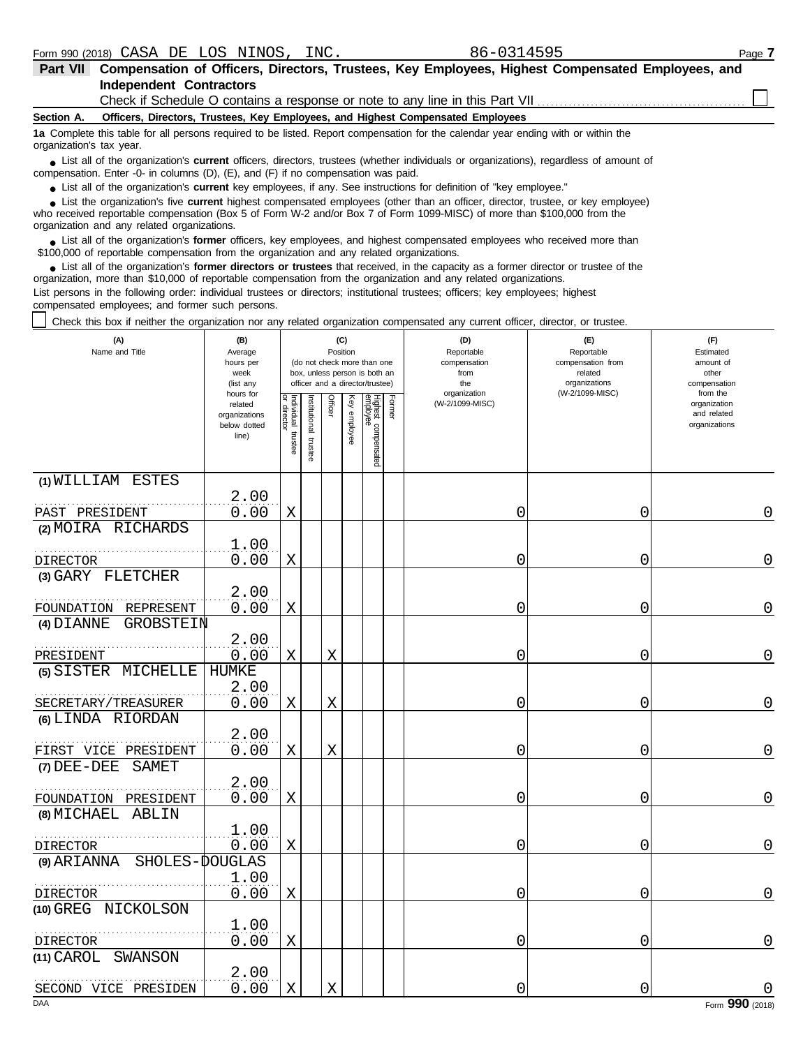Form 990 (2018) CASA DE LOS NINOS, INC. 86-0314595

**Part VII Compensation of Officers, Directors, Trustees, Key Employees, Highest Compensated Employees, and Independent Contractors**

Check if Schedule O contains a response or note to any line in this Part VII ☐

**Section A. Officers, Directors, Trustees, Key Employees, and Highest Compensated Employees**

**1a** Complete this table for all persons required to be listed. Report compensation for the calendar year ending with or within the organization's tax year.

- List all of the organization's **current** officers, directors, trustees (whether individuals or organizations), regardless of amount of compensation. Enter -0- in columns (D), (E), and (F) if no compensation was paid.
- List all of the organization's **current** key employees, if any. See instructions for definition of "key employee."
- List the organization's five **current** highest compensated employees (other than an officer, director, trustee, or key employee) who received reportable compensation (Box 5 of Form W-2 and/or Box 7 of Form 1099-MISC) of more than $100,000 from the organization and any related organizations.
- List all of the organization's **former** officers, key employees, and highest compensated employees who received more than $100,000 of reportable compensation from the organization and any related organizations.
- List all of the organization's **former directors or trustees** that received, in the capacity as a former director or trustee of the organization, more than $10,000 of reportable compensation from the organization and any related organizations.

List persons in the following order: individual trustees or directors; institutional trustees; officers; key employees; highest compensated employees; and former such persons.

☐ Check this box if neither the organization nor any related organization compensated any current officer, director, or trustee.

| (A) Name and Title | (B) Average hours per week (list any hours for related organizations below dotted line) | (C) Position: Individual trustee or director | Institutional trustee | Officer | Key employee | Highest compensated employee | Former | (D) Reportable compensation from the organization (W-2/1099-MISC) | (E) Reportable compensation from related organizations (W-2/1099-MISC) | (F) Estimated amount of other compensation from the organization and related organizations |
|---|---|---|---|---|---|---|---|---|---|---|
| (1) WILLIAM ESTES<br>PAST PRESIDENT | 2.00<br>0.00 | X | | | | | | 0 | 0 | 0 |
| (2) MOIRA RICHARDS<br>DIRECTOR | 1.00<br>0.00 | X | | | | | | 0 | 0 | 0 |
| (3) GARY FLETCHER<br>FOUNDATION REPRESENT | 2.00<br>0.00 | X | | | | | | 0 | 0 | 0 |
| (4) DIANNE GROBSTEIN<br>PRESIDENT | 2.00<br>0.00 | X | | X | | | | 0 | 0 | 0 |
| (5) SISTER MICHELLE HUMKE<br>SECRETARY/TREASURER | 2.00<br>0.00 | X | | X | | | | 0 | 0 | 0 |
| (6) LINDA RIORDAN<br>FIRST VICE PRESIDENT | 2.00<br>0.00 | X | | X | | | | 0 | 0 | 0 |
| (7) DEE-DEE SAMET<br>FOUNDATION PRESIDENT | 2.00<br>0.00 | X | | | | | | 0 | 0 | 0 |
| (8) MICHAEL ABLIN<br>DIRECTOR | 1.00<br>0.00 | X | | | | | | 0 | 0 | 0 |
| (9) ARIANNA SHOLES-DOUGLAS<br>DIRECTOR | 1.00<br>0.00 | X | | | | | | 0 | 0 | 0 |
| (10) GREG NICKOLSON<br>DIRECTOR | 1.00<br>0.00 | X | | | | | | 0 | 0 | 0 |
| (11) CAROL SWANSON<br>SECOND VICE PRESIDEN | 2.00<br>0.00 | X | | X | | | | 0 | 0 | 0 |

DAA Form **990** (2018)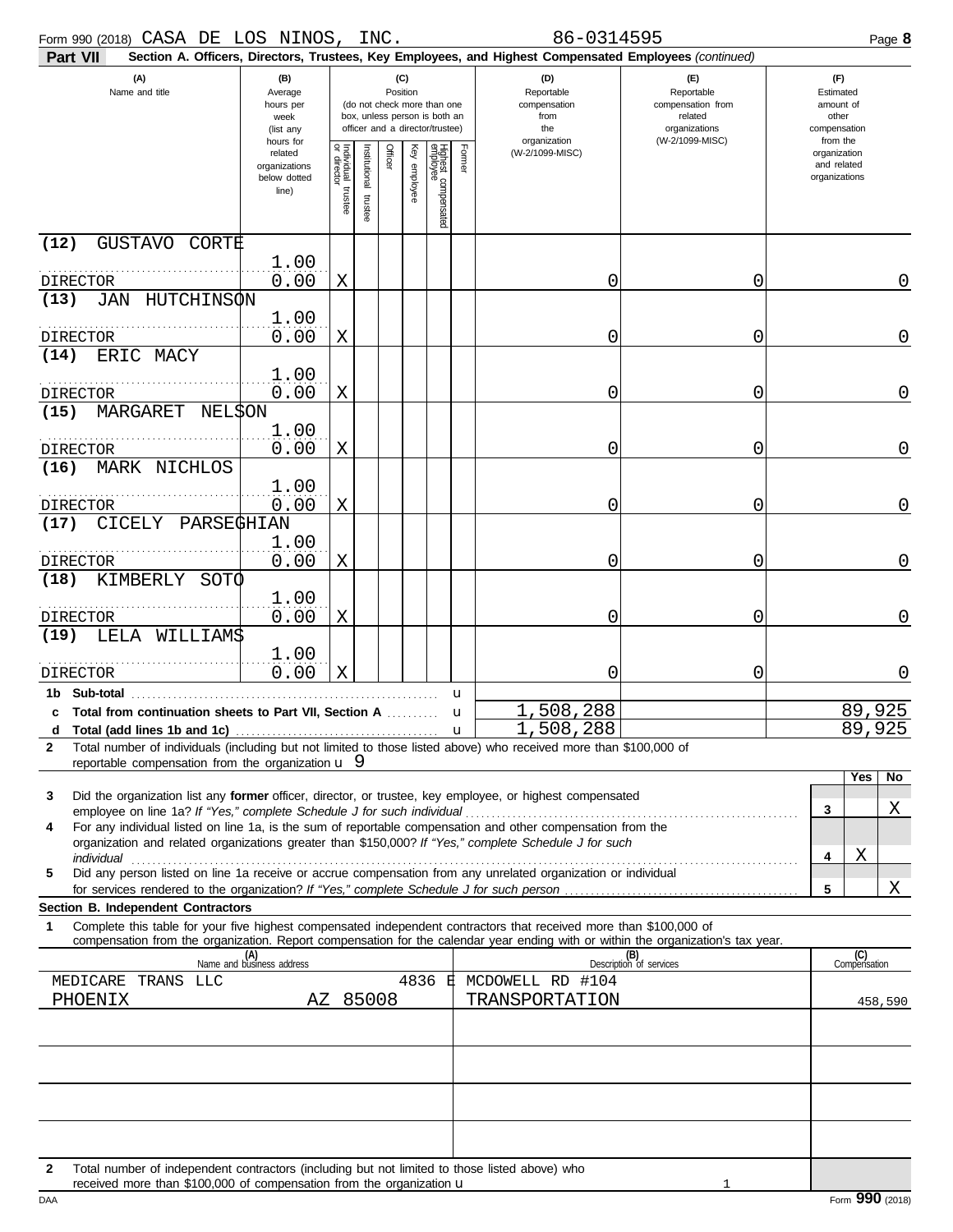Form 990 (2018) CASA DE LOS NINOS, INC. 86-0314595 Page **8**

**Part VII** **Section A. Officers, Directors, Trustees, Key Employees, and Highest Compensated Employees** *(continued)*

| (A) Name and title | (B) Average hours per week (list any hours for related organizations below dotted line) | (C) Position: Individual trustee or director | Institutional trustee | Officer | Key employee | Highest compensated employee | Former | (D) Reportable compensation from the organization (W-2/1099-MISC) | (E) Reportable compensation from related organizations (W-2/1099-MISC) | (F) Estimated amount of other compensation from the organization and related organizations |
|---|---|---|---|---|---|---|---|---|---|---|
| (12) GUSTAVO CORTE DIRECTOR | 1.00 / 0.00 | X | | | | | | 0 | 0 | 0 |
| (13) JAN HUTCHINSON DIRECTOR | 1.00 / 0.00 | X | | | | | | 0 | 0 | 0 |
| (14) ERIC MACY DIRECTOR | 1.00 / 0.00 | X | | | | | | 0 | 0 | 0 |
| (15) MARGARET NELSON DIRECTOR | 1.00 / 0.00 | X | | | | | | 0 | 0 | 0 |
| (16) MARK NICHLOS DIRECTOR | 1.00 / 0.00 | X | | | | | | 0 | 0 | 0 |
| (17) CICELY PARSEGHIAN DIRECTOR | 1.00 / 0.00 | X | | | | | | 0 | 0 | 0 |
| (18) KIMBERLY SOTO DIRECTOR | 1.00 / 0.00 | X | | | | | | 0 | 0 | 0 |
| (19) LELA WILLIAMS DIRECTOR | 1.00 / 0.00 | X | | | | | | 0 | 0 | 0 |
| **1b Sub-total** | | | | | | | | | | |
| **c Total from continuation sheets to Part VII, Section A** | | | | | | | | 1,508,288 | | 89,925 |
| **d Total (add lines 1b and 1c)** | | | | | | | | 1,508,288 | | 89,925 |

**2** Total number of individuals (including but not limited to those listed above) who received more than $100,000 of reportable compensation from the organization u 9

| | | Yes | No |
|---|---|---|---|
| **3** Did the organization list any **former** officer, director, or trustee, key employee, or highest compensated employee on line 1a? *If "Yes," complete Schedule J for such individual* | 3 | | X |
| **4** For any individual listed on line 1a, is the sum of reportable compensation and other compensation from the organization and related organizations greater than $150,000? *If "Yes," complete Schedule J for such individual* | 4 | X | |
| **5** Did any person listed on line 1a receive or accrue compensation from any unrelated organization or individual for services rendered to the organization? *If "Yes," complete Schedule J for such person* | 5 | | X |

**Section B. Independent Contractors**

**1** Complete this table for your five highest compensated independent contractors that received more than $100,000 of compensation from the organization. Report compensation for the calendar year ending with or within the organization's tax year.

| (A) Name and business address | (B) Description of services | (C) Compensation |
|---|---|---|
| MEDICARE TRANS LLC 4836 E MCDOWELL RD #104 PHOENIX AZ 85008 | TRANSPORTATION | 458,590 |
| | | |
| | | |
| | | |
| | | |

**2** Total number of independent contractors (including but not limited to those listed above) who received more than $100,000 of compensation from the organization u 1

DAA Form **990** (2018)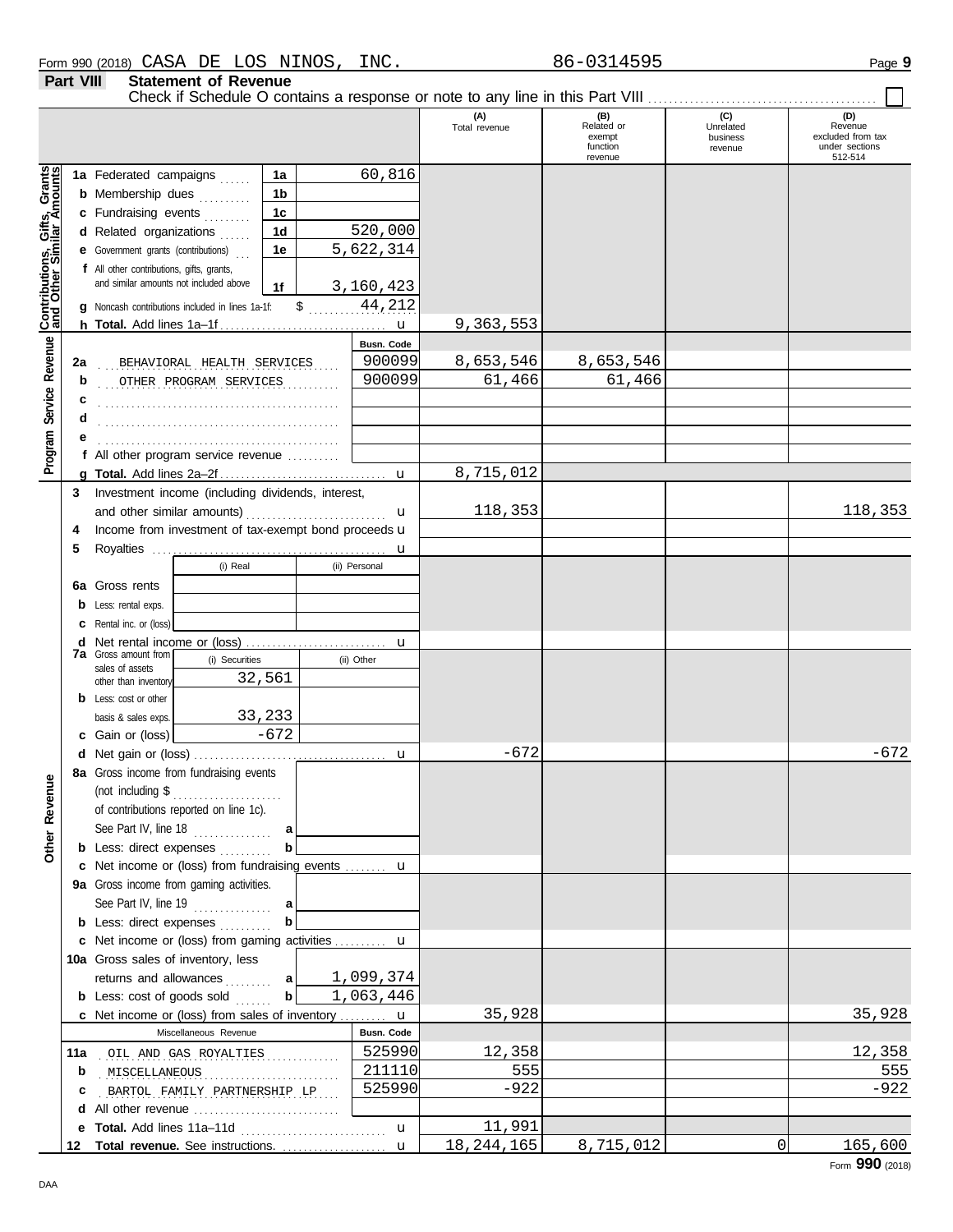Form 990 (2018) CASA DE LOS NINOS, INC. 86-0314595 Page 9

**Part VIII Statement of Revenue**

Check if Schedule O contains a response or note to any line in this Part VIII ☐

| | | | (A) Total revenue | (B) Related or exempt function revenue | (C) Unrelated business revenue | (D) Revenue excluded from tax under sections 512-514 |
|---|---|---|---|---|---|---|
| **Contributions, Gifts, Grants and Other Similar Amounts** | | | | | | |
| 1a Federated campaigns | 1a | 60,816 | | | | |
| b Membership dues | 1b | | | | | |
| c Fundraising events | 1c | | | | | |
| d Related organizations | 1d | 520,000 | | | | |
| e Government grants (contributions) | 1e | 5,622,314 | | | | |
| f All other contributions, gifts, grants, and similar amounts not included above | 1f | 3,160,423 | | | | |
| g Noncash contributions included in lines 1a-1f: | $ | 44,212 | | | | |
| h **Total.** Add lines 1a–1f | | | 9,363,553 | | | |
| **Program Service Revenue** | | Busn. Code | | | | |
| 2a BEHAVIORAL HEALTH SERVICES | | 900099 | 8,653,546 | 8,653,546 | | |
| b OTHER PROGRAM SERVICES | | 900099 | 61,466 | 61,466 | | |
| c | | | | | | |
| d | | | | | | |
| e | | | | | | |
| f All other program service revenue | | | | | | |
| g **Total.** Add lines 2a–2f | | | 8,715,012 | | | |
| 3 Investment income (including dividends, interest, and other similar amounts) | | | 118,353 | | | 118,353 |
| 4 Income from investment of tax-exempt bond proceeds | | | | | | |
| 5 Royalties | | | | | | |
| | (i) Real | (ii) Personal | | | | |
| 6a Gross rents | | | | | | |
| b Less: rental exps. | | | | | | |
| c Rental inc. or (loss) | | | | | | |
| d Net rental income or (loss) | | | | | | |
| 7a Gross amount from sales of assets other than inventory | (i) Securities 32,561 | (ii) Other | | | | |
| b Less: cost or other basis & sales exps. | 33,233 | | | | | |
| c Gain or (loss) | -672 | | | | | |
| d Net gain or (loss) | | | -672 | | | -672 |
| **Other Revenue** | | | | | | |
| 8a Gross income from fundraising events (not including $ of contributions reported on line 1c). See Part IV, line 18 | a | | | | | |
| b Less: direct expenses | b | | | | | |
| c Net income or (loss) from fundraising events | | | | | | |
| 9a Gross income from gaming activities. See Part IV, line 19 | a | | | | | |
| b Less: direct expenses | b | | | | | |
| c Net income or (loss) from gaming activities | | | | | | |
| 10a Gross sales of inventory, less returns and allowances | a | 1,099,374 | | | | |
| b Less: cost of goods sold | b | 1,063,446 | | | | |
| c Net income or (loss) from sales of inventory | | | 35,928 | | | 35,928 |
| Miscellaneous Revenue | | Busn. Code | | | | |
| 11a OIL AND GAS ROYALTIES | | 525990 | 12,358 | | | 12,358 |
| b MISCELLANEOUS | | 211110 | 555 | | | 555 |
| c BARTOL FAMILY PARTNERSHIP LP | | 525990 | -922 | | | -922 |
| d All other revenue | | | | | | |
| e **Total.** Add lines 11a–11d | | | 11,991 | | | |
| 12 **Total revenue.** See instructions. | | | 18,244,165 | 8,715,012 | 0 | 165,600 |

Form **990** (2018)

DAA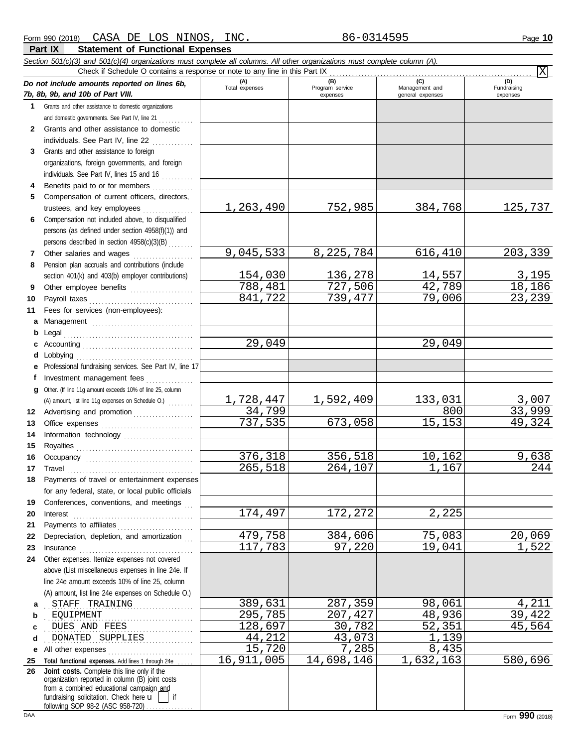Form 990 (2018) CASA DE LOS NINOS, INC. 86-0314595 Page 10

## Part IX Statement of Functional Expenses

*Section 501(c)(3) and 501(c)(4) organizations must complete all columns. All other organizations must complete column (A).*

Check if Schedule O contains a response or note to any line in this Part IX . . . . . . . . . . . . [X]

| *Do not include amounts reported on lines 6b, 7b, 8b, 9b, and 10b of Part VIII.* | (A) Total expenses | (B) Program service expenses | (C) Management and general expenses | (D) Fundraising expenses |
|---|---|---|---|---|
| **1** Grants and other assistance to domestic organizations and domestic governments. See Part IV, line 21 | | | | |
| **2** Grants and other assistance to domestic individuals. See Part IV, line 22 | | | | |
| **3** Grants and other assistance to foreign organizations, foreign governments, and foreign individuals. See Part IV, lines 15 and 16 | | | | |
| **4** Benefits paid to or for members | | | | |
| **5** Compensation of current officers, directors, trustees, and key employees | 1,263,490 | 752,985 | 384,768 | 125,737 |
| **6** Compensation not included above, to disqualified persons (as defined under section 4958(f)(1)) and persons described in section 4958(c)(3)(B) | | | | |
| **7** Other salaries and wages | 9,045,533 | 8,225,784 | 616,410 | 203,339 |
| **8** Pension plan accruals and contributions (include section 401(k) and 403(b) employer contributions) | 154,030 | 136,278 | 14,557 | 3,195 |
| **9** Other employee benefits | 788,481 | 727,506 | 42,789 | 18,186 |
| **10** Payroll taxes | 841,722 | 739,477 | 79,006 | 23,239 |
| **11** Fees for services (non-employees): | | | | |
| **a** Management | | | | |
| **b** Legal | | | | |
| **c** Accounting | 29,049 | | 29,049 | |
| **d** Lobbying | | | | |
| **e** Professional fundraising services. See Part IV, line 17 | | | | |
| **f** Investment management fees | | | | |
| **g** Other. (If line 11g amount exceeds 10% of line 25, column (A) amount, list line 11g expenses on Schedule O.) | 1,728,447 | 1,592,409 | 133,031 | 3,007 |
| **12** Advertising and promotion | 34,799 | | 800 | 33,999 |
| **13** Office expenses | 737,535 | 673,058 | 15,153 | 49,324 |
| **14** Information technology | | | | |
| **15** Royalties | | | | |
| **16** Occupancy | 376,318 | 356,518 | 10,162 | 9,638 |
| **17** Travel | 265,518 | 264,107 | 1,167 | 244 |
| **18** Payments of travel or entertainment expenses for any federal, state, or local public officials | | | | |
| **19** Conferences, conventions, and meetings | | | | |
| **20** Interest | 174,497 | 172,272 | 2,225 | |
| **21** Payments to affiliates | | | | |
| **22** Depreciation, depletion, and amortization | 479,758 | 384,606 | 75,083 | 20,069 |
| **23** Insurance | 117,783 | 97,220 | 19,041 | 1,522 |
| **24** Other expenses. Itemize expenses not covered above (List miscellaneous expenses in line 24e. If line 24e amount exceeds 10% of line 25, column (A) amount, list line 24e expenses on Schedule O.) | | | | |
| **a** STAFF TRAINING | 389,631 | 287,359 | 98,061 | 4,211 |
| **b** EQUIPMENT | 295,785 | 207,427 | 48,936 | 39,422 |
| **c** DUES AND FEES | 128,697 | 30,782 | 52,351 | 45,564 |
| **d** DONATED SUPPLIES | 44,212 | 43,073 | 1,139 | |
| **e** All other expenses | 15,720 | 7,285 | 8,435 | |
| **25 Total functional expenses.** Add lines 1 through 24e | 16,911,005 | 14,698,146 | 1,632,163 | 580,696 |
| **26 Joint costs.** Complete this line only if the organization reported in column (B) joint costs from a combined educational campaign and fundraising solicitation. Check here [ ] if following SOP 98-2 (ASC 958-720) | | | | |

DAA Form **990** (2018)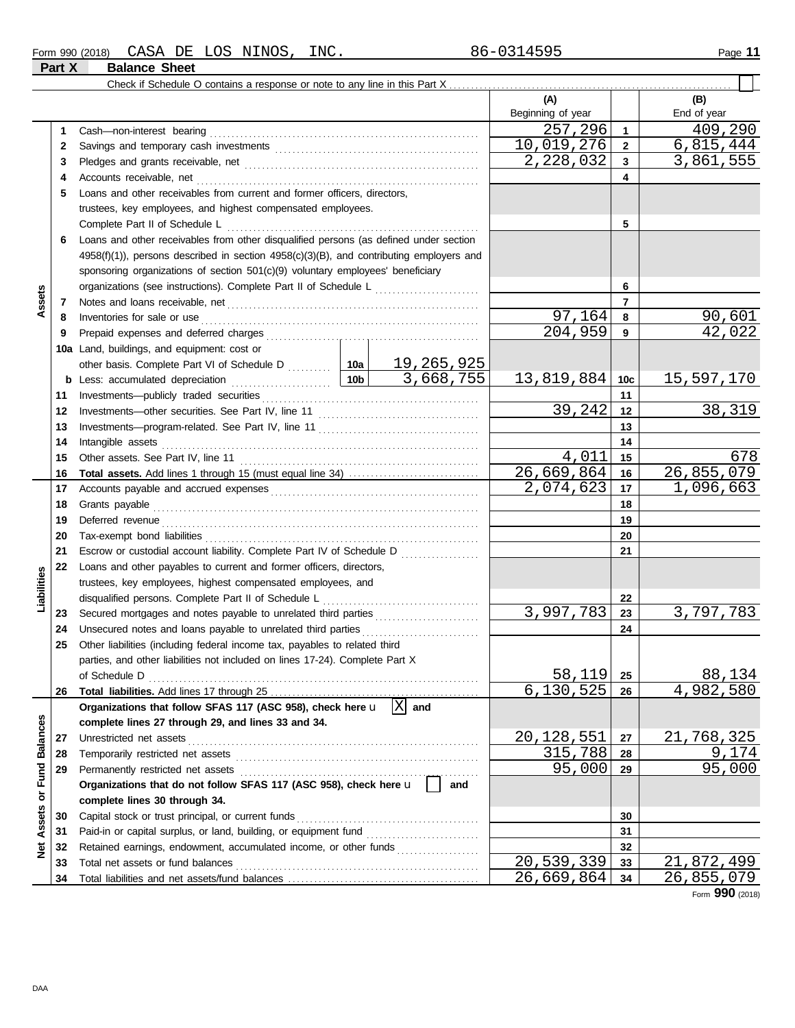Form 990 (2018) CASA DE LOS NINOS, INC. 86-0314595

## Part X Balance Sheet

Check if Schedule O contains a response or note to any line in this Part X

| | | | (A) Beginning of year | | (B) End of year |
|---|---|---|---|---|---|
| **Assets** | 1 | Cash—non-interest bearing | 257,296 | 1 | 409,290 |
| | 2 | Savings and temporary cash investments | 10,019,276 | 2 | 6,815,444 |
| | 3 | Pledges and grants receivable, net | 2,228,032 | 3 | 3,861,555 |
| | 4 | Accounts receivable, net | | 4 | |
| | 5 | Loans and other receivables from current and former officers, directors, trustees, key employees, and highest compensated employees. Complete Part II of Schedule L | | 5 | |
| | 6 | Loans and other receivables from other disqualified persons (as defined under section 4958(f)(1)), persons described in section 4958(c)(3)(B), and contributing employers and sponsoring organizations of section 501(c)(9) voluntary employees' beneficiary organizations (see instructions). Complete Part II of Schedule L | | 6 | |
| | 7 | Notes and loans receivable, net | | 7 | |
| | 8 | Inventories for sale or use | 97,164 | 8 | 90,601 |
| | 9 | Prepaid expenses and deferred charges | 204,959 | 9 | 42,022 |
| | 10a | Land, buildings, and equipment: cost or other basis. Complete Part VI of Schedule D — 10a: 19,265,925 | | | |
| | b | Less: accumulated depreciation — 10b: 3,668,755 | 13,819,884 | 10c | 15,597,170 |
| | 11 | Investments—publicly traded securities | | 11 | |
| | 12 | Investments—other securities. See Part IV, line 11 | 39,242 | 12 | 38,319 |
| | 13 | Investments—program-related. See Part IV, line 11 | | 13 | |
| | 14 | Intangible assets | | 14 | |
| | 15 | Other assets. See Part IV, line 11 | 4,011 | 15 | 678 |
| | 16 | **Total assets.** Add lines 1 through 15 (must equal line 34) | 26,669,864 | 16 | 26,855,079 |
| **Liabilities** | 17 | Accounts payable and accrued expenses | 2,074,623 | 17 | 1,096,663 |
| | 18 | Grants payable | | 18 | |
| | 19 | Deferred revenue | | 19 | |
| | 20 | Tax-exempt bond liabilities | | 20 | |
| | 21 | Escrow or custodial account liability. Complete Part IV of Schedule D | | 21 | |
| | 22 | Loans and other payables to current and former officers, directors, trustees, key employees, highest compensated employees, and disqualified persons. Complete Part II of Schedule L | | 22 | |
| | 23 | Secured mortgages and notes payable to unrelated third parties | 3,997,783 | 23 | 3,797,783 |
| | 24 | Unsecured notes and loans payable to unrelated third parties | | 24 | |
| | 25 | Other liabilities (including federal income tax, payables to related third parties, and other liabilities not included on lines 17-24). Complete Part X of Schedule D | 58,119 | 25 | 88,134 |
| | 26 | **Total liabilities.** Add lines 17 through 25 | 6,130,525 | 26 | 4,982,580 |
| **Net Assets or Fund Balances** | | **Organizations that follow SFAS 117 (ASC 958), check here** [X] **and complete lines 27 through 29, and lines 33 and 34.** | | | |
| | 27 | Unrestricted net assets | 20,128,551 | 27 | 21,768,325 |
| | 28 | Temporarily restricted net assets | 315,788 | 28 | 9,174 |
| | 29 | Permanently restricted net assets | 95,000 | 29 | 95,000 |
| | | **Organizations that do not follow SFAS 117 (ASC 958), check here** [ ] **and complete lines 30 through 34.** | | | |
| | 30 | Capital stock or trust principal, or current funds | | 30 | |
| | 31 | Paid-in or capital surplus, or land, building, or equipment fund | | 31 | |
| | 32 | Retained earnings, endowment, accumulated income, or other funds | | 32 | |
| | 33 | Total net assets or fund balances | 20,539,339 | 33 | 21,872,499 |
| | 34 | Total liabilities and net assets/fund balances | 26,669,864 | 34 | 26,855,079 |

Form **990** (2018)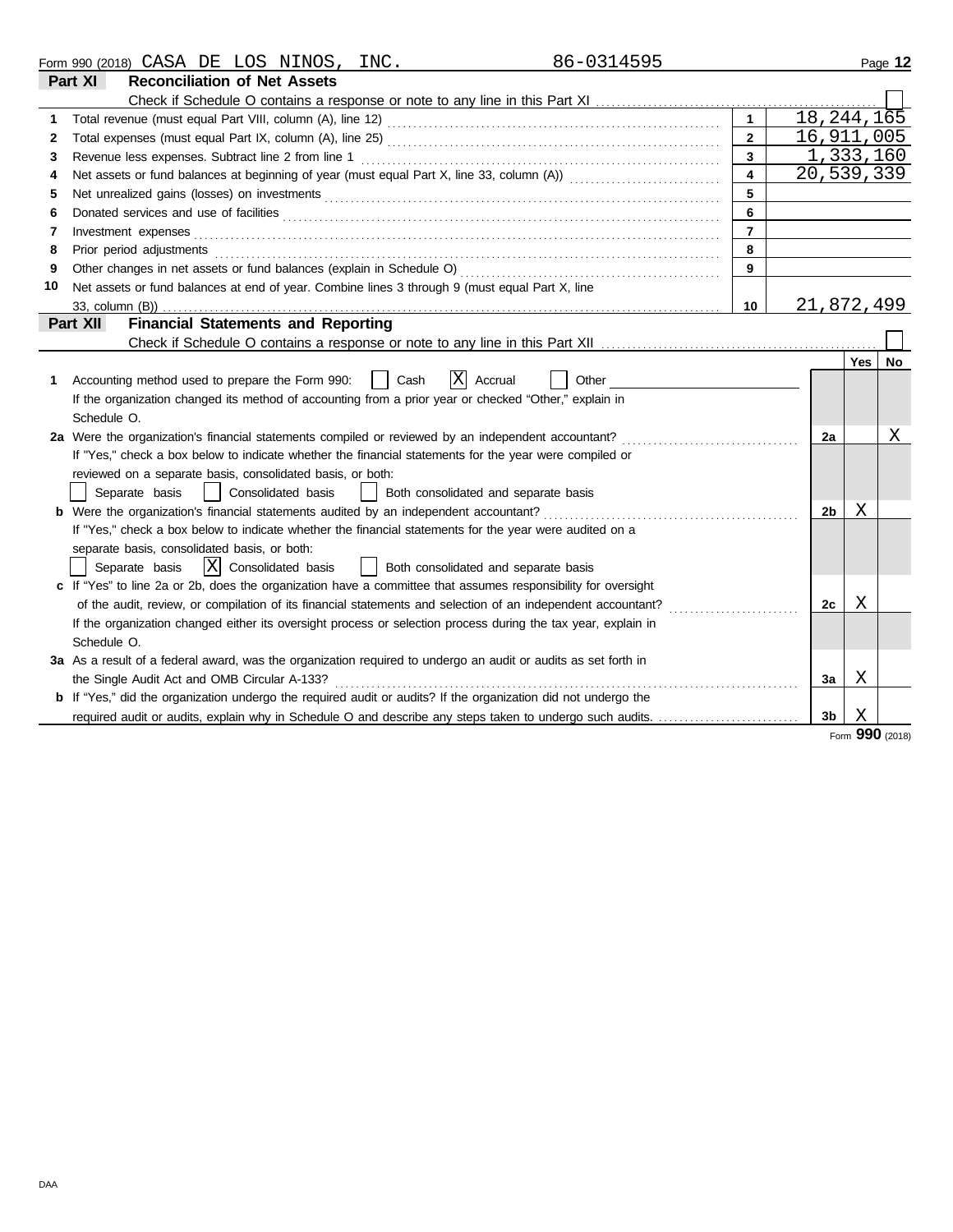Form 990 (2018) CASA DE LOS NINOS, INC. 86-0314595 Page 12

## Part XI Reconciliation of Net Assets

Check if Schedule O contains a response or note to any line in this Part XI ☐

| | | | |
|---|---|---|---|
| 1 | Total revenue (must equal Part VIII, column (A), line 12) | 1 | 18,244,165 |
| 2 | Total expenses (must equal Part IX, column (A), line 25) | 2 | 16,911,005 |
| 3 | Revenue less expenses. Subtract line 2 from line 1 | 3 | 1,333,160 |
| 4 | Net assets or fund balances at beginning of year (must equal Part X, line 33, column (A)) | 4 | 20,539,339 |
| 5 | Net unrealized gains (losses) on investments | 5 | |
| 6 | Donated services and use of facilities | 6 | |
| 7 | Investment expenses | 7 | |
| 8 | Prior period adjustments | 8 | |
| 9 | Other changes in net assets or fund balances (explain in Schedule O) | 9 | |
| 10 | Net assets or fund balances at end of year. Combine lines 3 through 9 (must equal Part X, line 33, column (B)) | 10 | 21,872,499 |

## Part XII Financial Statements and Reporting

Check if Schedule O contains a response or note to any line in this Part XII ☐

| | | | Yes | No |
|---|---|---|---|---|
| 1 | Accounting method used to prepare the Form 990: ☐ Cash ☒ Accrual ☐ Other<br>If the organization changed its method of accounting from a prior year or checked "Other," explain in Schedule O. | | | |
| 2a | Were the organization's financial statements compiled or reviewed by an independent accountant? | 2a | | X |
| | If "Yes," check a box below to indicate whether the financial statements for the year were compiled or reviewed on a separate basis, consolidated basis, or both:<br>☐ Separate basis ☐ Consolidated basis ☐ Both consolidated and separate basis | | | |
| b | Were the organization's financial statements audited by an independent accountant? | 2b | X | |
| | If "Yes," check a box below to indicate whether the financial statements for the year were audited on a separate basis, consolidated basis, or both:<br>☐ Separate basis ☒ Consolidated basis ☐ Both consolidated and separate basis | | | |
| c | If "Yes" to line 2a or 2b, does the organization have a committee that assumes responsibility for oversight of the audit, review, or compilation of its financial statements and selection of an independent accountant? | 2c | X | |
| | If the organization changed either its oversight process or selection process during the tax year, explain in Schedule O. | | | |
| 3a | As a result of a federal award, was the organization required to undergo an audit or audits as set forth in the Single Audit Act and OMB Circular A-133? | 3a | X | |
| b | If "Yes," did the organization undergo the required audit or audits? If the organization did not undergo the required audit or audits, explain why in Schedule O and describe any steps taken to undergo such audits. | 3b | X | |

Form **990** (2018)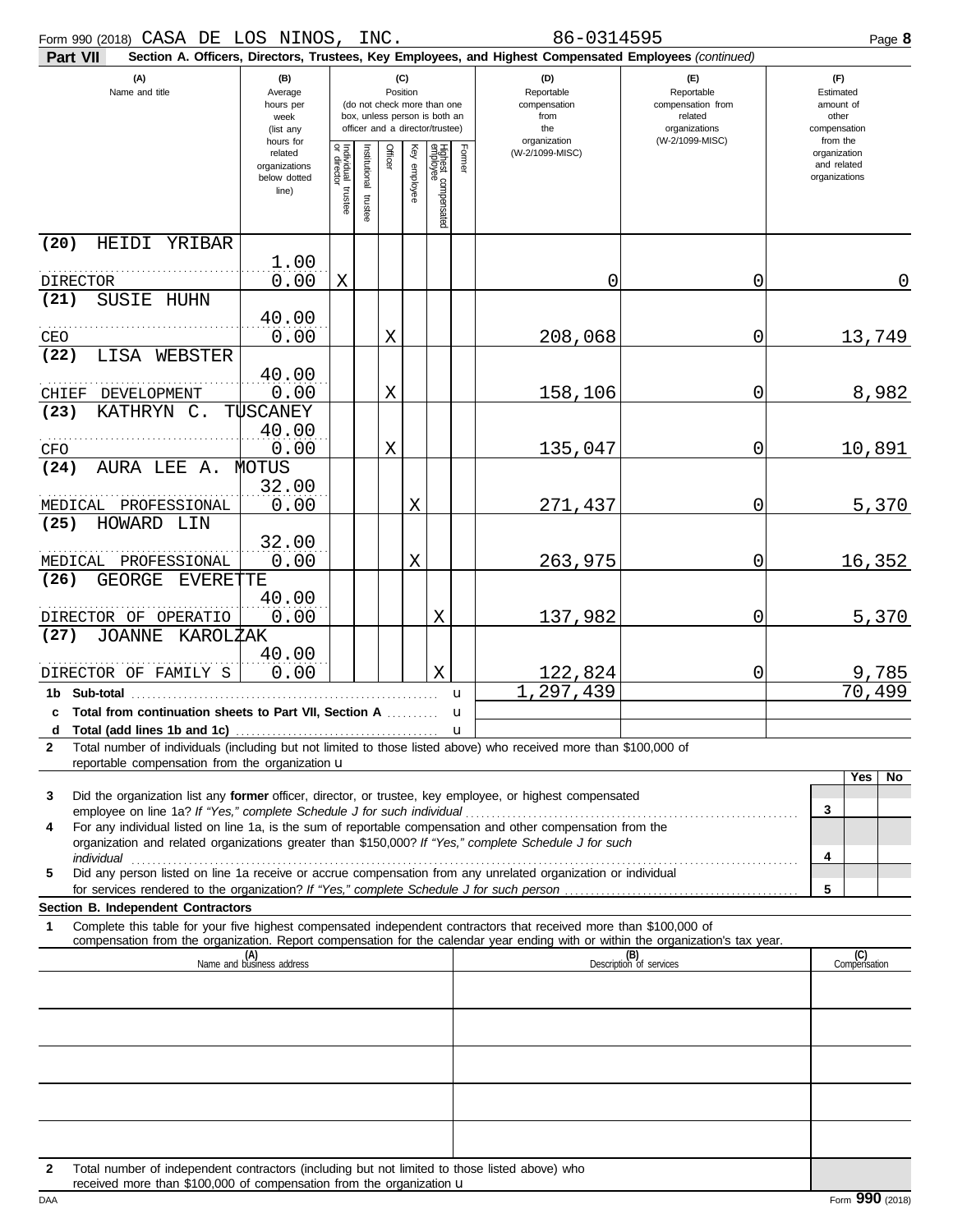Form 990 (2018) CASA DE LOS NINOS, INC. 86-0314595 Page **8**

**Part VII** **Section A. Officers, Directors, Trustees, Key Employees, and Highest Compensated Employees** *(continued)*

| (A) Name and title | (B) Average hours per week (list any hours for related organizations below dotted line) | (C) Position: Individual trustee or director | Institutional trustee | Officer | Key employee | Highest compensated employee | Former | (D) Reportable compensation from the organization (W-2/1099-MISC) | (E) Reportable compensation from related organizations (W-2/1099-MISC) | (F) Estimated amount of other compensation from the organization and related organizations |
|---|---|---|---|---|---|---|---|---|---|---|
| (20) HEIDI YRIBAR<br>DIRECTOR | 1.00<br>0.00 | X | | | | | | 0 | 0 | 0 |
| (21) SUSIE HUHN<br>CEO | 40.00<br>0.00 | | | X | | | | 208,068 | 0 | 13,749 |
| (22) LISA WEBSTER<br>CHIEF DEVELOPMENT | 40.00<br>0.00 | | | X | | | | 158,106 | 0 | 8,982 |
| (23) KATHRYN C. TUSCANEY<br>CFO | 40.00<br>0.00 | | | X | | | | 135,047 | 0 | 10,891 |
| (24) AURA LEE A. MOTUS<br>MEDICAL PROFESSIONAL | 32.00<br>0.00 | | | | X | | | 271,437 | 0 | 5,370 |
| (25) HOWARD LIN<br>MEDICAL PROFESSIONAL | 32.00<br>0.00 | | | | X | | | 263,975 | 0 | 16,352 |
| (26) GEORGE EVERETTE<br>DIRECTOR OF OPERATIO | 40.00<br>0.00 | | | | | X | | 137,982 | 0 | 5,370 |
| (27) JOANNE KAROLZAK<br>DIRECTOR OF FAMILY S | 40.00<br>0.00 | | | | | X | | 122,824 | 0 | 9,785 |
| **1b Sub-total** | | | | | | | | 1,297,439 | | 70,499 |
| **c Total from continuation sheets to Part VII, Section A** | | | | | | | | | | |
| **d Total (add lines 1b and 1c)** | | | | | | | | | | |

**2** Total number of individuals (including but not limited to those listed above) who received more than $100,000 of reportable compensation from the organization

| | | Yes | No |
|---|---|---|---|
| **3** Did the organization list any **former** officer, director, or trustee, key employee, or highest compensated employee on line 1a? *If "Yes," complete Schedule J for such individual* | 3 | | |
| **4** For any individual listed on line 1a, is the sum of reportable compensation and other compensation from the organization and related organizations greater than $150,000? *If "Yes," complete Schedule J for such individual* | 4 | | |
| **5** Did any person listed on line 1a receive or accrue compensation from any unrelated organization or individual for services rendered to the organization? *If "Yes," complete Schedule J for such person* | 5 | | |

**Section B. Independent Contractors**

**1** Complete this table for your five highest compensated independent contractors that received more than $100,000 of compensation from the organization. Report compensation for the calendar year ending with or within the organization's tax year.

| (A) Name and business address | (B) Description of services | (C) Compensation |
|---|---|---|
| | | |
| | | |
| | | |
| | | |
| | | |

**2** Total number of independent contractors (including but not limited to those listed above) who received more than $100,000 of compensation from the organization

Form **990** (2018)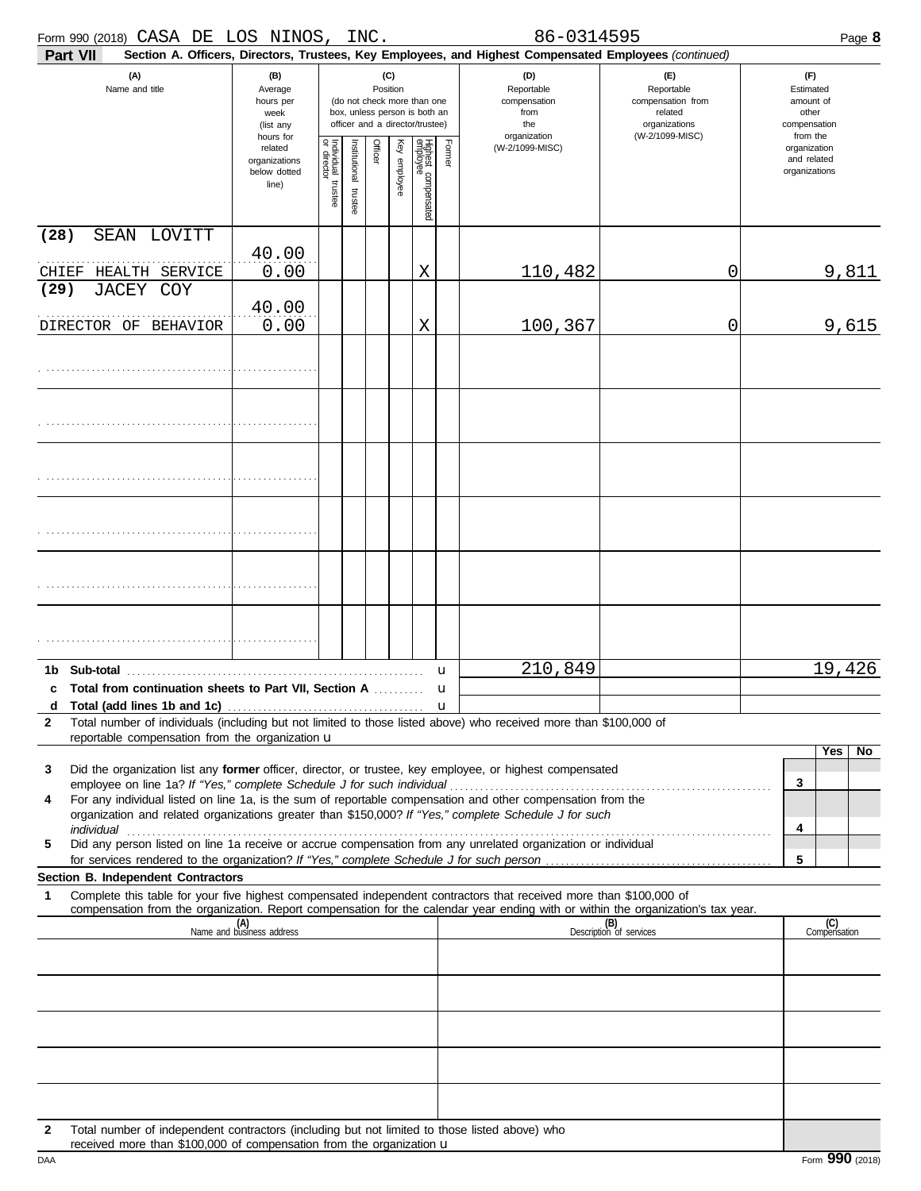Form 990 (2018) CASA DE LOS NINOS, INC. 86-0314595 Page **8**

**Part VII** **Section A. Officers, Directors, Trustees, Key Employees, and Highest Compensated Employees** *(continued)*

| (A) Name and title | (B) Average hours per week (list any hours for related organizations below dotted line) | (C) Position (do not check more than one box, unless person is both an officer and a director/trustee) | | | | | | (D) Reportable compensation from the organization (W-2/1099-MISC) | (E) Reportable compensation from related organizations (W-2/1099-MISC) | (F) Estimated amount of other compensation from the organization and related organizations |
|---|---|---|---|---|---|---|---|---|---|---|
| | | Individual trustee or director | Institutional trustee | Officer | Key employee | Highest compensated employee | Former | | | |
| (28) SEAN LOVITT<br>CHIEF HEALTH SERVICE | 40.00<br>0.00 | | | | | X | | 110,482 | 0 | 9,811 |
| (29) JACEY COY<br>DIRECTOR OF BEHAVIOR | 40.00<br>0.00 | | | | | X | | 100,367 | 0 | 9,615 |
| | | | | | | | | | | |
| | | | | | | | | | | |
| | | | | | | | | | | |
| | | | | | | | | | | |
| | | | | | | | | | | |
| | | | | | | | | | | |

| | | (D) | (E) | (F) |
|---|---|---|---|---|
| **1b** | **Sub-total** u | 210,849 | | 19,426 |
| **c** | **Total from continuation sheets to Part VII, Section A** u | | | |
| **d** | **Total (add lines 1b and 1c)** u | | | |

**2** Total number of individuals (including but not limited to those listed above) who received more than $100,000 of reportable compensation from the organization u

| | | | Yes | No |
|---|---|---|---|---|
| **3** | Did the organization list any **former** officer, director, or trustee, key employee, or highest compensated employee on line 1a? *If "Yes," complete Schedule J for such individual* | **3** | | |
| **4** | For any individual listed on line 1a, is the sum of reportable compensation and other compensation from the organization and related organizations greater than $150,000? *If "Yes," complete Schedule J for such individual* | **4** | | |
| **5** | Did any person listed on line 1a receive or accrue compensation from any unrelated organization or individual for services rendered to the organization? *If "Yes," complete Schedule J for such person* | **5** | | |

**Section B. Independent Contractors**

**1** Complete this table for your five highest compensated independent contractors that received more than $100,000 of compensation from the organization. Report compensation for the calendar year ending with or within the organization's tax year.

| (A) Name and business address | (B) Description of services | (C) Compensation |
|---|---|---|
| | | |
| | | |
| | | |
| | | |
| | | |

**2** Total number of independent contractors (including but not limited to those listed above) who received more than $100,000 of compensation from the organization u

DAA Form **990** (2018)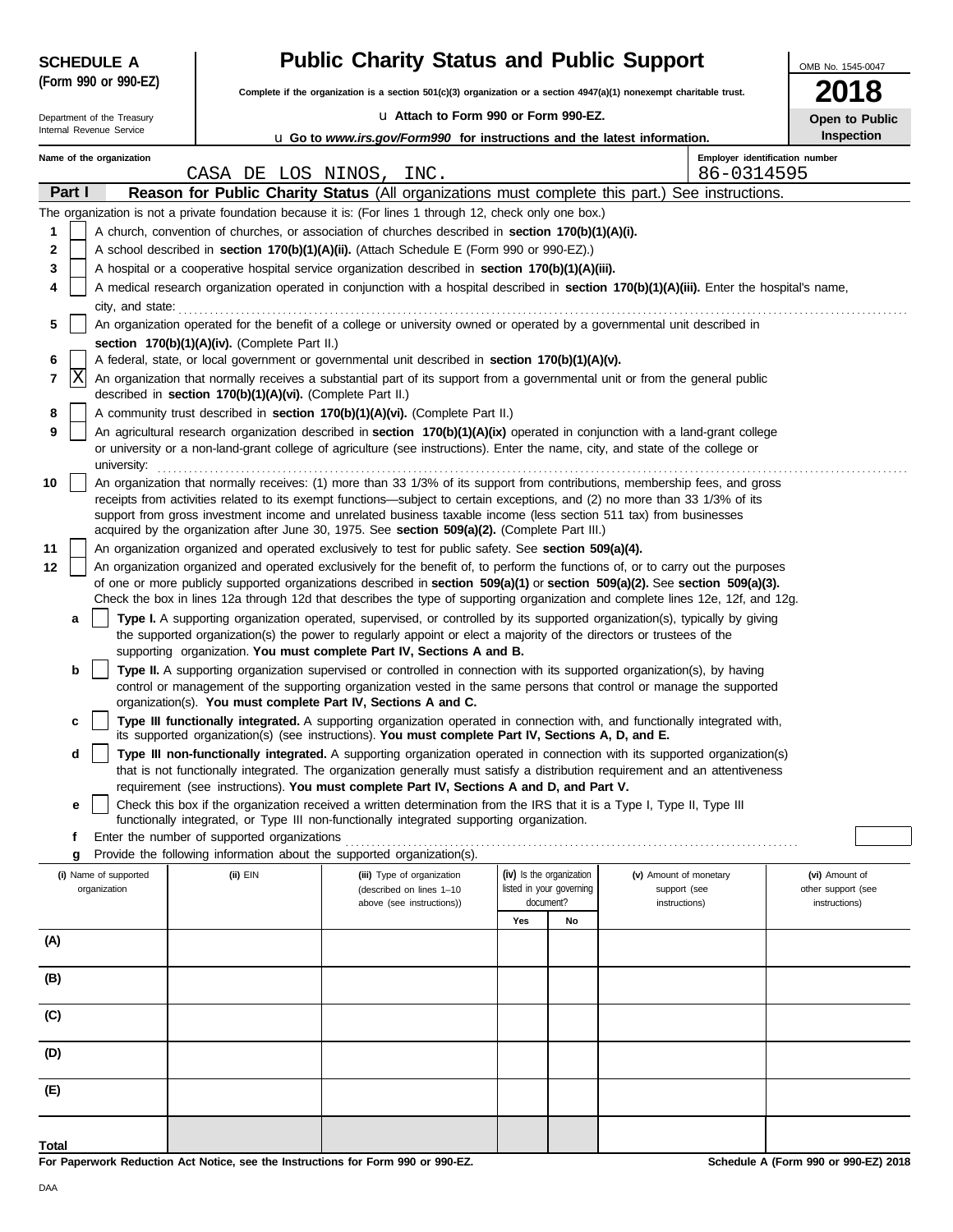**SCHEDULE A (Form 990 or 990-EZ)**

Department of the Treasury
Internal Revenue Service

# Public Charity Status and Public Support

**Complete if the organization is a section 501(c)(3) organization or a section 4947(a)(1) nonexempt charitable trust.**

u Attach to Form 990 or Form 990-EZ.

u Go to *www.irs.gov/Form990* for instructions and the latest information.

OMB No. 1545-0047

**2018**

**Open to Public Inspection**

Name of the organization: CASA DE LOS NINOS, INC.

Employer identification number: 86-0314595

**Part I Reason for Public Charity Status** (All organizations must complete this part.) See instructions.

The organization is not a private foundation because it is: (For lines 1 through 12, check only one box.)

1. [ ] A church, convention of churches, or association of churches described in **section 170(b)(1)(A)(i).**
2. [ ] A school described in **section 170(b)(1)(A)(ii).** (Attach Schedule E (Form 990 or 990-EZ).)
3. [ ] A hospital or a cooperative hospital service organization described in **section 170(b)(1)(A)(iii).**
4. [ ] A medical research organization operated in conjunction with a hospital described in **section 170(b)(1)(A)(iii).** Enter the hospital's name, city, and state:
5. [ ] An organization operated for the benefit of a college or university owned or operated by a governmental unit described in **section 170(b)(1)(A)(iv).** (Complete Part II.)
6. [ ] A federal, state, or local government or governmental unit described in **section 170(b)(1)(A)(v).**
7. [X] An organization that normally receives a substantial part of its support from a governmental unit or from the general public described in **section 170(b)(1)(A)(vi).** (Complete Part II.)
8. [ ] A community trust described in **section 170(b)(1)(A)(vi).** (Complete Part II.)
9. [ ] An agricultural research organization described in **section 170(b)(1)(A)(ix)** operated in conjunction with a land-grant college or university or a non-land-grant college of agriculture (see instructions). Enter the name, city, and state of the college or university:
10. [ ] An organization that normally receives: (1) more than 33 1/3% of its support from contributions, membership fees, and gross receipts from activities related to its exempt functions—subject to certain exceptions, and (2) no more than 33 1/3% of its support from gross investment income and unrelated business taxable income (less section 511 tax) from businesses acquired by the organization after June 30, 1975. See **section 509(a)(2).** (Complete Part III.)
11. [ ] An organization organized and operated exclusively to test for public safety. See **section 509(a)(4).**
12. [ ] An organization organized and operated exclusively for the benefit of, to perform the functions of, or to carry out the purposes of one or more publicly supported organizations described in **section 509(a)(1)** or **section 509(a)(2).** See **section 509(a)(3).** Check the box in lines 12a through 12d that describes the type of supporting organization and complete lines 12e, 12f, and 12g.
   - **a** [ ] **Type I.** A supporting organization operated, supervised, or controlled by its supported organization(s), typically by giving the supported organization(s) the power to regularly appoint or elect a majority of the directors or trustees of the supporting organization. **You must complete Part IV, Sections A and B.**
   - **b** [ ] **Type II.** A supporting organization supervised or controlled in connection with its supported organization(s), by having control or management of the supporting organization vested in the same persons that control or manage the supported organization(s). **You must complete Part IV, Sections A and C.**
   - **c** [ ] **Type III functionally integrated.** A supporting organization operated in connection with, and functionally integrated with, its supported organization(s) (see instructions). **You must complete Part IV, Sections A, D, and E.**
   - **d** [ ] **Type III non-functionally integrated.** A supporting organization operated in connection with its supported organization(s) that is not functionally integrated. The organization generally must satisfy a distribution requirement and an attentiveness requirement (see instructions). **You must complete Part IV, Sections A and D, and Part V.**
   - **e** [ ] Check this box if the organization received a written determination from the IRS that it is a Type I, Type II, Type III functionally integrated, or Type III non-functionally integrated supporting organization.
   - **f** Enter the number of supported organizations
   - **g** Provide the following information about the supported organization(s).

| (i) Name of supported organization | (ii) EIN | (iii) Type of organization (described on lines 1–10 above (see instructions)) | (iv) Is the organization listed in your governing document? Yes | No | (v) Amount of monetary support (see instructions) | (vi) Amount of other support (see instructions) |
|---|---|---|---|---|---|---|
| (A) | | | | | | |
| (B) | | | | | | |
| (C) | | | | | | |
| (D) | | | | | | |
| (E) | | | | | | |
| **Total** | | | | | | |

**For Paperwork Reduction Act Notice, see the Instructions for Form 990 or 990-EZ.**

**Schedule A (Form 990 or 990-EZ) 2018**

DAA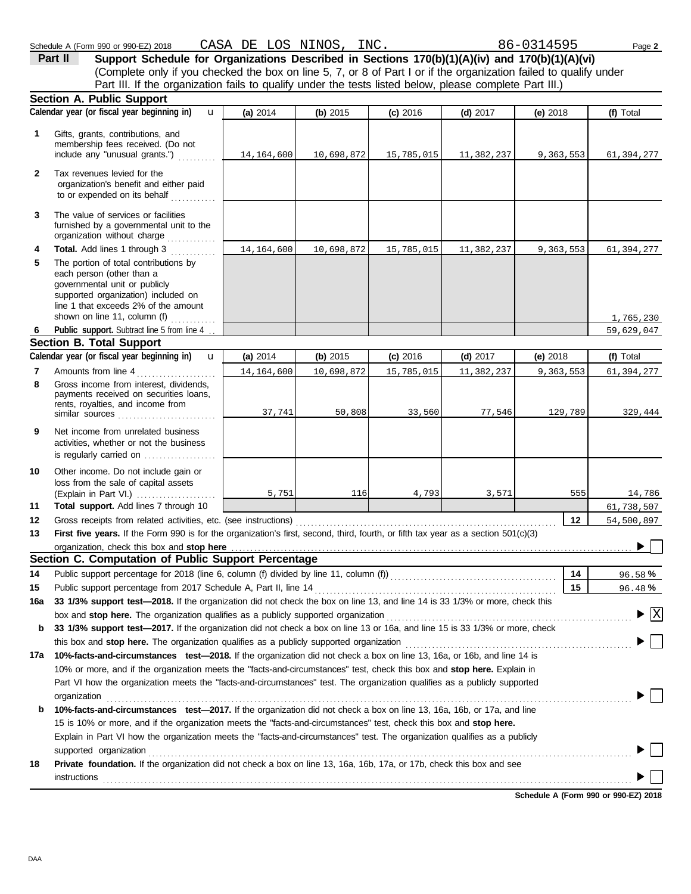Schedule A (Form 990 or 990-EZ) 2018 CASA DE LOS NINOS, INC. 86-0314595

**Part II** **Support Schedule for Organizations Described in Sections 170(b)(1)(A)(iv) and 170(b)(1)(A)(vi)**
(Complete only if you checked the box on line 5, 7, or 8 of Part I or if the organization failed to qualify under Part III. If the organization fails to qualify under the tests listed below, please complete Part III.)

## Section A. Public Support

| Calendar year (or fiscal year beginning in) | (a) 2014 | (b) 2015 | (c) 2016 | (d) 2017 | (e) 2018 | (f) Total |
|---|---|---|---|---|---|---|
| **1** Gifts, grants, contributions, and membership fees received. (Do not include any "unusual grants.") | 14,164,600 | 10,698,872 | 15,785,015 | 11,382,237 | 9,363,553 | 61,394,277 |
| **2** Tax revenues levied for the organization's benefit and either paid to or expended on its behalf | | | | | | |
| **3** The value of services or facilities furnished by a governmental unit to the organization without charge | | | | | | |
| **4** **Total.** Add lines 1 through 3 | 14,164,600 | 10,698,872 | 15,785,015 | 11,382,237 | 9,363,553 | 61,394,277 |
| **5** The portion of total contributions by each person (other than a governmental unit or publicly supported organization) included on line 1 that exceeds 2% of the amount shown on line 11, column (f) | | | | | | 1,765,230 |
| **6** **Public support.** Subtract line 5 from line 4 | | | | | | 59,629,047 |

## Section B. Total Support

| Calendar year (or fiscal year beginning in) | (a) 2014 | (b) 2015 | (c) 2016 | (d) 2017 | (e) 2018 | (f) Total |
|---|---|---|---|---|---|---|
| **7** Amounts from line 4 | 14,164,600 | 10,698,872 | 15,785,015 | 11,382,237 | 9,363,553 | 61,394,277 |
| **8** Gross income from interest, dividends, payments received on securities loans, rents, royalties, and income from similar sources | 37,741 | 50,808 | 33,560 | 77,546 | 129,789 | 329,444 |
| **9** Net income from unrelated business activities, whether or not the business is regularly carried on | | | | | | |
| **10** Other income. Do not include gain or loss from the sale of capital assets (Explain in Part VI.) | 5,751 | 116 | 4,793 | 3,571 | 555 | 14,786 |
| **11** **Total support.** Add lines 7 through 10 | | | | | | 61,738,507 |

**12** Gross receipts from related activities, etc. (see instructions) — **12** — 54,500,897

**13** **First five years.** If the Form 990 is for the organization's first, second, third, fourth, or fifth tax year as a section 501(c)(3) organization, check this box and **stop here** ☐

## Section C. Computation of Public Support Percentage

**14** Public support percentage for 2018 (line 6, column (f) divided by line 11, column (f)) — **14** — 96.58 %

**15** Public support percentage from 2017 Schedule A, Part II, line 14 — **15** — 96.48 %

**16a** **33 1/3% support test—2018.** If the organization did not check the box on line 13, and line 14 is 33 1/3% or more, check this box and **stop here.** The organization qualifies as a publicly supported organization ☒

**b** **33 1/3% support test—2017.** If the organization did not check a box on line 13 or 16a, and line 15 is 33 1/3% or more, check this box and **stop here.** The organization qualifies as a publicly supported organization ☐

**17a** **10%-facts-and-circumstances test—2018.** If the organization did not check a box on line 13, 16a, or 16b, and line 14 is 10% or more, and if the organization meets the "facts-and-circumstances" test, check this box and **stop here.** Explain in Part VI how the organization meets the "facts-and-circumstances" test. The organization qualifies as a publicly supported organization ☐

**b** **10%-facts-and-circumstances test—2017.** If the organization did not check a box on line 13, 16a, 16b, or 17a, and line 15 is 10% or more, and if the organization meets the "facts-and-circumstances" test, check this box and **stop here.** Explain in Part VI how the organization meets the "facts-and-circumstances" test. The organization qualifies as a publicly supported organization ☐

**18** **Private foundation.** If the organization did not check a box on line 13, 16a, 16b, 17a, or 17b, check this box and see instructions ☐

**Schedule A (Form 990 or 990-EZ) 2018**

DAA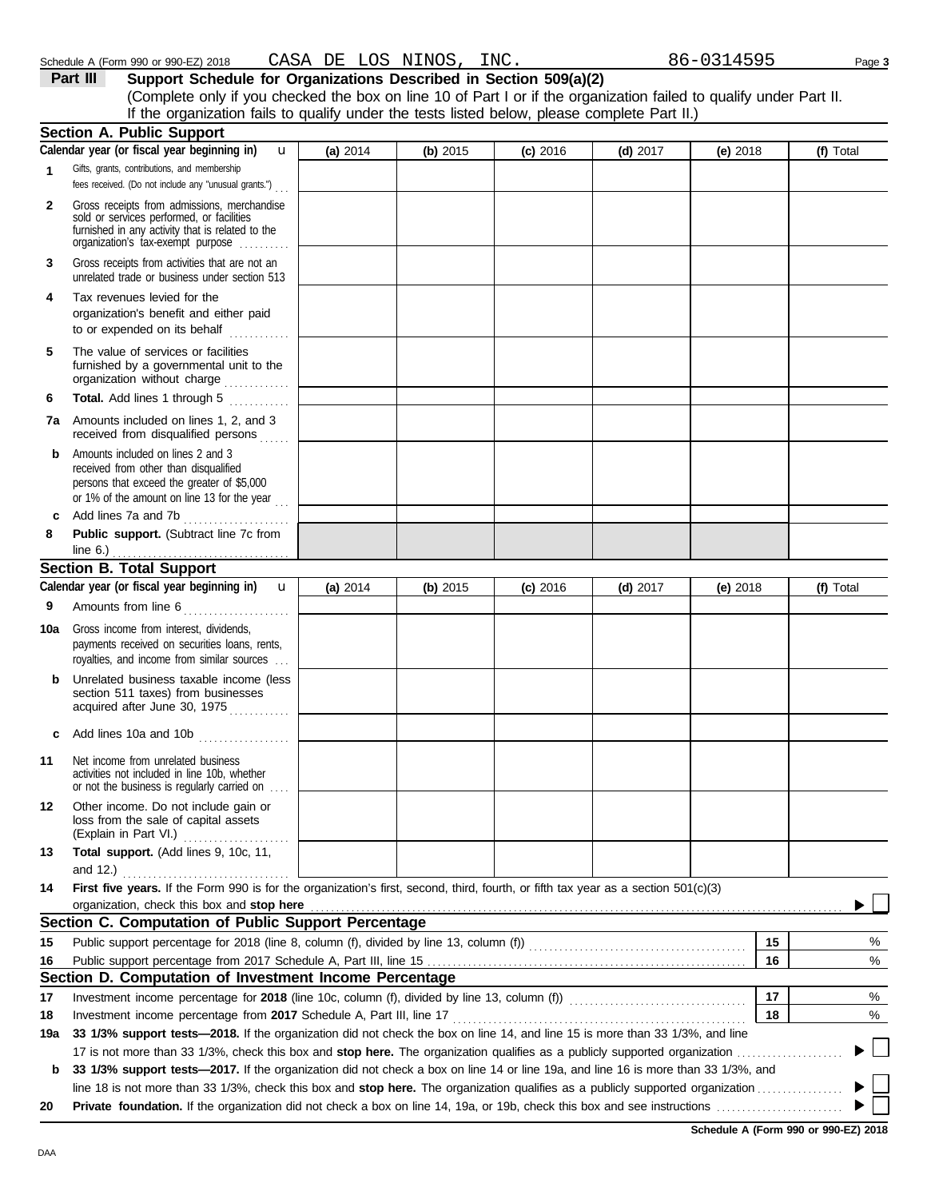Schedule A (Form 990 or 990-EZ) 2018 CASA DE LOS NINOS, INC. 86-0314595

## Part III Support Schedule for Organizations Described in Section 509(a)(2)

(Complete only if you checked the box on line 10 of Part I or if the organization failed to qualify under Part II. If the organization fails to qualify under the tests listed below, please complete Part II.)

### Section A. Public Support

| Calendar year (or fiscal year beginning in) | (a) 2014 | (b) 2015 | (c) 2016 | (d) 2017 | (e) 2018 | (f) Total |
|---|---|---|---|---|---|---|
| 1 Gifts, grants, contributions, and membership fees received. (Do not include any "unusual grants.") | | | | | | |
| 2 Gross receipts from admissions, merchandise sold or services performed, or facilities furnished in any activity that is related to the organization's tax-exempt purpose | | | | | | |
| 3 Gross receipts from activities that are not an unrelated trade or business under section 513 | | | | | | |
| 4 Tax revenues levied for the organization's benefit and either paid to or expended on its behalf | | | | | | |
| 5 The value of services or facilities furnished by a governmental unit to the organization without charge | | | | | | |
| 6 **Total.** Add lines 1 through 5 | | | | | | |
| 7a Amounts included on lines 1, 2, and 3 received from disqualified persons | | | | | | |
| b Amounts included on lines 2 and 3 received from other than disqualified persons that exceed the greater of $5,000 or 1% of the amount on line 13 for the year | | | | | | |
| c Add lines 7a and 7b | | | | | | |
| 8 **Public support.** (Subtract line 7c from line 6.) | | | | | | |

### Section B. Total Support

| Calendar year (or fiscal year beginning in) | (a) 2014 | (b) 2015 | (c) 2016 | (d) 2017 | (e) 2018 | (f) Total |
|---|---|---|---|---|---|---|
| 9 Amounts from line 6 | | | | | | |
| 10a Gross income from interest, dividends, payments received on securities loans, rents, royalties, and income from similar sources | | | | | | |
| b Unrelated business taxable income (less section 511 taxes) from businesses acquired after June 30, 1975 | | | | | | |
| c Add lines 10a and 10b | | | | | | |
| 11 Net income from unrelated business activities not included in line 10b, whether or not the business is regularly carried on | | | | | | |
| 12 Other income. Do not include gain or loss from the sale of capital assets (Explain in Part VI.) | | | | | | |
| 13 **Total support.** (Add lines 9, 10c, 11, and 12.) | | | | | | |

14 **First five years.** If the Form 990 is for the organization's first, second, third, fourth, or fifth tax year as a section 501(c)(3) organization, check this box and **stop here** ☐

### Section C. Computation of Public Support Percentage

| | | | |
|---|---|---|---|
| 15 | Public support percentage for 2018 (line 8, column (f), divided by line 13, column (f)) | 15 | % |
| 16 | Public support percentage from 2017 Schedule A, Part III, line 15 | 16 | % |

### Section D. Computation of Investment Income Percentage

| | | | |
|---|---|---|---|
| 17 | Investment income percentage for **2018** (line 10c, column (f), divided by line 13, column (f)) | 17 | % |
| 18 | Investment income percentage from **2017** Schedule A, Part III, line 17 | 18 | % |

19a **33 1/3% support tests—2018.** If the organization did not check the box on line 14, and line 15 is more than 33 1/3%, and line 17 is not more than 33 1/3%, check this box and **stop here.** The organization qualifies as a publicly supported organization ☐

b **33 1/3% support tests—2017.** If the organization did not check a box on line 14 or line 19a, and line 16 is more than 33 1/3%, and line 18 is not more than 33 1/3%, check this box and **stop here.** The organization qualifies as a publicly supported organization ☐

20 **Private foundation.** If the organization did not check a box on line 14, 19a, or 19b, check this box and see instructions ☐

**Schedule A (Form 990 or 990-EZ) 2018**

DAA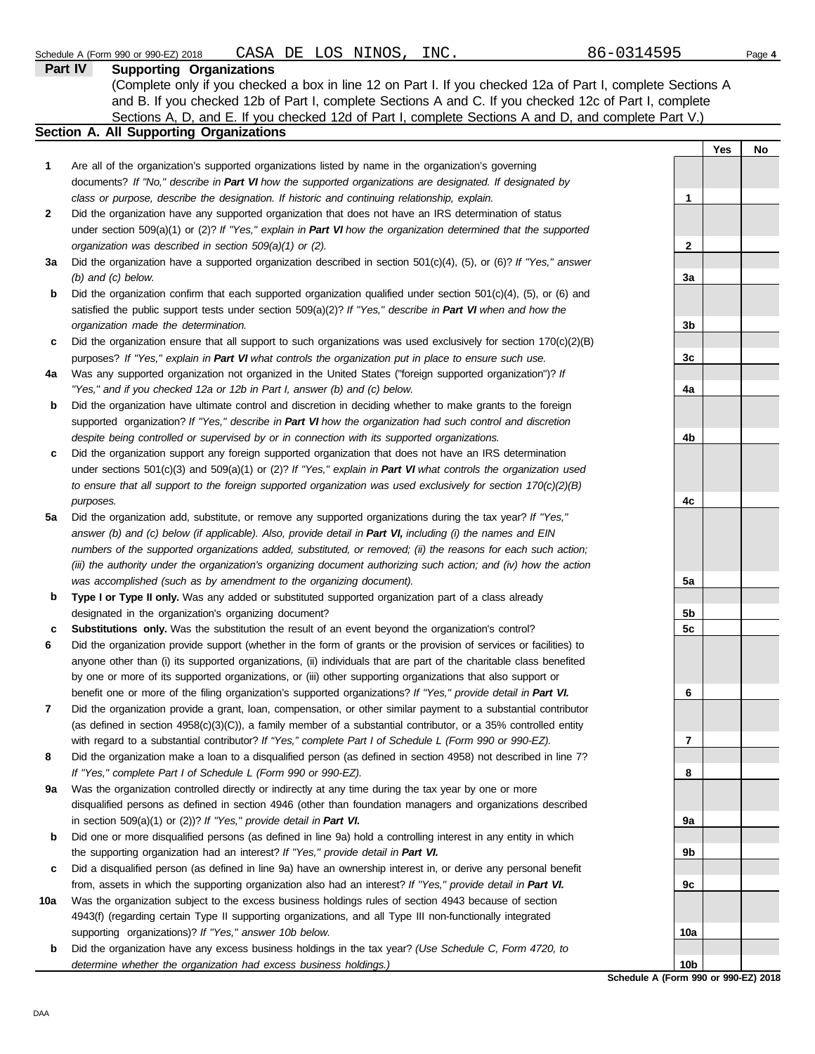Schedule A (Form 990 or 990-EZ) 2018 CASA DE LOS NINOS, INC. 86-0314595 Page **4**

**Part IV** **Supporting Organizations**

(Complete only if you checked a box in line 12 on Part I. If you checked 12a of Part I, complete Sections A and B. If you checked 12b of Part I, complete Sections A and C. If you checked 12c of Part I, complete Sections A, D, and E. If you checked 12d of Part I, complete Sections A and D, and complete Part V.)

## Section A. All Supporting Organizations

| | | | Yes | No |
|---|---|---|---|---|
| **1** | Are all of the organization's supported organizations listed by name in the organization's governing documents? *If "No," describe in **Part VI** how the supported organizations are designated. If designated by class or purpose, describe the designation. If historic and continuing relationship, explain.* | 1 | | |
| **2** | Did the organization have any supported organization that does not have an IRS determination of status under section 509(a)(1) or (2)? *If "Yes," explain in **Part VI** how the organization determined that the supported organization was described in section 509(a)(1) or (2).* | 2 | | |
| **3a** | Did the organization have a supported organization described in section 501(c)(4), (5), or (6)? *If "Yes," answer (b) and (c) below.* | 3a | | |
| **b** | Did the organization confirm that each supported organization qualified under section 501(c)(4), (5), or (6) and satisfied the public support tests under section 509(a)(2)? *If "Yes," describe in **Part VI** when and how the organization made the determination.* | 3b | | |
| **c** | Did the organization ensure that all support to such organizations was used exclusively for section 170(c)(2)(B) purposes? *If "Yes," explain in **Part VI** what controls the organization put in place to ensure such use.* | 3c | | |
| **4a** | Was any supported organization not organized in the United States ("foreign supported organization")? *If "Yes," and if you checked 12a or 12b in Part I, answer (b) and (c) below.* | 4a | | |
| **b** | Did the organization have ultimate control and discretion in deciding whether to make grants to the foreign supported organization? *If "Yes," describe in **Part VI** how the organization had such control and discretion despite being controlled or supervised by or in connection with its supported organizations.* | 4b | | |
| **c** | Did the organization support any foreign supported organization that does not have an IRS determination under sections 501(c)(3) and 509(a)(1) or (2)? *If "Yes," explain in **Part VI** what controls the organization used to ensure that all support to the foreign supported organization was used exclusively for section 170(c)(2)(B) purposes.* | 4c | | |
| **5a** | Did the organization add, substitute, or remove any supported organizations during the tax year? *If "Yes," answer (b) and (c) below (if applicable). Also, provide detail in **Part VI,** including (i) the names and EIN numbers of the supported organizations added, substituted, or removed; (ii) the reasons for each such action; (iii) the authority under the organization's organizing document authorizing such action; and (iv) how the action was accomplished (such as by amendment to the organizing document).* | 5a | | |
| **b** | **Type I or Type II only.** Was any added or substituted supported organization part of a class already designated in the organization's organizing document? | 5b | | |
| **c** | **Substitutions only.** Was the substitution the result of an event beyond the organization's control? | 5c | | |
| **6** | Did the organization provide support (whether in the form of grants or the provision of services or facilities) to anyone other than (i) its supported organizations, (ii) individuals that are part of the charitable class benefited by one or more of its supported organizations, or (iii) other supporting organizations that also support or benefit one or more of the filing organization's supported organizations? *If "Yes," provide detail in **Part VI.*** | 6 | | |
| **7** | Did the organization provide a grant, loan, compensation, or other similar payment to a substantial contributor (as defined in section 4958(c)(3)(C)), a family member of a substantial contributor, or a 35% controlled entity with regard to a substantial contributor? *If "Yes," complete Part I of Schedule L (Form 990 or 990-EZ).* | 7 | | |
| **8** | Did the organization make a loan to a disqualified person (as defined in section 4958) not described in line 7? *If "Yes," complete Part I of Schedule L (Form 990 or 990-EZ).* | 8 | | |
| **9a** | Was the organization controlled directly or indirectly at any time during the tax year by one or more disqualified persons as defined in section 4946 (other than foundation managers and organizations described in section 509(a)(1) or (2))? *If "Yes," provide detail in **Part VI.*** | 9a | | |
| **b** | Did one or more disqualified persons (as defined in line 9a) hold a controlling interest in any entity in which the supporting organization had an interest? *If "Yes," provide detail in **Part VI.*** | 9b | | |
| **c** | Did a disqualified person (as defined in line 9a) have an ownership interest in, or derive any personal benefit from, assets in which the supporting organization also had an interest? *If "Yes," provide detail in **Part VI.*** | 9c | | |
| **10a** | Was the organization subject to the excess business holdings rules of section 4943 because of section 4943(f) (regarding certain Type II supporting organizations, and all Type III non-functionally integrated supporting organizations)? *If "Yes," answer 10b below.* | 10a | | |
| **b** | Did the organization have any excess business holdings in the tax year? *(Use Schedule C, Form 4720, to determine whether the organization had excess business holdings.)* | 10b | | |

**Schedule A (Form 990 or 990-EZ) 2018**

DAA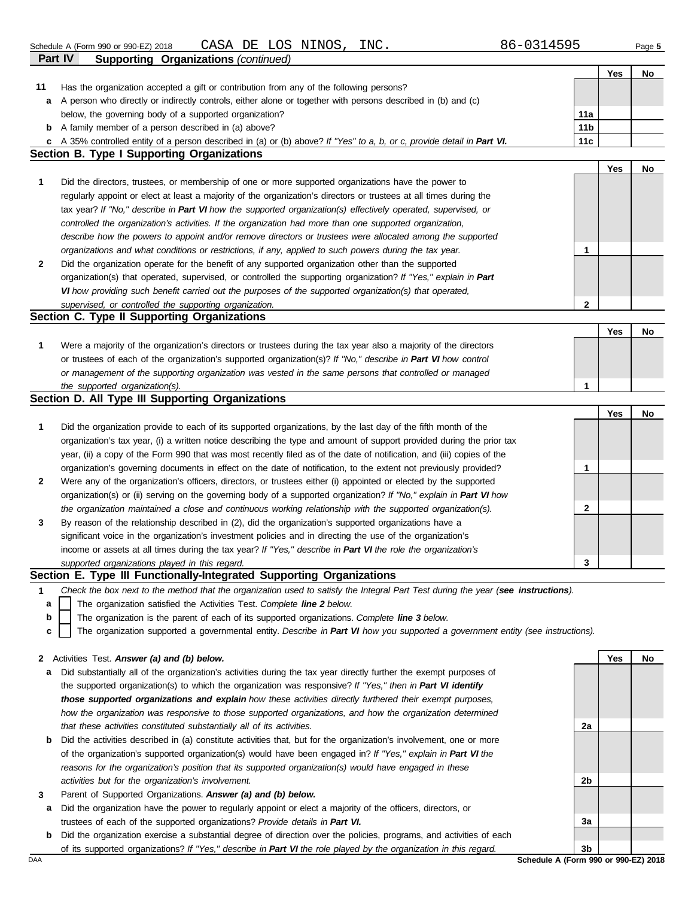Schedule A (Form 990 or 990-EZ) 2018 CASA DE LOS NINOS, INC. 86-0314595

**Part IV Supporting Organizations** *(continued)*

| | | | Yes | No |
|---|---|---|---|---|
| **11** | Has the organization accepted a gift or contribution from any of the following persons? | | | |
| **a** | A person who directly or indirectly controls, either alone or together with persons described in (b) and (c) below, the governing body of a supported organization? | 11a | | |
| **b** | A family member of a person described in (a) above? | 11b | | |
| **c** | A 35% controlled entity of a person described in (a) or (b) above? *If "Yes" to a, b, or c, provide detail in **Part VI.*** | 11c | | |

## Section B. Type I Supporting Organizations

| | | | Yes | No |
|---|---|---|---|---|
| **1** | Did the directors, trustees, or membership of one or more supported organizations have the power to regularly appoint or elect at least a majority of the organization's directors or trustees at all times during the tax year? *If "No," describe in **Part VI** how the supported organization(s) effectively operated, supervised, or controlled the organization's activities. If the organization had more than one supported organization, describe how the powers to appoint and/or remove directors or trustees were allocated among the supported organizations and what conditions or restrictions, if any, applied to such powers during the tax year.* | 1 | | |
| **2** | Did the organization operate for the benefit of any supported organization other than the supported organization(s) that operated, supervised, or controlled the supporting organization? *If "Yes," explain in **Part VI** how providing such benefit carried out the purposes of the supported organization(s) that operated, supervised, or controlled the supporting organization.* | 2 | | |

## Section C. Type II Supporting Organizations

| | | | Yes | No |
|---|---|---|---|---|
| **1** | Were a majority of the organization's directors or trustees during the tax year also a majority of the directors or trustees of each of the organization's supported organization(s)? *If "No," describe in **Part VI** how control or management of the supporting organization was vested in the same persons that controlled or managed the supported organization(s).* | 1 | | |

## Section D. All Type III Supporting Organizations

| | | | Yes | No |
|---|---|---|---|---|
| **1** | Did the organization provide to each of its supported organizations, by the last day of the fifth month of the organization's tax year, (i) a written notice describing the type and amount of support provided during the prior tax year, (ii) a copy of the Form 990 that was most recently filed as of the date of notification, and (iii) copies of the organization's governing documents in effect on the date of notification, to the extent not previously provided? | 1 | | |
| **2** | Were any of the organization's officers, directors, or trustees either (i) appointed or elected by the supported organization(s) or (ii) serving on the governing body of a supported organization? *If "No," explain in **Part VI** how the organization maintained a close and continuous working relationship with the supported organization(s).* | 2 | | |
| **3** | By reason of the relationship described in (2), did the organization's supported organizations have a significant voice in the organization's investment policies and in directing the use of the organization's income or assets at all times during the tax year? *If "Yes," describe in **Part VI** the role the organization's supported organizations played in this regard.* | 3 | | |

## Section E. Type III Functionally-Integrated Supporting Organizations

**1** *Check the box next to the method that the organization used to satisfy the Integral Part Test during the year (**see instructions**).*

- **a** ☐ The organization satisfied the Activities Test. *Complete **line 2** below.*
- **b** ☐ The organization is the parent of each of its supported organizations. *Complete **line 3** below.*
- **c** ☐ The organization supported a governmental entity. *Describe in **Part VI** how you supported a government entity (see instructions).*

| | | | Yes | No |
|---|---|---|---|---|
| **2** | Activities Test. ***Answer (a) and (b) below.*** | | | |
| **a** | Did substantially all of the organization's activities during the tax year directly further the exempt purposes of the supported organization(s) to which the organization was responsive? *If "Yes," then in **Part VI identify those supported organizations and explain** how these activities directly furthered their exempt purposes, how the organization was responsive to those supported organizations, and how the organization determined that these activities constituted substantially all of its activities.* | 2a | | |
| **b** | Did the activities described in (a) constitute activities that, but for the organization's involvement, one or more of the organization's supported organization(s) would have been engaged in? *If "Yes," explain in **Part VI** the reasons for the organization's position that its supported organization(s) would have engaged in these activities but for the organization's involvement.* | 2b | | |
| **3** | Parent of Supported Organizations. ***Answer (a) and (b) below.*** | | | |
| **a** | Did the organization have the power to regularly appoint or elect a majority of the officers, directors, or trustees of each of the supported organizations? *Provide details in **Part VI.*** | 3a | | |
| **b** | Did the organization exercise a substantial degree of direction over the policies, programs, and activities of each of its supported organizations? *If "Yes," describe in **Part VI** the role played by the organization in this regard.* | 3b | | |

DAA **Schedule A (Form 990 or 990-EZ) 2018**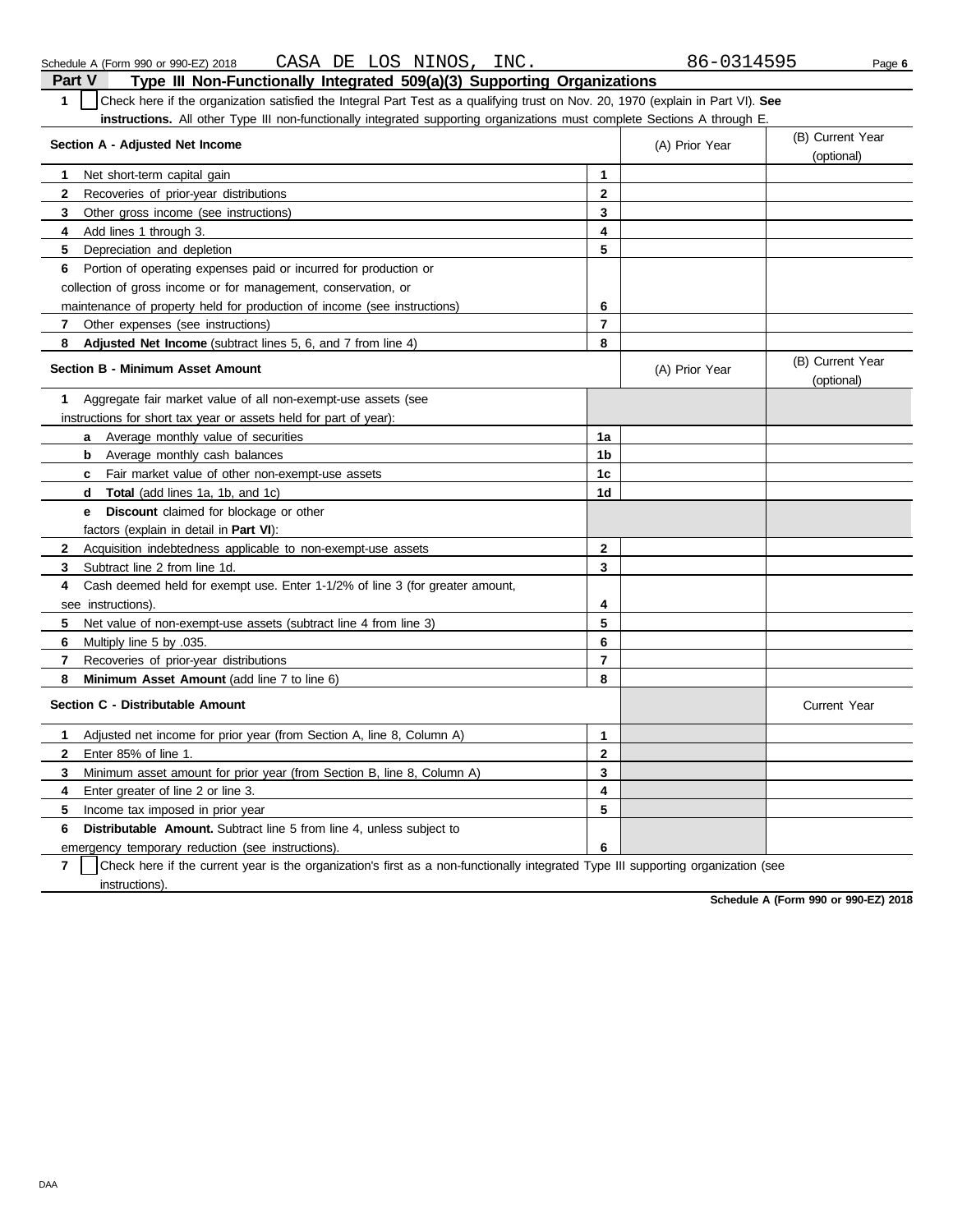Schedule A (Form 990 or 990-EZ) 2018 CASA DE LOS NINOS, INC. 86-0314595

## Part V Type III Non-Functionally Integrated 509(a)(3) Supporting Organizations

**1** ☐ Check here if the organization satisfied the Integral Part Test as a qualifying trust on Nov. 20, 1970 (explain in Part VI). **See instructions.** All other Type III non-functionally integrated supporting organizations must complete Sections A through E.

| Section A - Adjusted Net Income | | (A) Prior Year | (B) Current Year (optional) |
|---|---|---|---|
| **1** Net short-term capital gain | 1 | | |
| **2** Recoveries of prior-year distributions | 2 | | |
| **3** Other gross income (see instructions) | 3 | | |
| **4** Add lines 1 through 3. | 4 | | |
| **5** Depreciation and depletion | 5 | | |
| **6** Portion of operating expenses paid or incurred for production or collection of gross income or for management, conservation, or maintenance of property held for production of income (see instructions) | 6 | | |
| **7** Other expenses (see instructions) | 7 | | |
| **8** **Adjusted Net Income** (subtract lines 5, 6, and 7 from line 4) | 8 | | |

| Section B - Minimum Asset Amount | | (A) Prior Year | (B) Current Year (optional) |
|---|---|---|---|
| **1** Aggregate fair market value of all non-exempt-use assets (see instructions for short tax year or assets held for part of year): | | | |
| **a** Average monthly value of securities | 1a | | |
| **b** Average monthly cash balances | 1b | | |
| **c** Fair market value of other non-exempt-use assets | 1c | | |
| **d** **Total** (add lines 1a, 1b, and 1c) | 1d | | |
| **e** **Discount** claimed for blockage or other factors (explain in detail in **Part VI**): | | | |
| **2** Acquisition indebtedness applicable to non-exempt-use assets | 2 | | |
| **3** Subtract line 2 from line 1d. | 3 | | |
| **4** Cash deemed held for exempt use. Enter 1-1/2% of line 3 (for greater amount, see instructions). | 4 | | |
| **5** Net value of non-exempt-use assets (subtract line 4 from line 3) | 5 | | |
| **6** Multiply line 5 by .035. | 6 | | |
| **7** Recoveries of prior-year distributions | 7 | | |
| **8** **Minimum Asset Amount** (add line 7 to line 6) | 8 | | |

| Section C - Distributable Amount | | | Current Year |
|---|---|---|---|
| **1** Adjusted net income for prior year (from Section A, line 8, Column A) | 1 | | |
| **2** Enter 85% of line 1. | 2 | | |
| **3** Minimum asset amount for prior year (from Section B, line 8, Column A) | 3 | | |
| **4** Enter greater of line 2 or line 3. | 4 | | |
| **5** Income tax imposed in prior year | 5 | | |
| **6** **Distributable Amount.** Subtract line 5 from line 4, unless subject to emergency temporary reduction (see instructions). | 6 | | |

**7** ☐ Check here if the current year is the organization's first as a non-functionally integrated Type III supporting organization (see instructions).

**Schedule A (Form 990 or 990-EZ) 2018**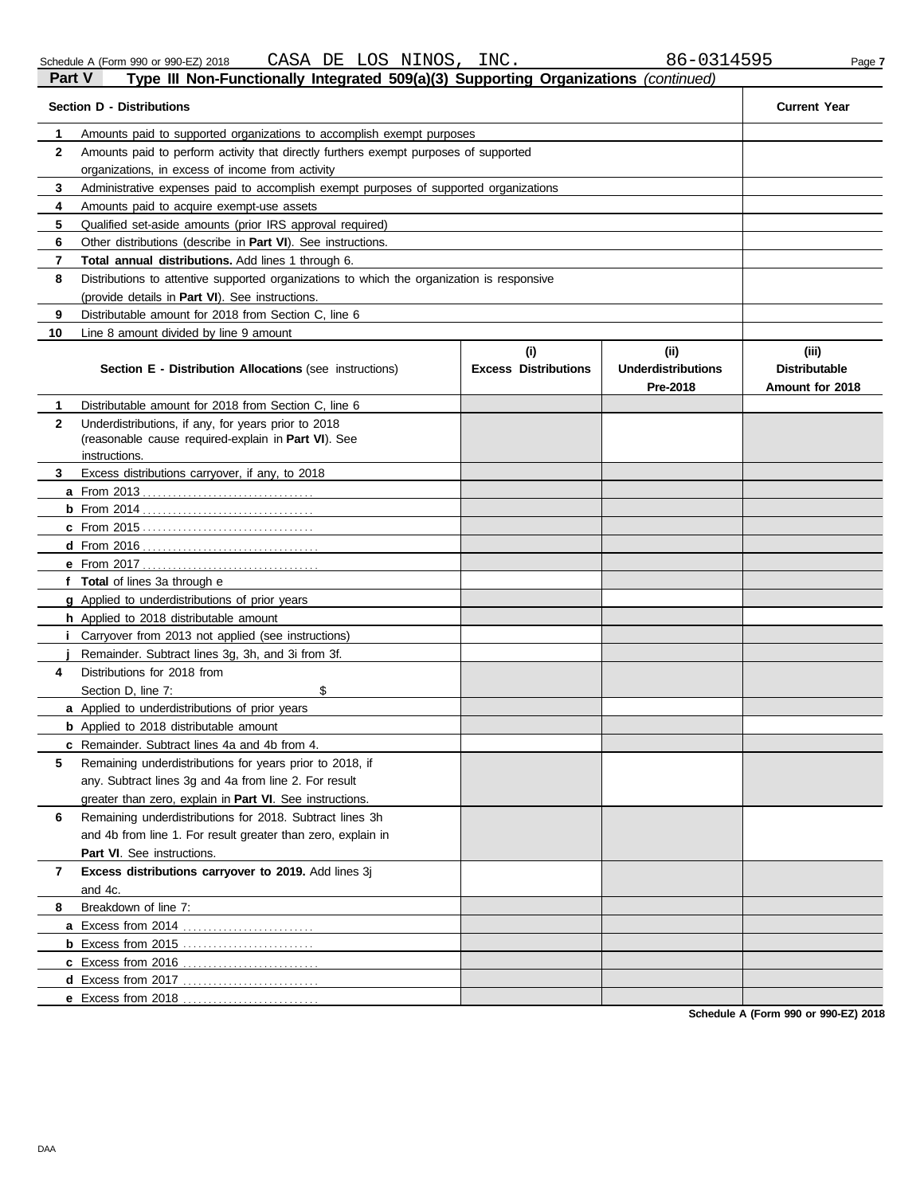Schedule A (Form 990 or 990-EZ) 2018 CASA DE LOS NINOS, INC. 86-0314595

## Part V — Type III Non-Functionally Integrated 509(a)(3) Supporting Organizations *(continued)*

| | Section D - Distributions | Current Year |
|---|---|---|
| 1 | Amounts paid to supported organizations to accomplish exempt purposes | |
| 2 | Amounts paid to perform activity that directly furthers exempt purposes of supported organizations, in excess of income from activity | |
| 3 | Administrative expenses paid to accomplish exempt purposes of supported organizations | |
| 4 | Amounts paid to acquire exempt-use assets | |
| 5 | Qualified set-aside amounts (prior IRS approval required) | |
| 6 | Other distributions (describe in **Part VI**). See instructions. | |
| 7 | **Total annual distributions.** Add lines 1 through 6. | |
| 8 | Distributions to attentive supported organizations to which the organization is responsive (provide details in **Part VI**). See instructions. | |
| 9 | Distributable amount for 2018 from Section C, line 6 | |
| 10 | Line 8 amount divided by line 9 amount | |

| | **Section E - Distribution Allocations** (see instructions) | (i) Excess Distributions | (ii) Underdistributions Pre-2018 | (iii) Distributable Amount for 2018 |
|---|---|---|---|---|
| 1 | Distributable amount for 2018 from Section C, line 6 | | | |
| 2 | Underdistributions, if any, for years prior to 2018 (reasonable cause required-explain in **Part VI**). See instructions. | | | |
| 3 | Excess distributions carryover, if any, to 2018 | | | |
| a | From 2013 | | | |
| b | From 2014 | | | |
| c | From 2015 | | | |
| d | From 2016 | | | |
| e | From 2017 | | | |
| f | **Total** of lines 3a through e | | | |
| g | Applied to underdistributions of prior years | | | |
| h | Applied to 2018 distributable amount | | | |
| i | Carryover from 2013 not applied (see instructions) | | | |
| j | Remainder. Subtract lines 3g, 3h, and 3i from 3f. | | | |
| 4 | Distributions for 2018 from Section D, line 7: $ | | | |
| a | Applied to underdistributions of prior years | | | |
| b | Applied to 2018 distributable amount | | | |
| c | Remainder. Subtract lines 4a and 4b from 4. | | | |
| 5 | Remaining underdistributions for years prior to 2018, if any. Subtract lines 3g and 4a from line 2. For result greater than zero, explain in **Part VI**. See instructions. | | | |
| 6 | Remaining underdistributions for 2018. Subtract lines 3h and 4b from line 1. For result greater than zero, explain in **Part VI**. See instructions. | | | |
| 7 | **Excess distributions carryover to 2019.** Add lines 3j and 4c. | | | |
| 8 | Breakdown of line 7: | | | |
| a | Excess from 2014 | | | |
| b | Excess from 2015 | | | |
| c | Excess from 2016 | | | |
| d | Excess from 2017 | | | |
| e | Excess from 2018 | | | |

**Schedule A (Form 990 or 990-EZ) 2018**

DAA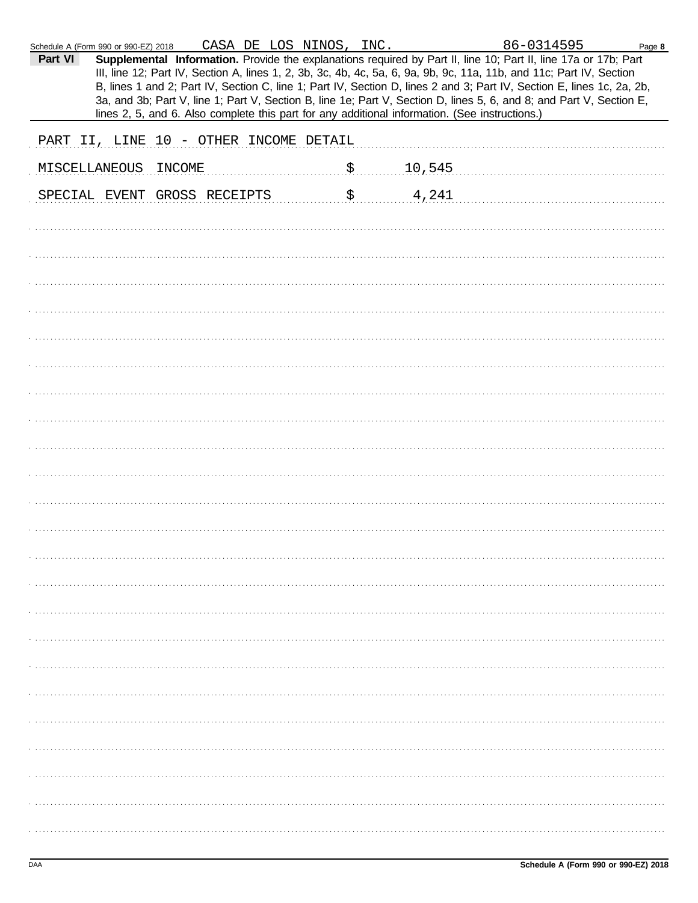Schedule A (Form 990 or 990-EZ) 2018 CASA DE LOS NINOS, INC. 86-0314595 Page **8**

**Part VI** **Supplemental Information.** Provide the explanations required by Part II, line 10; Part II, line 17a or 17b; Part III, line 12; Part IV, Section A, lines 1, 2, 3b, 3c, 4b, 4c, 5a, 6, 9a, 9b, 9c, 11a, 11b, and 11c; Part IV, Section B, lines 1 and 2; Part IV, Section C, line 1; Part IV, Section D, lines 2 and 3; Part IV, Section E, lines 1c, 2a, 2b, 3a, and 3b; Part V, line 1; Part V, Section B, line 1e; Part V, Section D, lines 5, 6, and 8; and Part V, Section E, lines 2, 5, and 6. Also complete this part for any additional information. (See instructions.)

PART II, LINE 10 - OTHER INCOME DETAIL

| | | |
|---|---|---|
| MISCELLANEOUS INCOME | $ | 10,545 |
| SPECIAL EVENT GROSS RECEIPTS | $ | 4,241 |

Schedule A (Form 990 or 990-EZ) 2018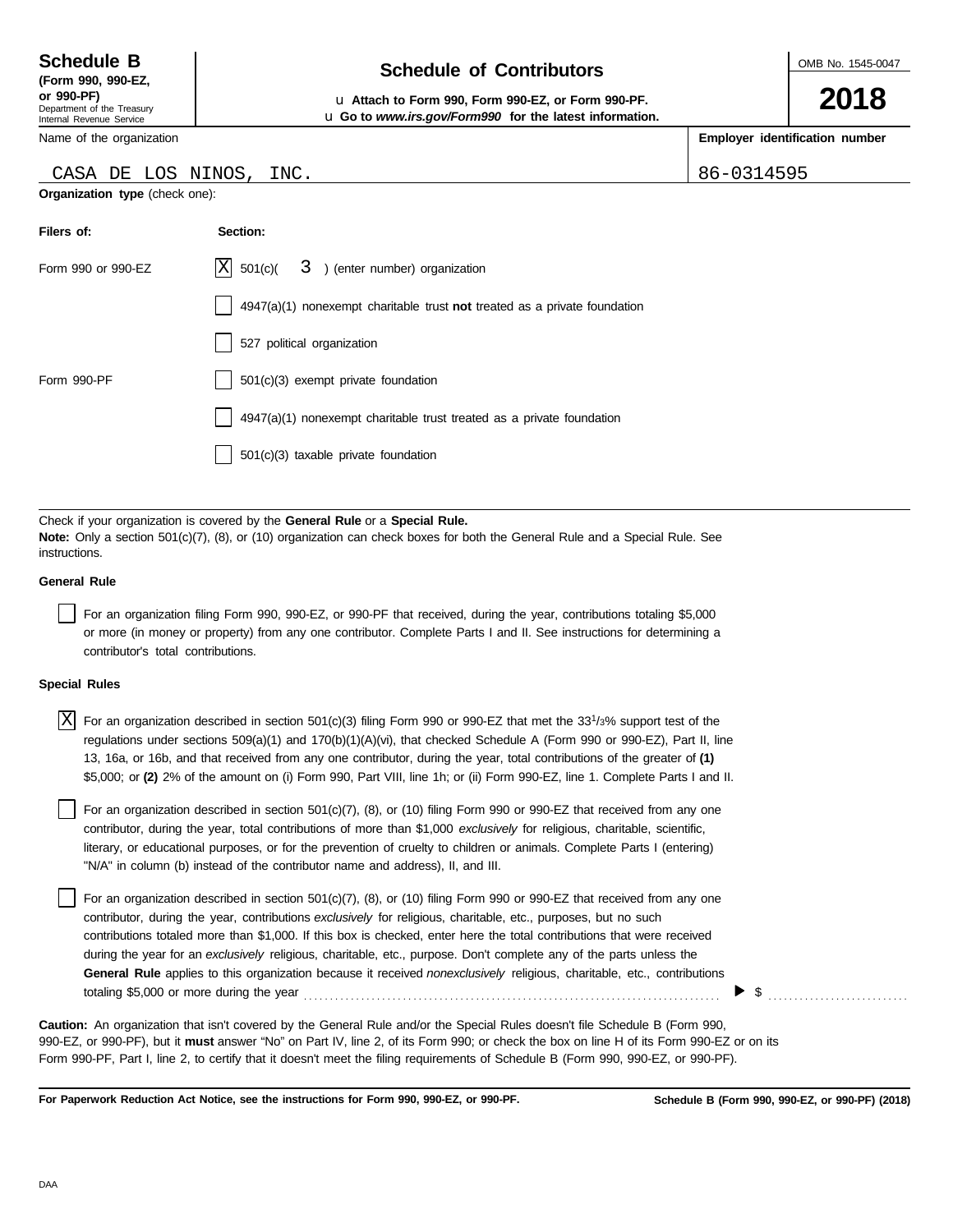**Schedule B** (Form 990, 990-EZ, or 990-PF)
Department of the Treasury
Internal Revenue Service

# Schedule of Contributors

u **Attach to Form 990, Form 990-EZ, or Form 990-PF.**
u **Go to** ***www.irs.gov/Form990*** **for the latest information.**

OMB No. 1545-0047

**2018**

| Name of the organization | Employer identification number |
|---|---|
| CASA DE LOS NINOS, INC. | 86-0314595 |

**Organization type** (check one):

| **Filers of:** | **Section:** |
|---|---|
| Form 990 or 990-EZ | [X] 501(c)( 3 ) (enter number) organization |
| | [ ] 4947(a)(1) nonexempt charitable trust **not** treated as a private foundation |
| | [ ] 527 political organization |
| Form 990-PF | [ ] 501(c)(3) exempt private foundation |
| | [ ] 4947(a)(1) nonexempt charitable trust treated as a private foundation |
| | [ ] 501(c)(3) taxable private foundation |

Check if your organization is covered by the **General Rule** or a **Special Rule.**
**Note:** Only a section 501(c)(7), (8), or (10) organization can check boxes for both the General Rule and a Special Rule. See instructions.

**General Rule**

[ ] For an organization filing Form 990, 990-EZ, or 990-PF that received, during the year, contributions totaling $5,000 or more (in money or property) from any one contributor. Complete Parts I and II. See instructions for determining a contributor's total contributions.

**Special Rules**

[X] For an organization described in section 501(c)(3) filing Form 990 or 990-EZ that met the 33 1/3% support test of the regulations under sections 509(a)(1) and 170(b)(1)(A)(vi), that checked Schedule A (Form 990 or 990-EZ), Part II, line 13, 16a, or 16b, and that received from any one contributor, during the year, total contributions of the greater of **(1)** $5,000; or **(2)** 2% of the amount on (i) Form 990, Part VIII, line 1h; or (ii) Form 990-EZ, line 1. Complete Parts I and II.

[ ] For an organization described in section 501(c)(7), (8), or (10) filing Form 990 or 990-EZ that received from any one contributor, during the year, total contributions of more than $1,000 *exclusively* for religious, charitable, scientific, literary, or educational purposes, or for the prevention of cruelty to children or animals. Complete Parts I (entering) "N/A" in column (b) instead of the contributor name and address), II, and III.

[ ] For an organization described in section 501(c)(7), (8), or (10) filing Form 990 or 990-EZ that received from any one contributor, during the year, contributions *exclusively* for religious, charitable, etc., purposes, but no such contributions totaled more than $1,000. If this box is checked, enter here the total contributions that were received during the year for an *exclusively* religious, charitable, etc., purpose. Don't complete any of the parts unless the **General Rule** applies to this organization because it received *nonexclusively* religious, charitable, etc., contributions totaling $5,000 or more during the year ▶ $ ..........

**Caution:** An organization that isn't covered by the General Rule and/or the Special Rules doesn't file Schedule B (Form 990, 990-EZ, or 990-PF), but it **must** answer "No" on Part IV, line 2, of its Form 990; or check the box on line H of its Form 990-EZ or on its Form 990-PF, Part I, line 2, to certify that it doesn't meet the filing requirements of Schedule B (Form 990, 990-EZ, or 990-PF).

**For Paperwork Reduction Act Notice, see the instructions for Form 990, 990-EZ, or 990-PF.** **Schedule B (Form 990, 990-EZ, or 990-PF) (2018)**

DAA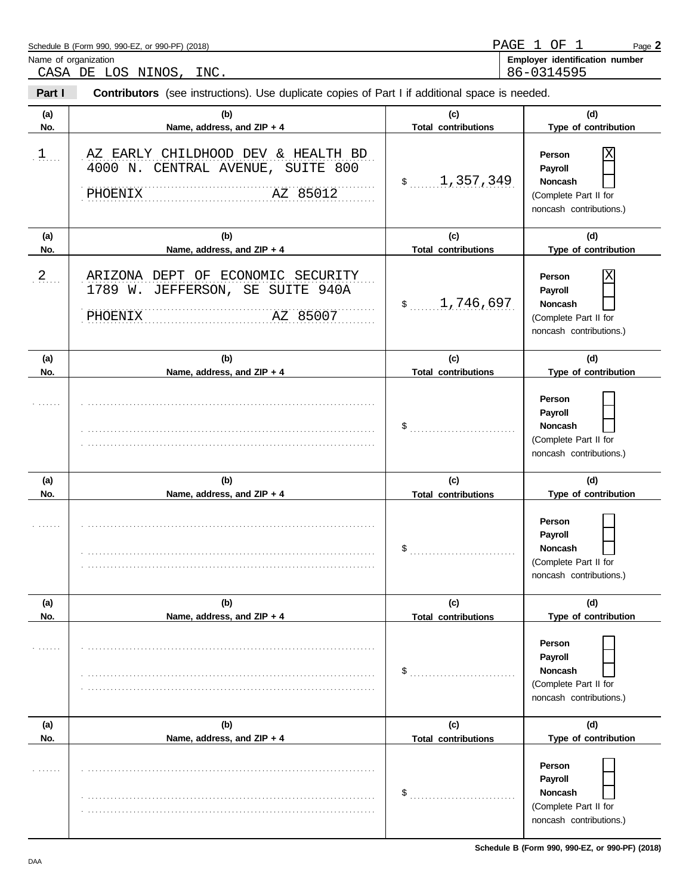Schedule B (Form 990, 990-EZ, or 990-PF) (2018)

PAGE 1 OF 1

Page **2**

Name of organization: CASA DE LOS NINOS, INC.

**Employer identification number**: 86-0314595

**Part I** **Contributors** (see instructions). Use duplicate copies of Part I if additional space is needed.

| (a) No. | (b) Name, address, and ZIP + 4 | (c) Total contributions | (d) Type of contribution |
|---|---|---|---|
| 1 | AZ EARLY CHILDHOOD DEV & HEALTH BD<br>4000 N. CENTRAL AVENUE, SUITE 800<br>PHOENIX AZ 85012 | $ 1,357,349 | Person [X]<br>Payroll [ ]<br>Noncash [ ]<br>(Complete Part II for noncash contributions.) |
| 2 | ARIZONA DEPT OF ECONOMIC SECURITY<br>1789 W. JEFFERSON, SE SUITE 940A<br>PHOENIX AZ 85007 | $ 1,746,697 | Person [X]<br>Payroll [ ]<br>Noncash [ ]<br>(Complete Part II for noncash contributions.) |
| | | $ | Person [ ]<br>Payroll [ ]<br>Noncash [ ]<br>(Complete Part II for noncash contributions.) |
| | | $ | Person [ ]<br>Payroll [ ]<br>Noncash [ ]<br>(Complete Part II for noncash contributions.) |
| | | $ | Person [ ]<br>Payroll [ ]<br>Noncash [ ]<br>(Complete Part II for noncash contributions.) |
| | | $ | Person [ ]<br>Payroll [ ]<br>Noncash [ ]<br>(Complete Part II for noncash contributions.) |

DAA

**Schedule B (Form 990, 990-EZ, or 990-PF) (2018)**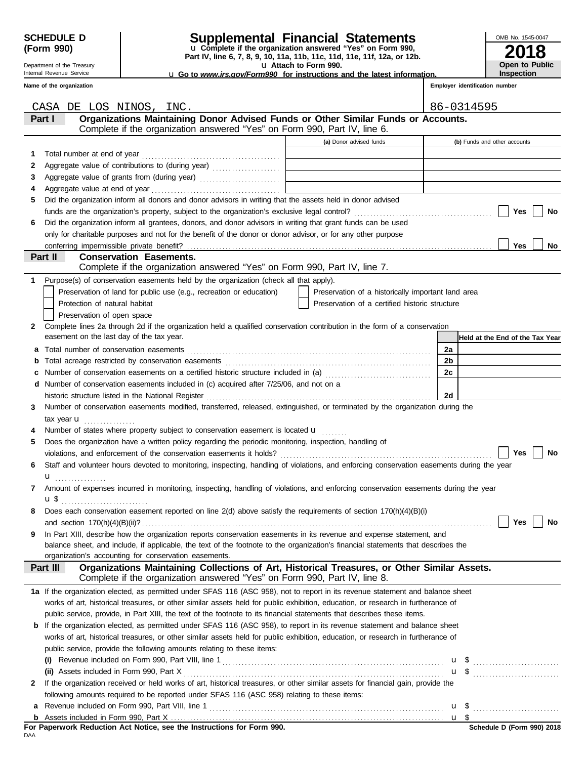**SCHEDULE D (Form 990)**

Department of the Treasury
Internal Revenue Service

# Supplemental Financial Statements

u **Complete if the organization answered "Yes" on Form 990, Part IV, line 6, 7, 8, 9, 10, 11a, 11b, 11c, 11d, 11e, 11f, 12a, or 12b.**
u **Attach to Form 990.**
u **Go to *www.irs.gov/Form990* for instructions and the latest information.**

OMB No. 1545-0047

**2018**

**Open to Public Inspection**

**Name of the organization:** CASA DE LOS NINOS, INC.

**Employer identification number:** 86-0314595

## Part I Organizations Maintaining Donor Advised Funds or Other Similar Funds or Accounts.

Complete if the organization answered "Yes" on Form 990, Part IV, line 6.

| | | (a) Donor advised funds | (b) Funds and other accounts |
|---|---|---|---|
| 1 | Total number at end of year | | |
| 2 | Aggregate value of contributions to (during year) | | |
| 3 | Aggregate value of grants from (during year) | | |
| 4 | Aggregate value at end of year | | |

5 Did the organization inform all donors and donor advisors in writing that the assets held in donor advised funds are the organization's property, subject to the organization's exclusive legal control? Yes No

6 Did the organization inform all grantees, donors, and donor advisors in writing that grant funds can be used only for charitable purposes and not for the benefit of the donor or donor advisor, or for any other purpose conferring impermissible private benefit? Yes No

## Part II Conservation Easements.

Complete if the organization answered "Yes" on Form 990, Part IV, line 7.

1 Purpose(s) of conservation easements held by the organization (check all that apply).

- Preservation of land for public use (e.g., recreation or education)
- Protection of natural habitat
- Preservation of open space
- Preservation of a historically important land area
- Preservation of a certified historic structure

2 Complete lines 2a through 2d if the organization held a qualified conservation contribution in the form of a conservation easement on the last day of the tax year.

| | | | Held at the End of the Tax Year |
|---|---|---|---|
| a | Total number of conservation easements | 2a | |
| b | Total acreage restricted by conservation easements | 2b | |
| c | Number of conservation easements on a certified historic structure included in (a) | 2c | |
| d | Number of conservation easements included in (c) acquired after 7/25/06, and not on a historic structure listed in the National Register | 2d | |

3 Number of conservation easements modified, transferred, released, extinguished, or terminated by the organization during the tax year u

4 Number of states where property subject to conservation easement is located u

5 Does the organization have a written policy regarding the periodic monitoring, inspection, handling of violations, and enforcement of the conservation easements it holds? Yes No

6 Staff and volunteer hours devoted to monitoring, inspecting, handling of violations, and enforcing conservation easements during the year u

7 Amount of expenses incurred in monitoring, inspecting, handling of violations, and enforcing conservation easements during the year u $

8 Does each conservation easement reported on line 2(d) above satisfy the requirements of section 170(h)(4)(B)(i) and section 170(h)(4)(B)(ii)? Yes No

9 In Part XIII, describe how the organization reports conservation easements in its revenue and expense statement, and balance sheet, and include, if applicable, the text of the footnote to the organization's financial statements that describes the organization's accounting for conservation easements.

## Part III Organizations Maintaining Collections of Art, Historical Treasures, or Other Similar Assets.

Complete if the organization answered "Yes" on Form 990, Part IV, line 8.

1a If the organization elected, as permitted under SFAS 116 (ASC 958), not to report in its revenue statement and balance sheet works of art, historical treasures, or other similar assets held for public exhibition, education, or research in furtherance of public service, provide, in Part XIII, the text of the footnote to its financial statements that describes these items.

b If the organization elected, as permitted under SFAS 116 (ASC 958), to report in its revenue statement and balance sheet works of art, historical treasures, or other similar assets held for public exhibition, education, or research in furtherance of public service, provide the following amounts relating to these items:

(i) Revenue included on Form 990, Part VIII, line 1 u $

(ii) Assets included in Form 990, Part X u $

2 If the organization received or held works of art, historical treasures, or other similar assets for financial gain, provide the following amounts required to be reported under SFAS 116 (ASC 958) relating to these items:

a Revenue included on Form 990, Part VIII, line 1 u $

b Assets included in Form 990, Part X u $

**For Paperwork Reduction Act Notice, see the Instructions for Form 990.**

DAA

**Schedule D (Form 990) 2018**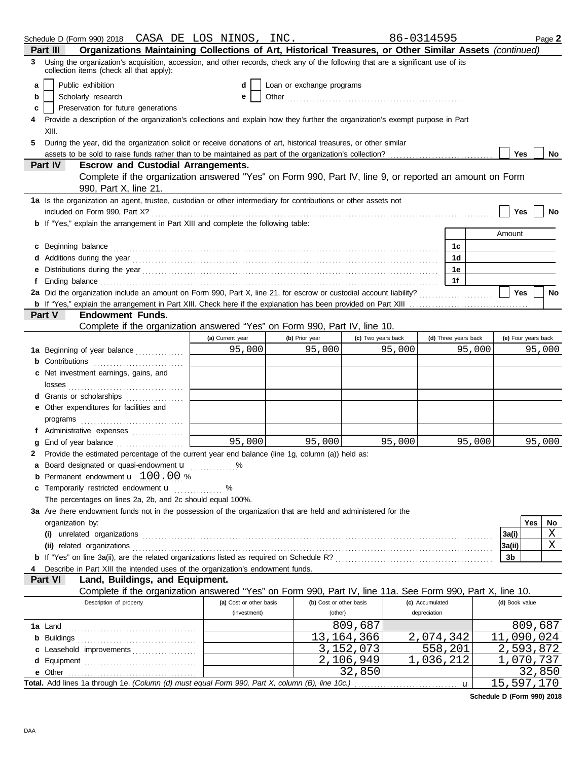Schedule D (Form 990) 2018 CASA DE LOS NINOS, INC. 86-0314595 Page **2**

**Part III** **Organizations Maintaining Collections of Art, Historical Treasures, or Other Similar Assets** *(continued)*

**3** Using the organization's acquisition, accession, and other records, check any of the following that are a significant use of its collection items (check all that apply):

- **a** ☐ Public exhibition
- **b** ☐ Scholarly research
- **c** ☐ Preservation for future generations
- **d** ☐ Loan or exchange programs
- **e** ☐ Other

**4** Provide a description of the organization's collections and explain how they further the organization's exempt purpose in Part XIII.

**5** During the year, did the organization solicit or receive donations of art, historical treasures, or other similar assets to be sold to raise funds rather than to be maintained as part of the organization's collection? ☐ Yes ☐ No

**Part IV** **Escrow and Custodial Arrangements.**
Complete if the organization answered "Yes" on Form 990, Part IV, line 9, or reported an amount on Form 990, Part X, line 21.

**1a** Is the organization an agent, trustee, custodian or other intermediary for contributions or other assets not included on Form 990, Part X? ☐ Yes ☐ No

**b** If "Yes," explain the arrangement in Part XIII and complete the following table:

| | | Amount |
|---|---|---|
| **c** Beginning balance | 1c | |
| **d** Additions during the year | 1d | |
| **e** Distributions during the year | 1e | |
| **f** Ending balance | 1f | |

**2a** Did the organization include an amount on Form 990, Part X, line 21, for escrow or custodial account liability? ☐ Yes ☐ No

**b** If "Yes," explain the arrangement in Part XIII. Check here if the explanation has been provided on Part XIII ☐

**Part V** **Endowment Funds.**
Complete if the organization answered "Yes" on Form 990, Part IV, line 10.

| | (a) Current year | (b) Prior year | (c) Two years back | (d) Three years back | (e) Four years back |
|---|---|---|---|---|---|
| **1a** Beginning of year balance | 95,000 | 95,000 | 95,000 | 95,000 | 95,000 |
| **b** Contributions | | | | | |
| **c** Net investment earnings, gains, and losses | | | | | |
| **d** Grants or scholarships | | | | | |
| **e** Other expenditures for facilities and programs | | | | | |
| **f** Administrative expenses | | | | | |
| **g** End of year balance | 95,000 | 95,000 | 95,000 | 95,000 | 95,000 |

**2** Provide the estimated percentage of the current year end balance (line 1g, column (a)) held as:

- **a** Board designated or quasi-endowment ______ %
- **b** Permanent endowment 100.00 %
- **c** Temporarily restricted endowment ______ %

The percentages on lines 2a, 2b, and 2c should equal 100%.

**3a** Are there endowment funds not in the possession of the organization that are held and administered for the organization by:

| | | Yes | No |
|---|---|---|---|
| **(i)** unrelated organizations | 3a(i) | | X |
| **(ii)** related organizations | 3a(ii) | | X |
| **b** If "Yes" on line 3a(ii), are the related organizations listed as required on Schedule R? | 3b | | |

**4** Describe in Part XIII the intended uses of the organization's endowment funds.

**Part VI** **Land, Buildings, and Equipment.**
Complete if the organization answered "Yes" on Form 990, Part IV, line 11a. See Form 990, Part X, line 10.

| Description of property | (a) Cost or other basis (investment) | (b) Cost or other basis (other) | (c) Accumulated depreciation | (d) Book value |
|---|---|---|---|---|
| **1a** Land | | 809,687 | | 809,687 |
| **b** Buildings | | 13,164,366 | 2,074,342 | 11,090,024 |
| **c** Leasehold improvements | | 3,152,073 | 558,201 | 2,593,872 |
| **d** Equipment | | 2,106,949 | 1,036,212 | 1,070,737 |
| **e** Other | | 32,850 | | 32,850 |
| **Total.** Add lines 1a through 1e. *(Column (d) must equal Form 990, Part X, column (B), line 10c.)* | | | | 15,597,170 |

**Schedule D (Form 990) 2018**

DAA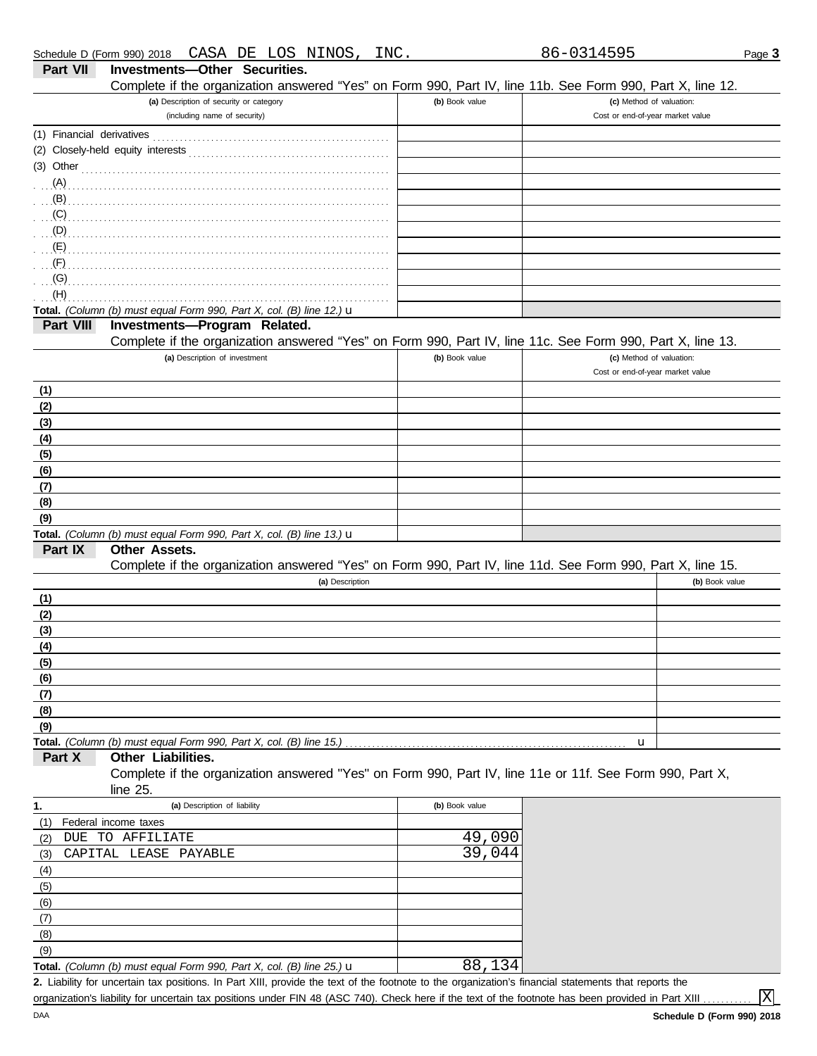Schedule D (Form 990) 2018 CASA DE LOS NINOS, INC. 86-0314595

## Part VII Investments—Other Securities.

Complete if the organization answered "Yes" on Form 990, Part IV, line 11b. See Form 990, Part X, line 12.

| (a) Description of security or category (including name of security) | (b) Book value | (c) Method of valuation: Cost or end-of-year market value |
|---|---|---|
| (1) Financial derivatives | | |
| (2) Closely-held equity interests | | |
| (3) Other | | |
| (A) | | |
| (B) | | |
| (C) | | |
| (D) | | |
| (E) | | |
| (F) | | |
| (G) | | |
| (H) | | |
| **Total.** *(Column (b) must equal Form 990, Part X, col. (B) line 12.)* u | | |

## Part VIII Investments—Program Related.

Complete if the organization answered "Yes" on Form 990, Part IV, line 11c. See Form 990, Part X, line 13.

| (a) Description of investment | (b) Book value | (c) Method of valuation: Cost or end-of-year market value |
|---|---|---|
| (1) | | |
| (2) | | |
| (3) | | |
| (4) | | |
| (5) | | |
| (6) | | |
| (7) | | |
| (8) | | |
| (9) | | |
| **Total.** *(Column (b) must equal Form 990, Part X, col. (B) line 13.)* u | | |

## Part IX Other Assets.

Complete if the organization answered "Yes" on Form 990, Part IV, line 11d. See Form 990, Part X, line 15.

| (a) Description | (b) Book value |
|---|---|
| (1) | |
| (2) | |
| (3) | |
| (4) | |
| (5) | |
| (6) | |
| (7) | |
| (8) | |
| (9) | |
| **Total.** *(Column (b) must equal Form 990, Part X, col. (B) line 15.)* u | |

## Part X Other Liabilities.

Complete if the organization answered "Yes" on Form 990, Part IV, line 11e or 11f. See Form 990, Part X, line 25.

| 1. (a) Description of liability | (b) Book value |
|---|---|
| (1) Federal income taxes | |
| (2) DUE TO AFFILIATE | 49,090 |
| (3) CAPITAL LEASE PAYABLE | 39,044 |
| (4) | |
| (5) | |
| (6) | |
| (7) | |
| (8) | |
| (9) | |
| **Total.** *(Column (b) must equal Form 990, Part X, col. (B) line 25.)* u | 88,134 |

**2.** Liability for uncertain tax positions. In Part XIII, provide the text of the footnote to the organization's financial statements that reports the organization's liability for uncertain tax positions under FIN 48 (ASC 740). Check here if the text of the footnote has been provided in Part XIII ........... [X]

DAA **Schedule D (Form 990) 2018**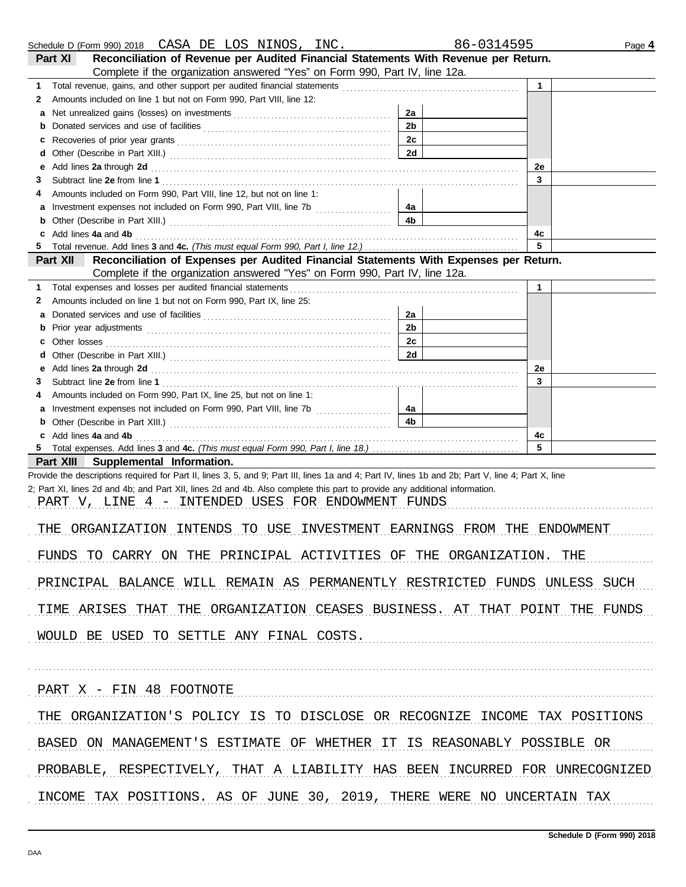Schedule D (Form 990) 2018 CASA DE LOS NINOS, INC. 86-0314595

## Part XI Reconciliation of Revenue per Audited Financial Statements With Revenue per Return.

Complete if the organization answered "Yes" on Form 990, Part IV, line 12a.

| | | | | | |
|---|---|---|---|---|---|
| 1 | Total revenue, gains, and other support per audited financial statements | | | 1 | |
| 2 | Amounts included on line 1 but not on Form 990, Part VIII, line 12: | | | | |
| a | Net unrealized gains (losses) on investments | 2a | | | |
| b | Donated services and use of facilities | 2b | | | |
| c | Recoveries of prior year grants | 2c | | | |
| d | Other (Describe in Part XIII.) | 2d | | | |
| e | Add lines **2a** through **2d** | | | 2e | |
| 3 | Subtract line **2e** from line **1** | | | 3 | |
| 4 | Amounts included on Form 990, Part VIII, line 12, but not on line 1: | | | | |
| a | Investment expenses not included on Form 990, Part VIII, line 7b | 4a | | | |
| b | Other (Describe in Part XIII.) | 4b | | | |
| c | Add lines **4a** and **4b** | | | 4c | |
| 5 | Total revenue. Add lines **3** and **4c.** *(This must equal Form 990, Part I, line 12.)* | | | 5 | |

## Part XII Reconciliation of Expenses per Audited Financial Statements With Expenses per Return.

Complete if the organization answered "Yes" on Form 990, Part IV, line 12a.

| | | | | | |
|---|---|---|---|---|---|
| 1 | Total expenses and losses per audited financial statements | | | 1 | |
| 2 | Amounts included on line 1 but not on Form 990, Part IX, line 25: | | | | |
| a | Donated services and use of facilities | 2a | | | |
| b | Prior year adjustments | 2b | | | |
| c | Other losses | 2c | | | |
| d | Other (Describe in Part XIII.) | 2d | | | |
| e | Add lines **2a** through **2d** | | | 2e | |
| 3 | Subtract line **2e** from line **1** | | | 3 | |
| 4 | Amounts included on Form 990, Part IX, line 25, but not on line 1: | | | | |
| a | Investment expenses not included on Form 990, Part VIII, line 7b | 4a | | | |
| b | Other (Describe in Part XIII.) | 4b | | | |
| c | Add lines **4a** and **4b** | | | 4c | |
| 5 | Total expenses. Add lines **3** and **4c.** *(This must equal Form 990, Part I, line 18.)* | | | 5 | |

## Part XIII Supplemental Information.

Provide the descriptions required for Part II, lines 3, 5, and 9; Part III, lines 1a and 4; Part IV, lines 1b and 2b; Part V, line 4; Part X, line 2; Part XI, lines 2d and 4b; and Part XII, lines 2d and 4b. Also complete this part to provide any additional information.

PART V, LINE 4 - INTENDED USES FOR ENDOWMENT FUNDS

THE ORGANIZATION INTENDS TO USE INVESTMENT EARNINGS FROM THE ENDOWMENT FUNDS TO CARRY ON THE PRINCIPAL ACTIVITIES OF THE ORGANIZATION. THE PRINCIPAL BALANCE WILL REMAIN AS PERMANENTLY RESTRICTED FUNDS UNLESS SUCH TIME ARISES THAT THE ORGANIZATION CEASES BUSINESS. AT THAT POINT THE FUNDS WOULD BE USED TO SETTLE ANY FINAL COSTS.

PART X - FIN 48 FOOTNOTE

THE ORGANIZATION'S POLICY IS TO DISCLOSE OR RECOGNIZE INCOME TAX POSITIONS BASED ON MANAGEMENT'S ESTIMATE OF WHETHER IT IS REASONABLY POSSIBLE OR PROBABLE, RESPECTIVELY, THAT A LIABILITY HAS BEEN INCURRED FOR UNRECOGNIZED INCOME TAX POSITIONS. AS OF JUNE 30, 2019, THERE WERE NO UNCERTAIN TAX

Schedule D (Form 990) 2018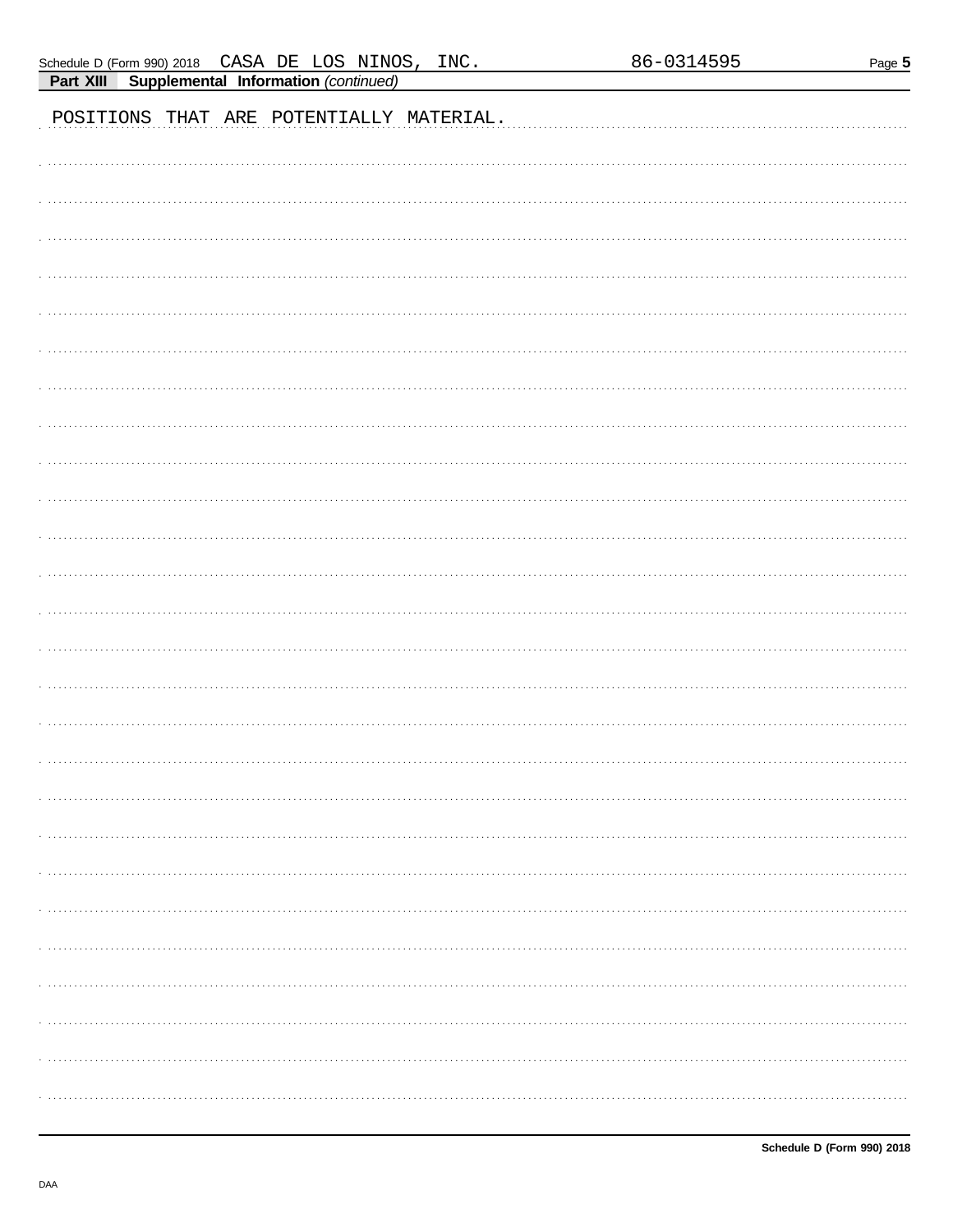Schedule D (Form 990) 2018 CASA DE LOS NINOS, INC. 86-0314595

**Part XIII Supplemental Information** *(continued)*

POSITIONS THAT ARE POTENTIALLY MATERIAL.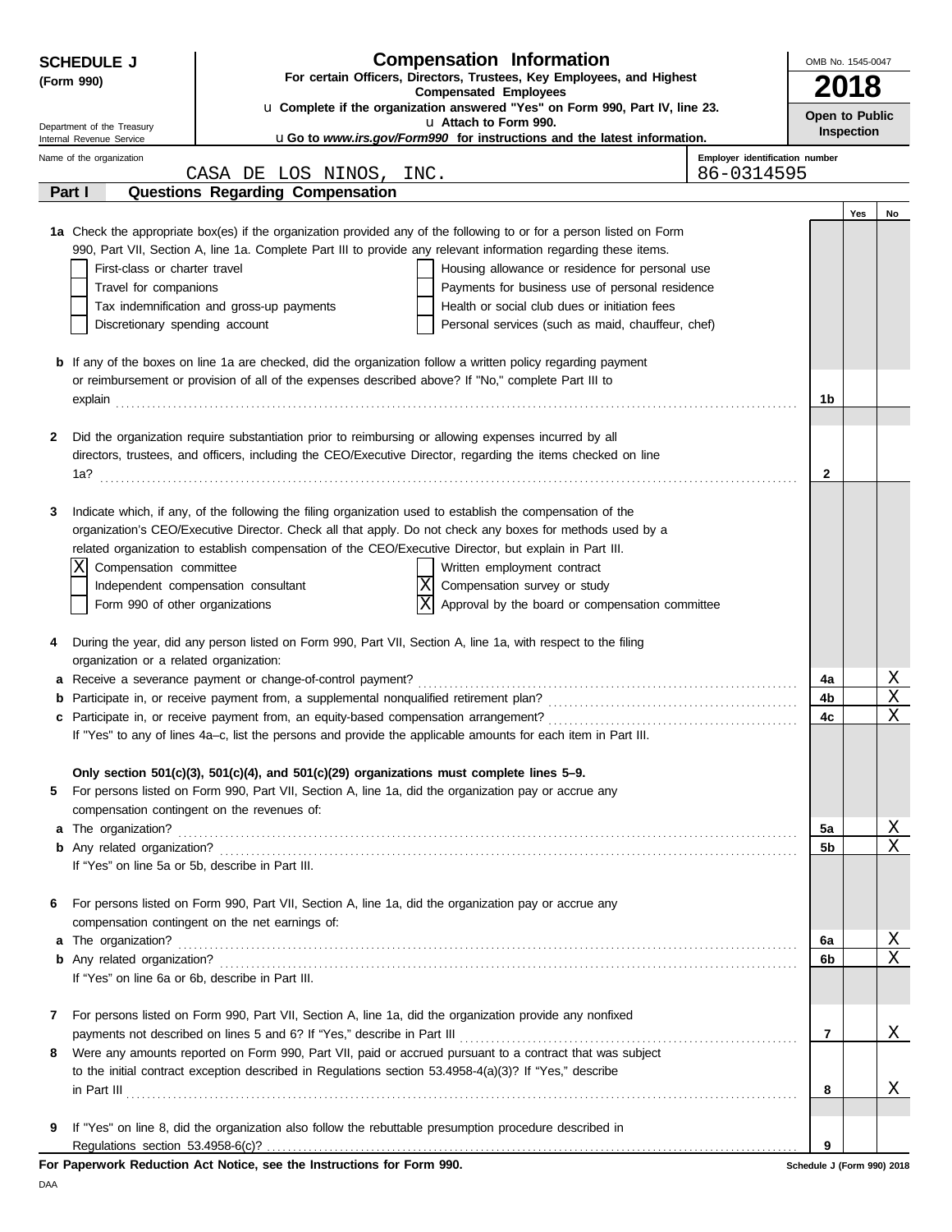# SCHEDULE J (Form 990)

Department of the Treasury
Internal Revenue Service

## Compensation Information

**For certain Officers, Directors, Trustees, Key Employees, and Highest Compensated Employees**

u **Complete if the organization answered "Yes" on Form 990, Part IV, line 23.**
u **Attach to Form 990.**
u **Go to *www.irs.gov/Form990* for instructions and the latest information.**

OMB No. 1545-0047

**2018**

**Open to Public Inspection**

Name of the organization: CASA DE LOS NINOS, INC.

Employer identification number: 86-0314595

## Part I — Questions Regarding Compensation

| | | | Yes | No |
|---|---|---|---|---|
| **1a** | Check the appropriate box(es) if the organization provided any of the following to or for a person listed on Form 990, Part VII, Section A, line 1a. Complete Part III to provide any relevant information regarding these items.<br>☐ First-class or charter travel ☐ Housing allowance or residence for personal use<br>☐ Travel for companions ☐ Payments for business use of personal residence<br>☐ Tax indemnification and gross-up payments ☐ Health or social club dues or initiation fees<br>☐ Discretionary spending account ☐ Personal services (such as maid, chauffeur, chef) | | | |
| **b** | If any of the boxes on line 1a are checked, did the organization follow a written policy regarding payment or reimbursement or provision of all of the expenses described above? If "No," complete Part III to explain | 1b | | |
| **2** | Did the organization require substantiation prior to reimbursing or allowing expenses incurred by all directors, trustees, and officers, including the CEO/Executive Director, regarding the items checked on line 1a? | 2 | | |
| **3** | Indicate which, if any, of the following the filing organization used to establish the compensation of the organization's CEO/Executive Director. Check all that apply. Do not check any boxes for methods used by a related organization to establish compensation of the CEO/Executive Director, but explain in Part III.<br>☒ Compensation committee ☐ Written employment contract<br>☐ Independent compensation consultant ☒ Compensation survey or study<br>☐ Form 990 of other organizations ☒ Approval by the board or compensation committee | | | |
| **4** | During the year, did any person listed on Form 990, Part VII, Section A, line 1a, with respect to the filing organization or a related organization: | | | |
| **a** | Receive a severance payment or change-of-control payment? | 4a | | X |
| **b** | Participate in, or receive payment from, a supplemental nonqualified retirement plan? | 4b | | X |
| **c** | Participate in, or receive payment from, an equity-based compensation arrangement? | 4c | | X |
| | If "Yes" to any of lines 4a–c, list the persons and provide the applicable amounts for each item in Part III. | | | |
| | **Only section 501(c)(3), 501(c)(4), and 501(c)(29) organizations must complete lines 5–9.** | | | |
| **5** | For persons listed on Form 990, Part VII, Section A, line 1a, did the organization pay or accrue any compensation contingent on the revenues of: | | | |
| **a** | The organization? | 5a | | X |
| **b** | Any related organization? | 5b | | X |
| | If "Yes" on line 5a or 5b, describe in Part III. | | | |
| **6** | For persons listed on Form 990, Part VII, Section A, line 1a, did the organization pay or accrue any compensation contingent on the net earnings of: | | | |
| **a** | The organization? | 6a | | X |
| **b** | Any related organization? | 6b | | X |
| | If "Yes" on line 6a or 6b, describe in Part III. | | | |
| **7** | For persons listed on Form 990, Part VII, Section A, line 1a, did the organization provide any nonfixed payments not described on lines 5 and 6? If "Yes," describe in Part III | 7 | | X |
| **8** | Were any amounts reported on Form 990, Part VII, paid or accrued pursuant to a contract that was subject to the initial contract exception described in Regulations section 53.4958-4(a)(3)? If "Yes," describe in Part III | 8 | | X |
| **9** | If "Yes" on line 8, did the organization also follow the rebuttable presumption procedure described in Regulations section 53.4958-6(c)? | 9 | | |

**For Paperwork Reduction Act Notice, see the Instructions for Form 990.**

Schedule J (Form 990) 2018

DAA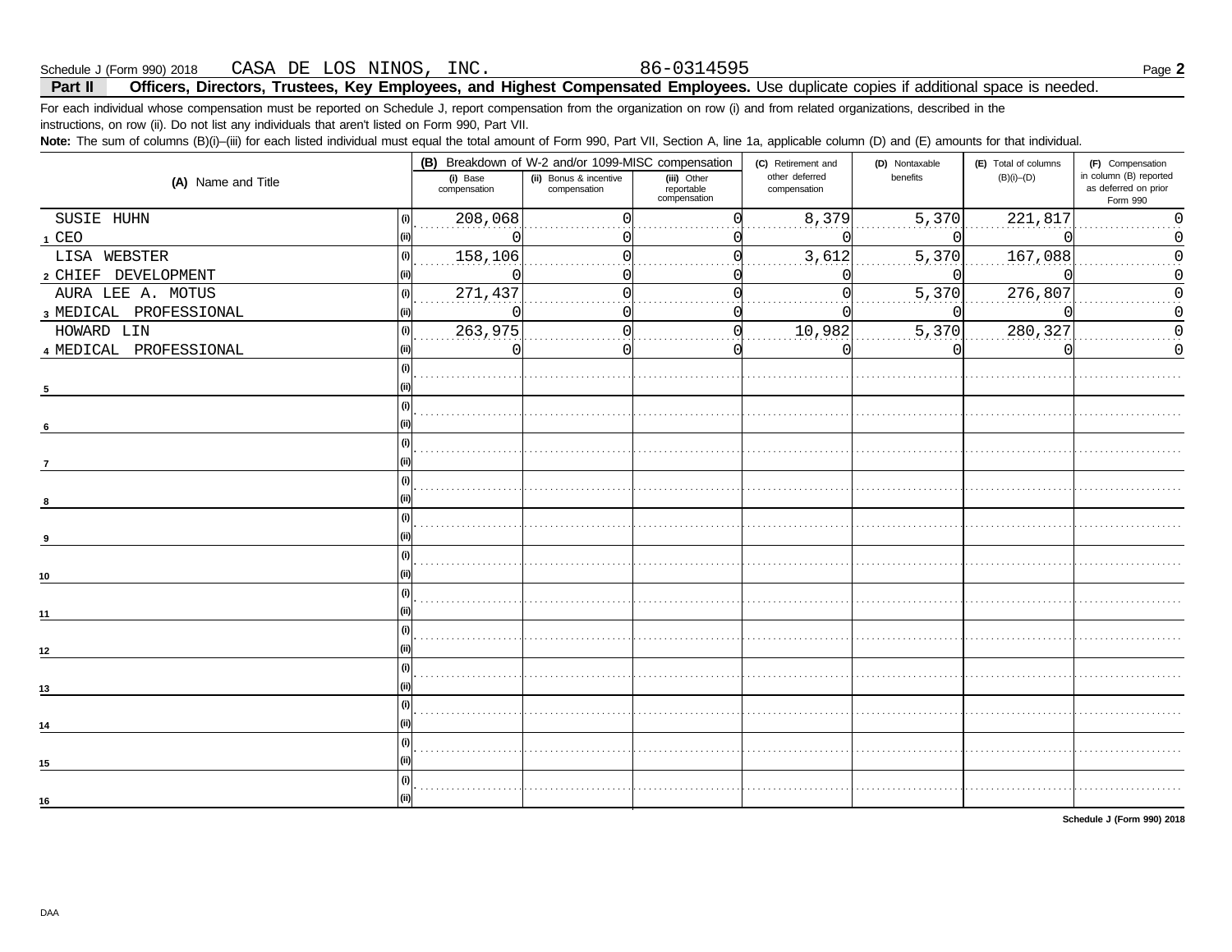Schedule J (Form 990) 2018 CASA DE LOS NINOS, INC. 86-0314595

## Part II Officers, Directors, Trustees, Key Employees, and Highest Compensated Employees. 

Use duplicate copies if additional space is needed.

For each individual whose compensation must be reported on Schedule J, report compensation from the organization on row (i) and from related organizations, described in the instructions, on row (ii). Do not list any individuals that aren't listed on Form 990, Part VII.

**Note:** The sum of columns (B)(i)–(iii) for each listed individual must equal the total amount of Form 990, Part VII, Section A, line 1a, applicable column (D) and (E) amounts for that individual.

| (A) Name and Title | | (B) Breakdown of W-2 and/or 1099-MISC compensation | | | (C) Retirement and other deferred compensation | (D) Nontaxable benefits | (E) Total of columns (B)(i)–(D) | (F) Compensation in column (B) reported as deferred on prior Form 990 |
|---|---|---|---|---|---|---|---|---|
| | | (i) Base compensation | (ii) Bonus & incentive compensation | (iii) Other reportable compensation | | | | |
| 1 SUSIE HUHN | (i) | 208,068 | 0 | 0 | 8,379 | 5,370 | 221,817 | 0 |
| CEO | (ii) | 0 | 0 | 0 | 0 | 0 | 0 | 0 |
| 2 LISA WEBSTER | (i) | 158,106 | 0 | 0 | 3,612 | 5,370 | 167,088 | 0 |
| CHIEF DEVELOPMENT | (ii) | 0 | 0 | 0 | 0 | 0 | 0 | 0 |
| 3 AURA LEE A. MOTUS | (i) | 271,437 | 0 | 0 | 0 | 5,370 | 276,807 | 0 |
| MEDICAL PROFESSIONAL | (ii) | 0 | 0 | 0 | 0 | 0 | 0 | 0 |
| 4 HOWARD LIN | (i) | 263,975 | 0 | 0 | 10,982 | 5,370 | 280,327 | 0 |
| MEDICAL PROFESSIONAL | (ii) | 0 | 0 | 0 | 0 | 0 | 0 | 0 |
| 5 | (i) | | | | | | | |
| | (ii) | | | | | | | |
| 6 | (i) | | | | | | | |
| | (ii) | | | | | | | |
| 7 | (i) | | | | | | | |
| | (ii) | | | | | | | |
| 8 | (i) | | | | | | | |
| | (ii) | | | | | | | |
| 9 | (i) | | | | | | | |
| | (ii) | | | | | | | |
| 10 | (i) | | | | | | | |
| | (ii) | | | | | | | |
| 11 | (i) | | | | | | | |
| | (ii) | | | | | | | |
| 12 | (i) | | | | | | | |
| | (ii) | | | | | | | |
| 13 | (i) | | | | | | | |
| | (ii) | | | | | | | |
| 14 | (i) | | | | | | | |
| | (ii) | | | | | | | |
| 15 | (i) | | | | | | | |
| | (ii) | | | | | | | |
| 16 | (i) | | | | | | | |
| | (ii) | | | | | | | |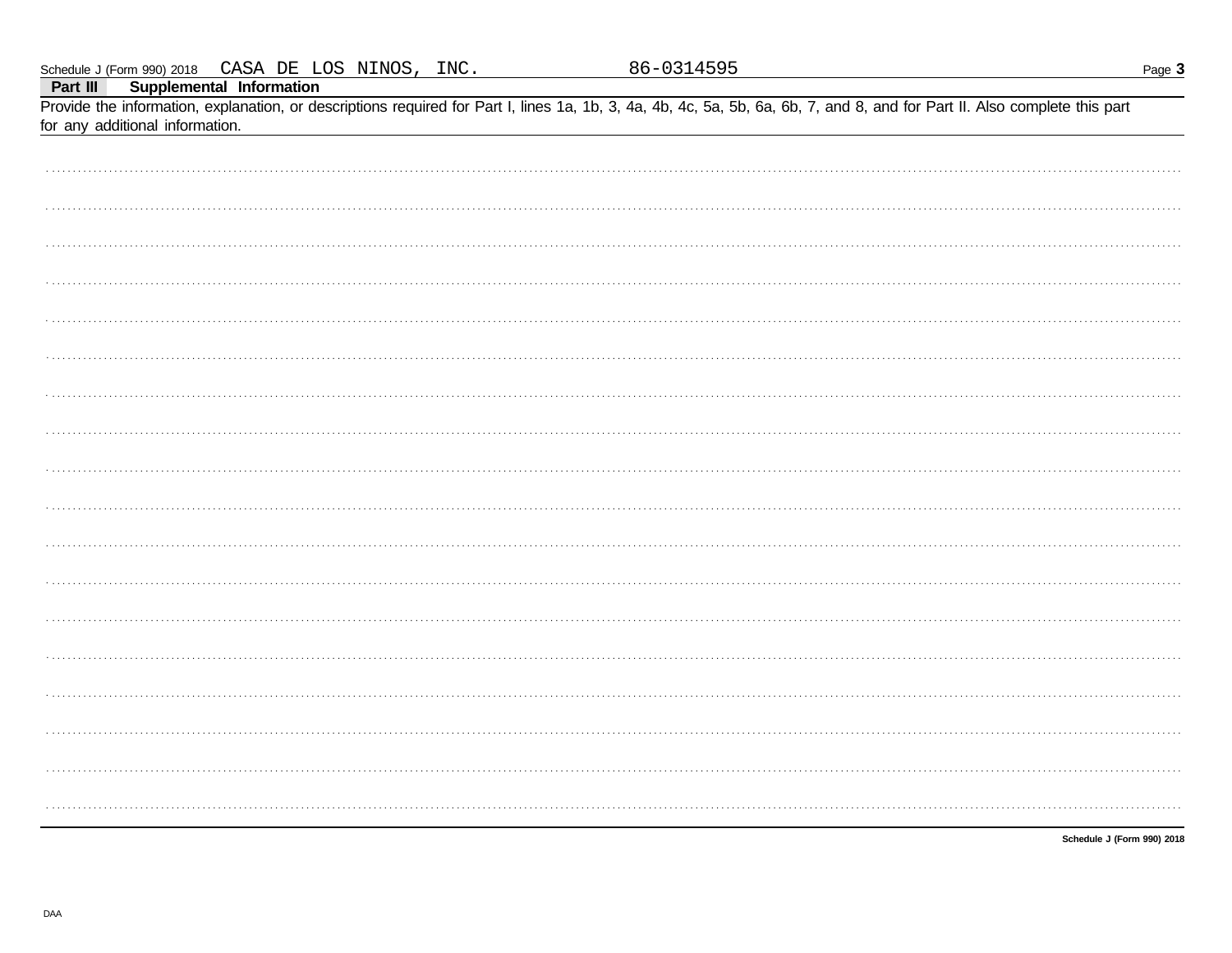Schedule J (Form 990) 2018 CASA DE LOS NINOS, INC. 86-0314595

## Part III Supplemental Information

Provide the information, explanation, or descriptions required for Part I, lines 1a, 1b, 3, 4a, 4b, 4c, 5a, 5b, 6a, 6b, 7, and 8, and for Part II. Also complete this part for any additional information.

Schedule J (Form 990) 2018

DAA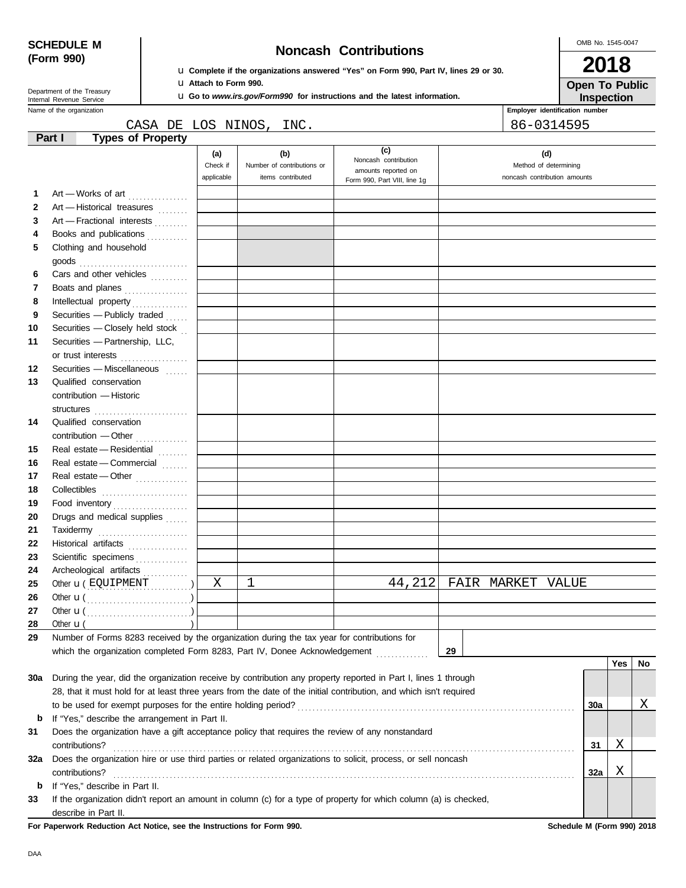**SCHEDULE M (Form 990)**

Department of the Treasury
Internal Revenue Service

# Noncash Contributions

u **Complete if the organizations answered "Yes" on Form 990, Part IV, lines 29 or 30.**
u **Attach to Form 990.**
u **Go to *www.irs.gov/Form990* for instructions and the latest information.**

OMB No. 1545-0047

**2018**

**Open To Public Inspection**

Name of the organization: CASA DE LOS NINOS, INC.

Employer identification number: 86-0314595

## Part I — Types of Property

| | | (a) Check if applicable | (b) Number of contributions or items contributed | (c) Noncash contribution amounts reported on Form 990, Part VIII, line 1g | (d) Method of determining noncash contribution amounts |
|---|---|---|---|---|---|
| 1 | Art — Works of art | | | | |
| 2 | Art — Historical treasures | | | | |
| 3 | Art — Fractional interests | | | | |
| 4 | Books and publications | | | | |
| 5 | Clothing and household goods | | | | |
| 6 | Cars and other vehicles | | | | |
| 7 | Boats and planes | | | | |
| 8 | Intellectual property | | | | |
| 9 | Securities — Publicly traded | | | | |
| 10 | Securities — Closely held stock | | | | |
| 11 | Securities — Partnership, LLC, or trust interests | | | | |
| 12 | Securities — Miscellaneous | | | | |
| 13 | Qualified conservation contribution — Historic structures | | | | |
| 14 | Qualified conservation contribution — Other | | | | |
| 15 | Real estate — Residential | | | | |
| 16 | Real estate — Commercial | | | | |
| 17 | Real estate — Other | | | | |
| 18 | Collectibles | | | | |
| 19 | Food inventory | | | | |
| 20 | Drugs and medical supplies | | | | |
| 21 | Taxidermy | | | | |
| 22 | Historical artifacts | | | | |
| 23 | Scientific specimens | | | | |
| 24 | Archeological artifacts | | | | |
| 25 | Other u ( EQUIPMENT ) | X | 1 | 44,212 | FAIR MARKET VALUE |
| 26 | Other u ( ) | | | | |
| 27 | Other u ( ) | | | | |
| 28 | Other u ( ) | | | | |

**29** Number of Forms 8283 received by the organization during the tax year for contributions for which the organization completed Form 8283, Part IV, Donee Acknowledgement . . . **29**

| | | | Yes | No |
|---|---|---|---|---|
| 30a | During the year, did the organization receive by contribution any property reported in Part I, lines 1 through 28, that it must hold for at least three years from the date of the initial contribution, and which isn't required to be used for exempt purposes for the entire holding period? | 30a | | X |
| b | If "Yes," describe the arrangement in Part II. | | | |
| 31 | Does the organization have a gift acceptance policy that requires the review of any nonstandard contributions? | 31 | X | |
| 32a | Does the organization hire or use third parties or related organizations to solicit, process, or sell noncash contributions? | 32a | X | |
| b | If "Yes," describe in Part II. | | | |
| 33 | If the organization didn't report an amount in column (c) for a type of property for which column (a) is checked, describe in Part II. | | | |

**For Paperwork Reduction Act Notice, see the Instructions for Form 990.** **Schedule M (Form 990) 2018**

DAA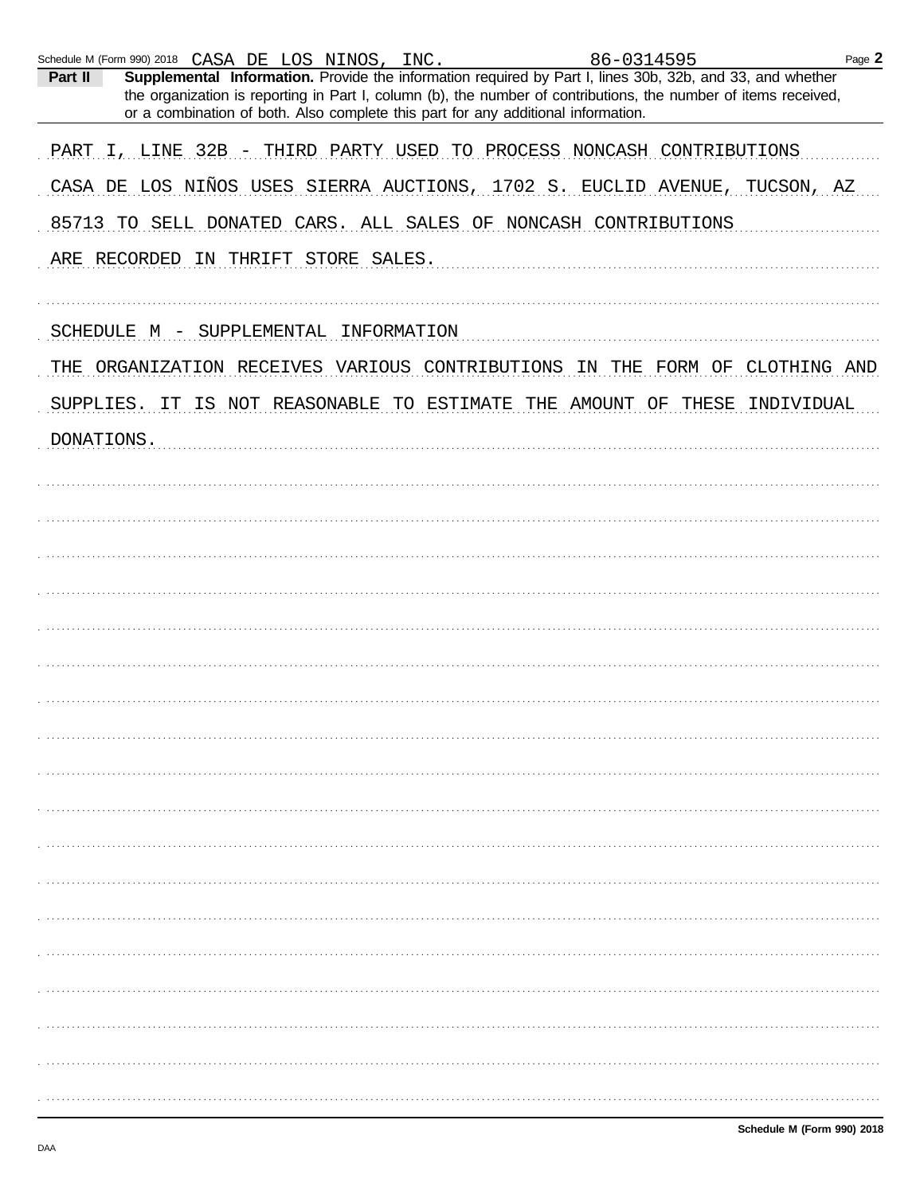Schedule M (Form 990) 2018 CASA DE LOS NINOS, INC. 86-0314595

**Part II** **Supplemental Information.** Provide the information required by Part I, lines 30b, 32b, and 33, and whether the organization is reporting in Part I, column (b), the number of contributions, the number of items received, or a combination of both. Also complete this part for any additional information.

PART I, LINE 32B - THIRD PARTY USED TO PROCESS NONCASH CONTRIBUTIONS

CASA DE LOS NIÑOS USES SIERRA AUCTIONS, 1702 S. EUCLID AVENUE, TUCSON, AZ 85713 TO SELL DONATED CARS. ALL SALES OF NONCASH CONTRIBUTIONS ARE RECORDED IN THRIFT STORE SALES.

SCHEDULE M - SUPPLEMENTAL INFORMATION

THE ORGANIZATION RECEIVES VARIOUS CONTRIBUTIONS IN THE FORM OF CLOTHING AND SUPPLIES. IT IS NOT REASONABLE TO ESTIMATE THE AMOUNT OF THESE INDIVIDUAL DONATIONS.

Schedule M (Form 990) 2018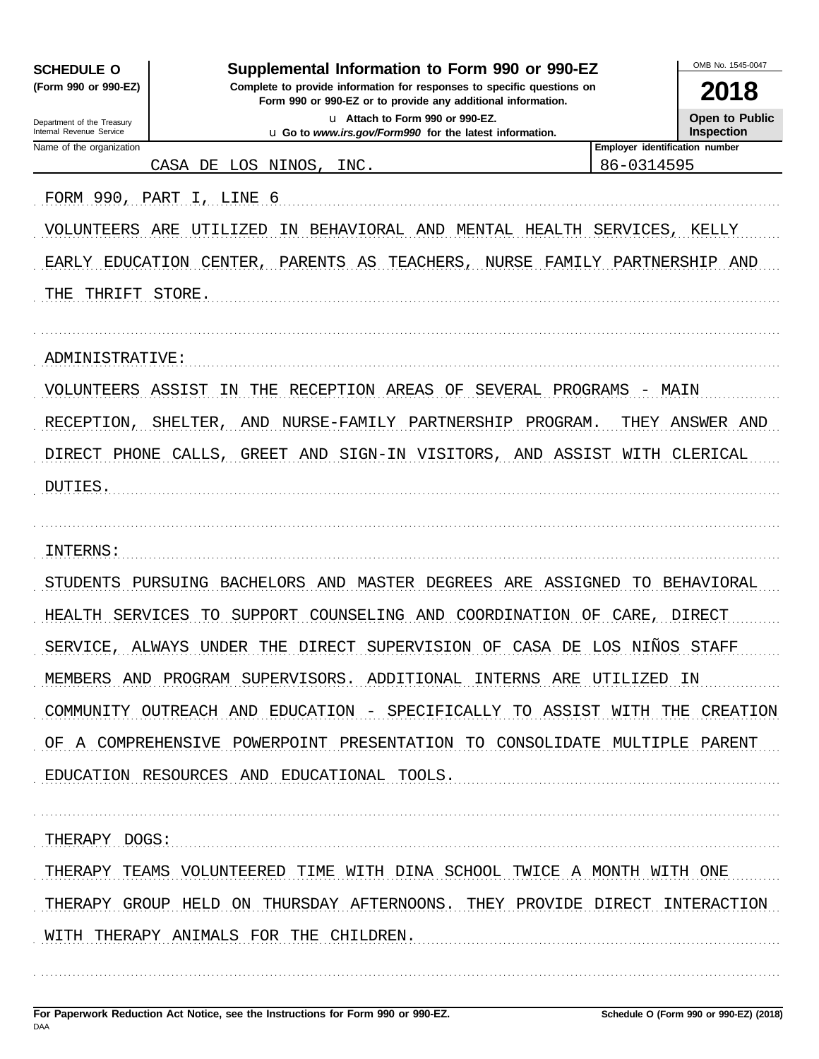**SCHEDULE O**
**(Form 990 or 990-EZ)**

Department of the Treasury
Internal Revenue Service

# Supplemental Information to Form 990 or 990-EZ

**Complete to provide information for responses to specific questions on Form 990 or 990-EZ or to provide any additional information.**

u **Attach to Form 990 or 990-EZ.**
u **Go to *www.irs.gov/Form990* for the latest information.**

OMB No. 1545-0047

**2018**

**Open to Public Inspection**

| Name of the organization | Employer identification number |
|---|---|
| CASA DE LOS NINOS, INC. | 86-0314595 |

FORM 990, PART I, LINE 6

VOLUNTEERS ARE UTILIZED IN BEHAVIORAL AND MENTAL HEALTH SERVICES, KELLY EARLY EDUCATION CENTER, PARENTS AS TEACHERS, NURSE FAMILY PARTNERSHIP AND THE THRIFT STORE.

ADMINISTRATIVE:

VOLUNTEERS ASSIST IN THE RECEPTION AREAS OF SEVERAL PROGRAMS - MAIN RECEPTION, SHELTER, AND NURSE-FAMILY PARTNERSHIP PROGRAM. THEY ANSWER AND DIRECT PHONE CALLS, GREET AND SIGN-IN VISITORS, AND ASSIST WITH CLERICAL DUTIES.

INTERNS:

STUDENTS PURSUING BACHELORS AND MASTER DEGREES ARE ASSIGNED TO BEHAVIORAL HEALTH SERVICES TO SUPPORT COUNSELING AND COORDINATION OF CARE, DIRECT SERVICE, ALWAYS UNDER THE DIRECT SUPERVISION OF CASA DE LOS NIÑOS STAFF MEMBERS AND PROGRAM SUPERVISORS. ADDITIONAL INTERNS ARE UTILIZED IN COMMUNITY OUTREACH AND EDUCATION - SPECIFICALLY TO ASSIST WITH THE CREATION OF A COMPREHENSIVE POWERPOINT PRESENTATION TO CONSOLIDATE MULTIPLE PARENT EDUCATION RESOURCES AND EDUCATIONAL TOOLS.

THERAPY DOGS:

THERAPY TEAMS VOLUNTEERED TIME WITH DINA SCHOOL TWICE A MONTH WITH ONE THERAPY GROUP HELD ON THURSDAY AFTERNOONS. THEY PROVIDE DIRECT INTERACTION WITH THERAPY ANIMALS FOR THE CHILDREN.

**For Paperwork Reduction Act Notice, see the Instructions for Form 990 or 990-EZ.** **Schedule O (Form 990 or 990-EZ) (2018)**

DAA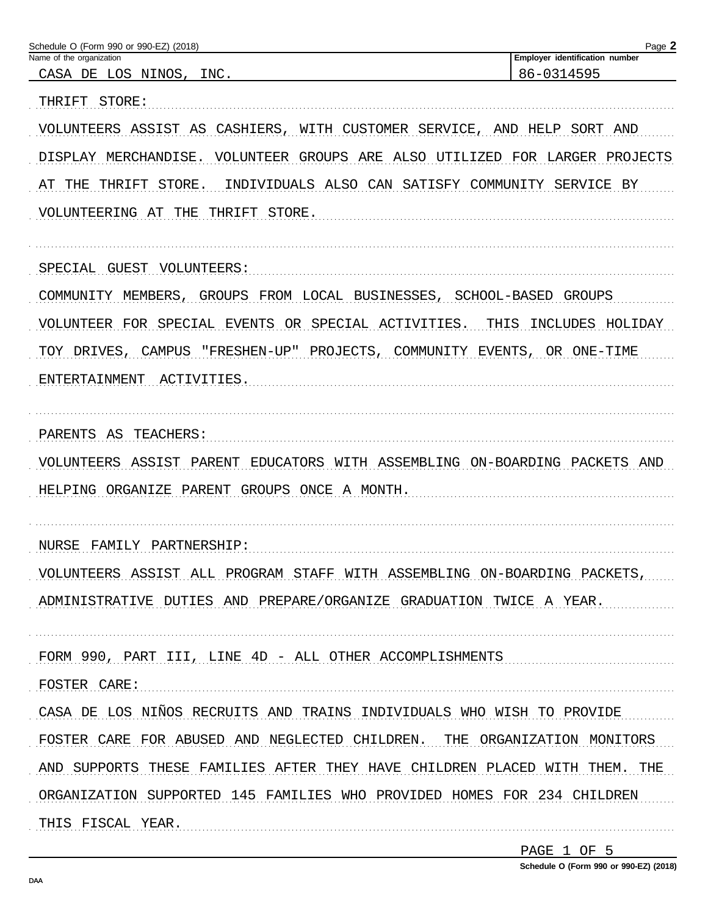Schedule O (Form 990 or 990-EZ) (2018)

| Name of the organization | Employer identification number |
|---|---|
| CASA DE LOS NINOS, INC. | 86-0314595 |

THRIFT STORE:

VOLUNTEERS ASSIST AS CASHIERS, WITH CUSTOMER SERVICE, AND HELP SORT AND DISPLAY MERCHANDISE. VOLUNTEER GROUPS ARE ALSO UTILIZED FOR LARGER PROJECTS AT THE THRIFT STORE. INDIVIDUALS ALSO CAN SATISFY COMMUNITY SERVICE BY VOLUNTEERING AT THE THRIFT STORE.

SPECIAL GUEST VOLUNTEERS:

COMMUNITY MEMBERS, GROUPS FROM LOCAL BUSINESSES, SCHOOL-BASED GROUPS VOLUNTEER FOR SPECIAL EVENTS OR SPECIAL ACTIVITIES. THIS INCLUDES HOLIDAY TOY DRIVES, CAMPUS "FRESHEN-UP" PROJECTS, COMMUNITY EVENTS, OR ONE-TIME ENTERTAINMENT ACTIVITIES.

PARENTS AS TEACHERS:

VOLUNTEERS ASSIST PARENT EDUCATORS WITH ASSEMBLING ON-BOARDING PACKETS AND HELPING ORGANIZE PARENT GROUPS ONCE A MONTH.

NURSE FAMILY PARTNERSHIP:

VOLUNTEERS ASSIST ALL PROGRAM STAFF WITH ASSEMBLING ON-BOARDING PACKETS, ADMINISTRATIVE DUTIES AND PREPARE/ORGANIZE GRADUATION TWICE A YEAR.

FORM 990, PART III, LINE 4D - ALL OTHER ACCOMPLISHMENTS

FOSTER CARE:

CASA DE LOS NIÑOS RECRUITS AND TRAINS INDIVIDUALS WHO WISH TO PROVIDE FOSTER CARE FOR ABUSED AND NEGLECTED CHILDREN. THE ORGANIZATION MONITORS AND SUPPORTS THESE FAMILIES AFTER THEY HAVE CHILDREN PLACED WITH THEM. THE ORGANIZATION SUPPORTED 145 FAMILIES WHO PROVIDED HOMES FOR 234 CHILDREN THIS FISCAL YEAR.

PAGE 1 OF 5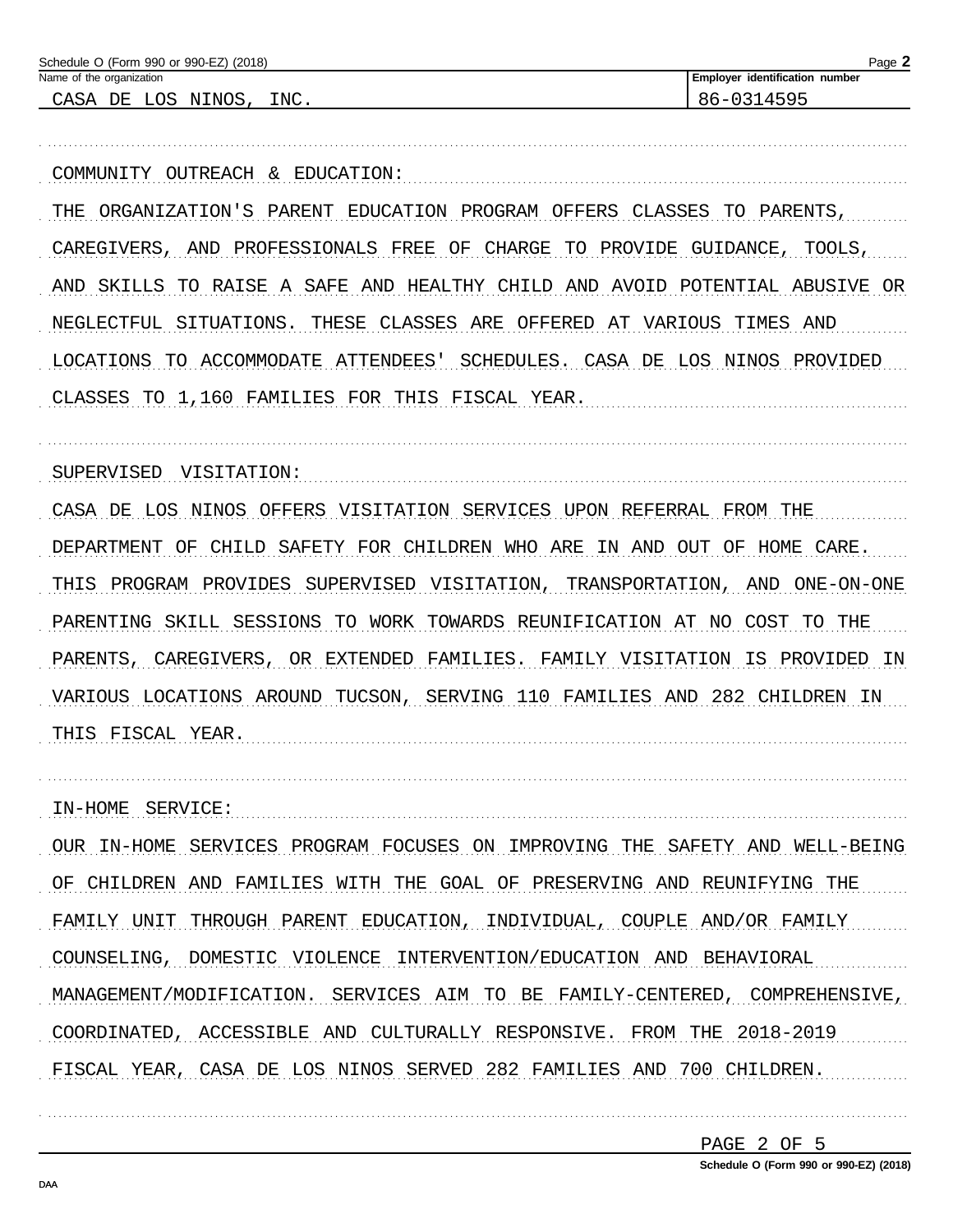Name of the organization: CASA DE LOS NINOS, INC.

Employer identification number: 86-0314595

COMMUNITY OUTREACH & EDUCATION:

THE ORGANIZATION'S PARENT EDUCATION PROGRAM OFFERS CLASSES TO PARENTS, CAREGIVERS, AND PROFESSIONALS FREE OF CHARGE TO PROVIDE GUIDANCE, TOOLS, AND SKILLS TO RAISE A SAFE AND HEALTHY CHILD AND AVOID POTENTIAL ABUSIVE OR NEGLECTFUL SITUATIONS. THESE CLASSES ARE OFFERED AT VARIOUS TIMES AND LOCATIONS TO ACCOMMODATE ATTENDEES' SCHEDULES. CASA DE LOS NINOS PROVIDED CLASSES TO 1,160 FAMILIES FOR THIS FISCAL YEAR.

SUPERVISED VISITATION:

CASA DE LOS NINOS OFFERS VISITATION SERVICES UPON REFERRAL FROM THE DEPARTMENT OF CHILD SAFETY FOR CHILDREN WHO ARE IN AND OUT OF HOME CARE. THIS PROGRAM PROVIDES SUPERVISED VISITATION, TRANSPORTATION, AND ONE-ON-ONE PARENTING SKILL SESSIONS TO WORK TOWARDS REUNIFICATION AT NO COST TO THE PARENTS, CAREGIVERS, OR EXTENDED FAMILIES. FAMILY VISITATION IS PROVIDED IN VARIOUS LOCATIONS AROUND TUCSON, SERVING 110 FAMILIES AND 282 CHILDREN IN THIS FISCAL YEAR.

IN-HOME SERVICE:

OUR IN-HOME SERVICES PROGRAM FOCUSES ON IMPROVING THE SAFETY AND WELL-BEING OF CHILDREN AND FAMILIES WITH THE GOAL OF PRESERVING AND REUNIFYING THE FAMILY UNIT THROUGH PARENT EDUCATION, INDIVIDUAL, COUPLE AND/OR FAMILY COUNSELING, DOMESTIC VIOLENCE INTERVENTION/EDUCATION AND BEHAVIORAL MANAGEMENT/MODIFICATION. SERVICES AIM TO BE FAMILY-CENTERED, COMPREHENSIVE, COORDINATED, ACCESSIBLE AND CULTURALLY RESPONSIVE. FROM THE 2018-2019 FISCAL YEAR, CASA DE LOS NINOS SERVED 282 FAMILIES AND 700 CHILDREN.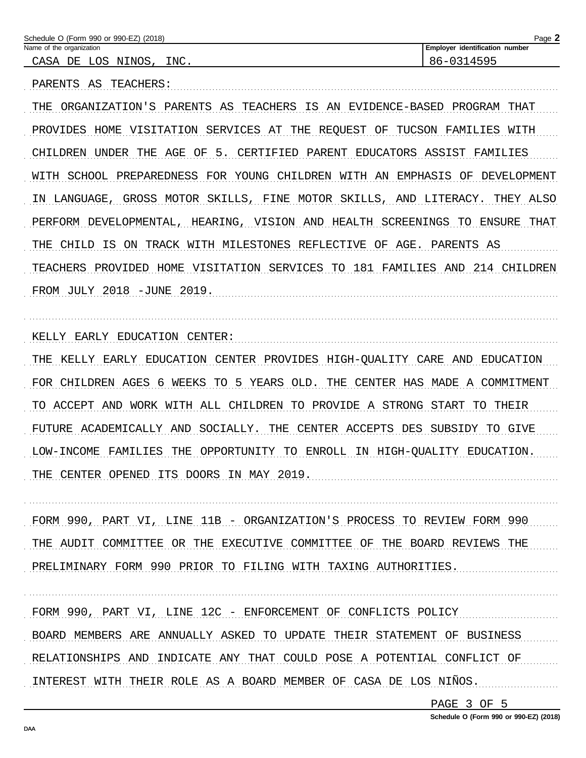Schedule O (Form 990 or 990-EZ) (2018)

| Name of the organization | Employer identification number |
| --- | --- |
| CASA DE LOS NINOS, INC. | 86-0314595 |

PARENTS AS TEACHERS:

THE ORGANIZATION'S PARENTS AS TEACHERS IS AN EVIDENCE-BASED PROGRAM THAT PROVIDES HOME VISITATION SERVICES AT THE REQUEST OF TUCSON FAMILIES WITH CHILDREN UNDER THE AGE OF 5. CERTIFIED PARENT EDUCATORS ASSIST FAMILIES WITH SCHOOL PREPAREDNESS FOR YOUNG CHILDREN WITH AN EMPHASIS OF DEVELOPMENT IN LANGUAGE, GROSS MOTOR SKILLS, FINE MOTOR SKILLS, AND LITERACY. THEY ALSO PERFORM DEVELOPMENTAL, HEARING, VISION AND HEALTH SCREENINGS TO ENSURE THAT THE CHILD IS ON TRACK WITH MILESTONES REFLECTIVE OF AGE. PARENTS AS TEACHERS PROVIDED HOME VISITATION SERVICES TO 181 FAMILIES AND 214 CHILDREN FROM JULY 2018 -JUNE 2019.

KELLY EARLY EDUCATION CENTER:

THE KELLY EARLY EDUCATION CENTER PROVIDES HIGH-QUALITY CARE AND EDUCATION FOR CHILDREN AGES 6 WEEKS TO 5 YEARS OLD. THE CENTER HAS MADE A COMMITMENT TO ACCEPT AND WORK WITH ALL CHILDREN TO PROVIDE A STRONG START TO THEIR FUTURE ACADEMICALLY AND SOCIALLY. THE CENTER ACCEPTS DES SUBSIDY TO GIVE LOW-INCOME FAMILIES THE OPPORTUNITY TO ENROLL IN HIGH-QUALITY EDUCATION. THE CENTER OPENED ITS DOORS IN MAY 2019.

FORM 990, PART VI, LINE 11B - ORGANIZATION'S PROCESS TO REVIEW FORM 990

THE AUDIT COMMITTEE OR THE EXECUTIVE COMMITTEE OF THE BOARD REVIEWS THE PRELIMINARY FORM 990 PRIOR TO FILING WITH TAXING AUTHORITIES.

FORM 990, PART VI, LINE 12C - ENFORCEMENT OF CONFLICTS POLICY

BOARD MEMBERS ARE ANNUALLY ASKED TO UPDATE THEIR STATEMENT OF BUSINESS RELATIONSHIPS AND INDICATE ANY THAT COULD POSE A POTENTIAL CONFLICT OF INTEREST WITH THEIR ROLE AS A BOARD MEMBER OF CASA DE LOS NIÑOS.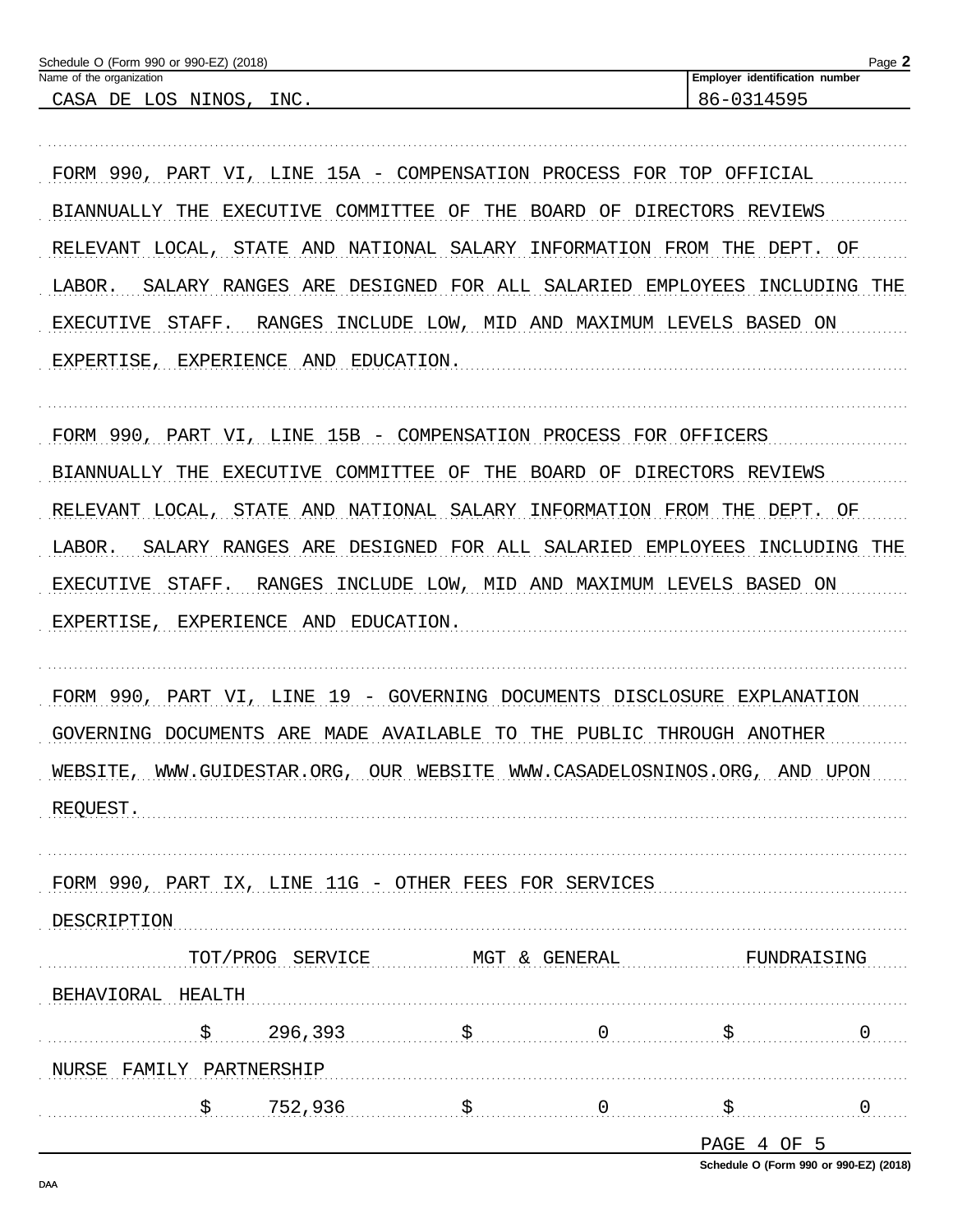Name of the organization: CASA DE LOS NINOS, INC.

Employer identification number: 86-0314595

FORM 990, PART VI, LINE 15A - COMPENSATION PROCESS FOR TOP OFFICIAL

BIANNUALLY THE EXECUTIVE COMMITTEE OF THE BOARD OF DIRECTORS REVIEWS RELEVANT LOCAL, STATE AND NATIONAL SALARY INFORMATION FROM THE DEPT. OF LABOR. SALARY RANGES ARE DESIGNED FOR ALL SALARIED EMPLOYEES INCLUDING THE EXECUTIVE STAFF. RANGES INCLUDE LOW, MID AND MAXIMUM LEVELS BASED ON EXPERTISE, EXPERIENCE AND EDUCATION.

FORM 990, PART VI, LINE 15B - COMPENSATION PROCESS FOR OFFICERS

BIANNUALLY THE EXECUTIVE COMMITTEE OF THE BOARD OF DIRECTORS REVIEWS RELEVANT LOCAL, STATE AND NATIONAL SALARY INFORMATION FROM THE DEPT. OF LABOR. SALARY RANGES ARE DESIGNED FOR ALL SALARIED EMPLOYEES INCLUDING THE EXECUTIVE STAFF. RANGES INCLUDE LOW, MID AND MAXIMUM LEVELS BASED ON EXPERTISE, EXPERIENCE AND EDUCATION.

FORM 990, PART VI, LINE 19 - GOVERNING DOCUMENTS DISCLOSURE EXPLANATION

GOVERNING DOCUMENTS ARE MADE AVAILABLE TO THE PUBLIC THROUGH ANOTHER WEBSITE, WWW.GUIDESTAR.ORG, OUR WEBSITE WWW.CASADELOSNINOS.ORG, AND UPON REQUEST.

FORM 990, PART IX, LINE 11G - OTHER FEES FOR SERVICES

| DESCRIPTION | TOT/PROG SERVICE | MGT & GENERAL | FUNDRAISING |
|---|---|---|---|
| BEHAVIORAL HEALTH | $ 296,393 | $ 0 | $ 0 |
| NURSE FAMILY PARTNERSHIP | $ 752,936 | $ 0 | $ 0 |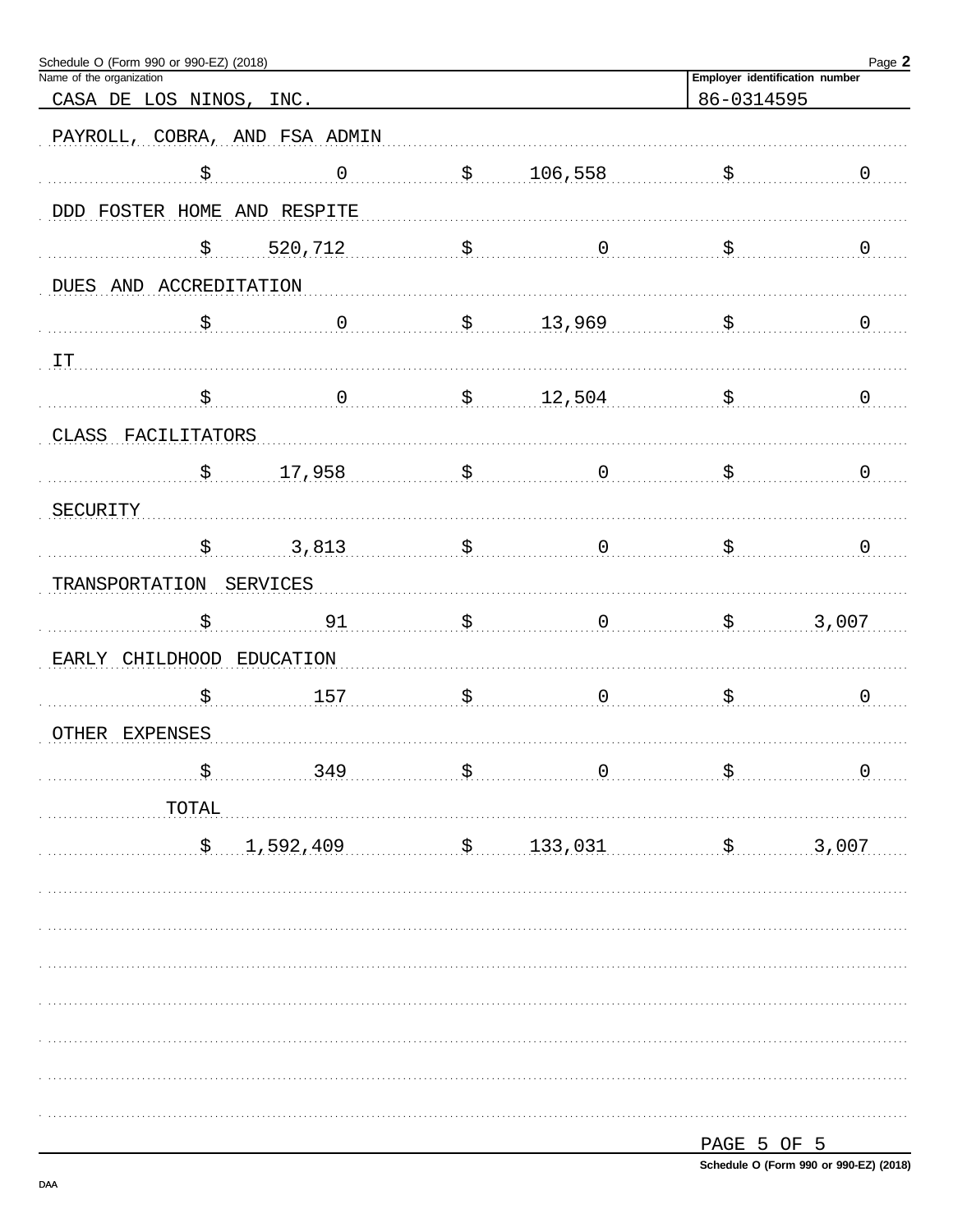Schedule O (Form 990 or 990-EZ) (2018) Page **2**

| Name of the organization | Employer identification number |
|---|---|
| CASA DE LOS NINOS, INC. | 86-0314595 |

| Description | | | |
|---|---|---|---|
| PAYROLL, COBRA, AND FSA ADMIN | | | |
| | $ 0 | $ 106,558 | $ 0 |
| DDD FOSTER HOME AND RESPITE | | | |
| | $ 520,712 | $ 0 | $ 0 |
| DUES AND ACCREDITATION | | | |
| | $ 0 | $ 13,969 | $ 0 |
| IT | | | |
| | $ 0 | $ 12,504 | $ 0 |
| CLASS FACILITATORS | | | |
| | $ 17,958 | $ 0 | $ 0 |
| SECURITY | | | |
| | $ 3,813 | $ 0 | $ 0 |
| TRANSPORTATION SERVICES | | | |
| | $ 91 | $ 0 | $ 3,007 |
| EARLY CHILDHOOD EDUCATION | | | |
| | $ 157 | $ 0 | $ 0 |
| OTHER EXPENSES | | | |
| | $ 349 | $ 0 | $ 0 |
| TOTAL | | | |
| | $ 1,592,409 | $ 133,031 | $ 3,007 |

PAGE 5 OF 5

Schedule O (Form 990 or 990-EZ) (2018)

DAA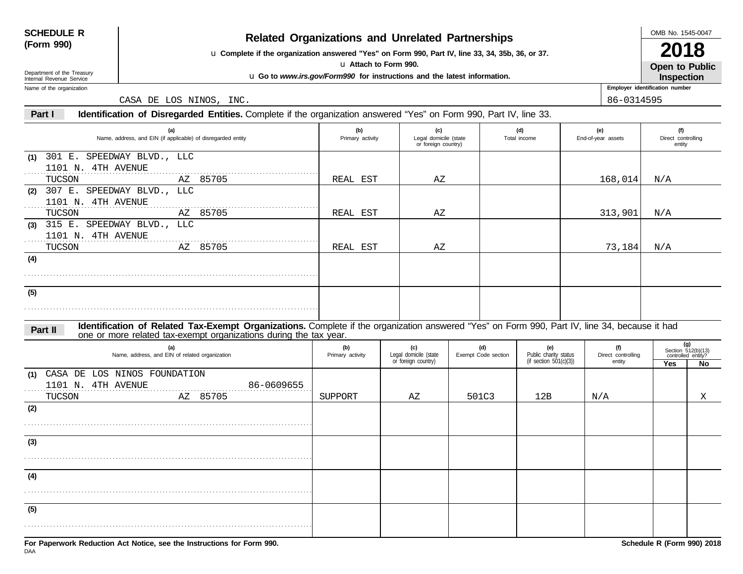**SCHEDULE R (Form 990)**

Department of the Treasury
Internal Revenue Service

# Related Organizations and Unrelated Partnerships

u **Complete if the organization answered "Yes" on Form 990, Part IV, line 33, 34, 35b, 36, or 37.**

u **Attach to Form 990.**

u **Go to *www.irs.gov/Form990* for instructions and the latest information.**

OMB No. 1545-0047

**2018**

**Open to Public Inspection**

Name of the organization: CASA DE LOS NINOS, INC.

Employer identification number: 86-0314595

**Part I** **Identification of Disregarded Entities.** Complete if the organization answered "Yes" on Form 990, Part IV, line 33.

| | (a) Name, address, and EIN (if applicable) of disregarded entity | (b) Primary activity | (c) Legal domicile (state or foreign country) | (d) Total income | (e) End-of-year assets | (f) Direct controlling entity |
|---|---|---|---|---|---|---|
| (1) | 301 E. SPEEDWAY BLVD., LLC<br>1101 N. 4TH AVENUE<br>TUCSON AZ 85705 | REAL EST | AZ | | 168,014 | N/A |
| (2) | 307 E. SPEEDWAY BLVD., LLC<br>1101 N. 4TH AVENUE<br>TUCSON AZ 85705 | REAL EST | AZ | | 313,901 | N/A |
| (3) | 315 E. SPEEDWAY BLVD., LLC<br>1101 N. 4TH AVENUE<br>TUCSON AZ 85705 | REAL EST | AZ | | 73,184 | N/A |
| (4) | | | | | | |
| (5) | | | | | | |

**Part II** **Identification of Related Tax-Exempt Organizations.** Complete if the organization answered "Yes" on Form 990, Part IV, line 34, because it had one or more related tax-exempt organizations during the tax year.

| | (a) Name, address, and EIN of related organization | (b) Primary activity | (c) Legal domicile (state or foreign country) | (d) Exempt Code section | (e) Public charity status (if section 501(c)(3)) | (f) Direct controlling entity | (g) Section 512(b)(13) controlled entity? Yes | No |
|---|---|---|---|---|---|---|---|---|
| (1) | CASA DE LOS NINOS FOUNDATION<br>1101 N. 4TH AVENUE 86-0609655<br>TUCSON AZ 85705 | SUPPORT | AZ | 501C3 | 12B | N/A | | X |
| (2) | | | | | | | | |
| (3) | | | | | | | | |
| (4) | | | | | | | | |
| (5) | | | | | | | | |

**For Paperwork Reduction Act Notice, see the Instructions for Form 990.**

**Schedule R (Form 990) 2018**

DAA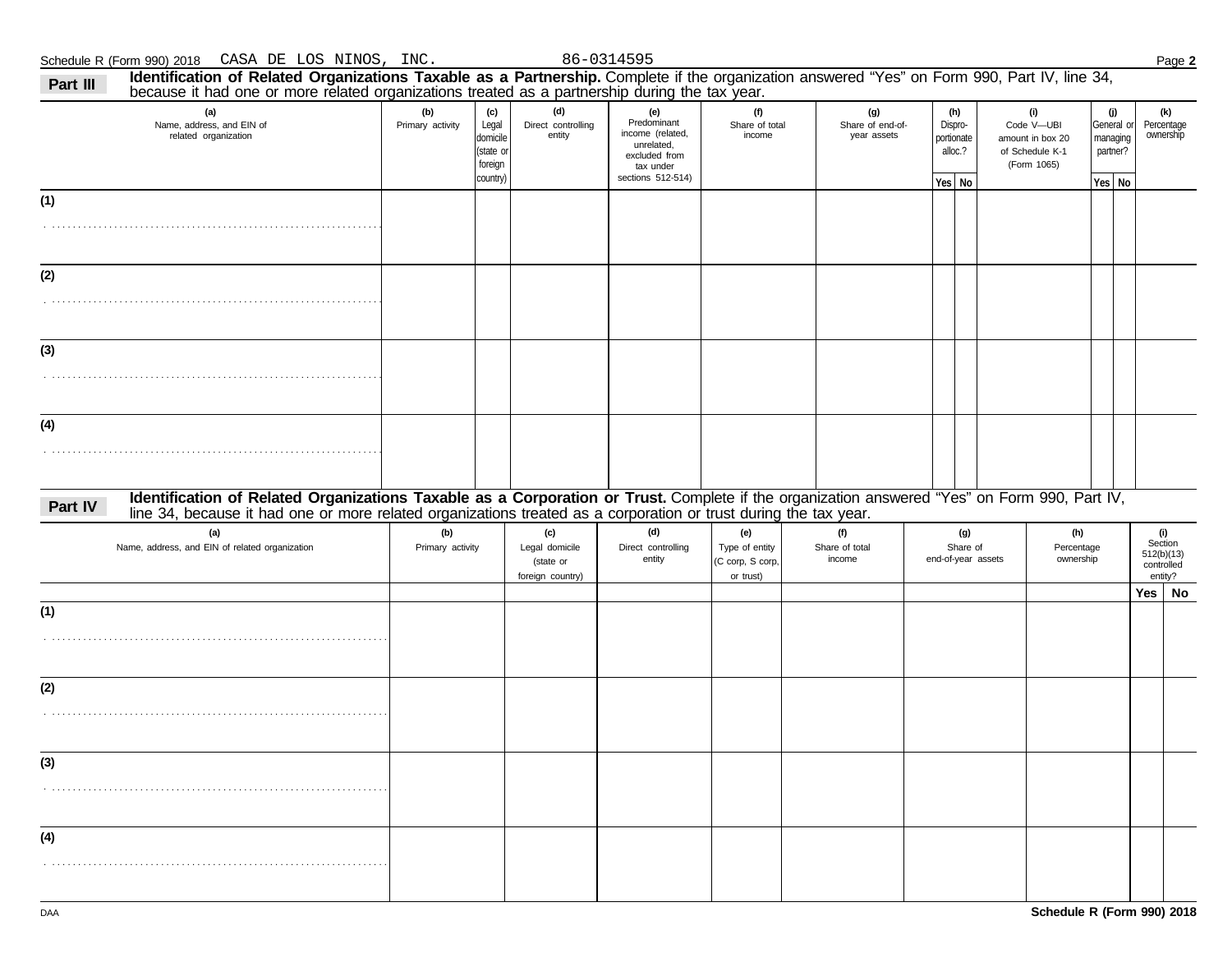Schedule R (Form 990) 2018 CASA DE LOS NINOS, INC. 86-0314595 Page **2**

**Part III** **Identification of Related Organizations Taxable as a Partnership.** Complete if the organization answered "Yes" on Form 990, Part IV, line 34, because it had one or more related organizations treated as a partnership during the tax year.

| (a) Name, address, and EIN of related organization | (b) Primary activity | (c) Legal domicile (state or foreign country) | (d) Direct controlling entity | (e) Predominant income (related, unrelated, excluded from tax under sections 512-514) | (f) Share of total income | (g) Share of end-of-year assets | (h) Dispro-portionate alloc.? | | (i) Code V—UBI amount in box 20 of Schedule K-1 (Form 1065) | (j) General or managing partner? | | (k) Percentage ownership |
|---|---|---|---|---|---|---|---|---|---|---|---|---|
| | | | | | | | Yes | No | | Yes | No | |
| (1) | | | | | | | | | | | | |
| (2) | | | | | | | | | | | | |
| (3) | | | | | | | | | | | | |
| (4) | | | | | | | | | | | | |

**Part IV** **Identification of Related Organizations Taxable as a Corporation or Trust.** Complete if the organization answered "Yes" on Form 990, Part IV, line 34, because it had one or more related organizations treated as a corporation or trust during the tax year.

| (a) Name, address, and EIN of related organization | (b) Primary activity | (c) Legal domicile (state or foreign country) | (d) Direct controlling entity | (e) Type of entity (C corp, S corp, or trust) | (f) Share of total income | (g) Share of end-of-year assets | (h) Percentage ownership | (i) Section 512(b)(13) controlled entity? | |
|---|---|---|---|---|---|---|---|---|---|
| | | | | | | | | Yes | No |
| (1) | | | | | | | | | |
| (2) | | | | | | | | | |
| (3) | | | | | | | | | |
| (4) | | | | | | | | | |

DAA **Schedule R (Form 990) 2018**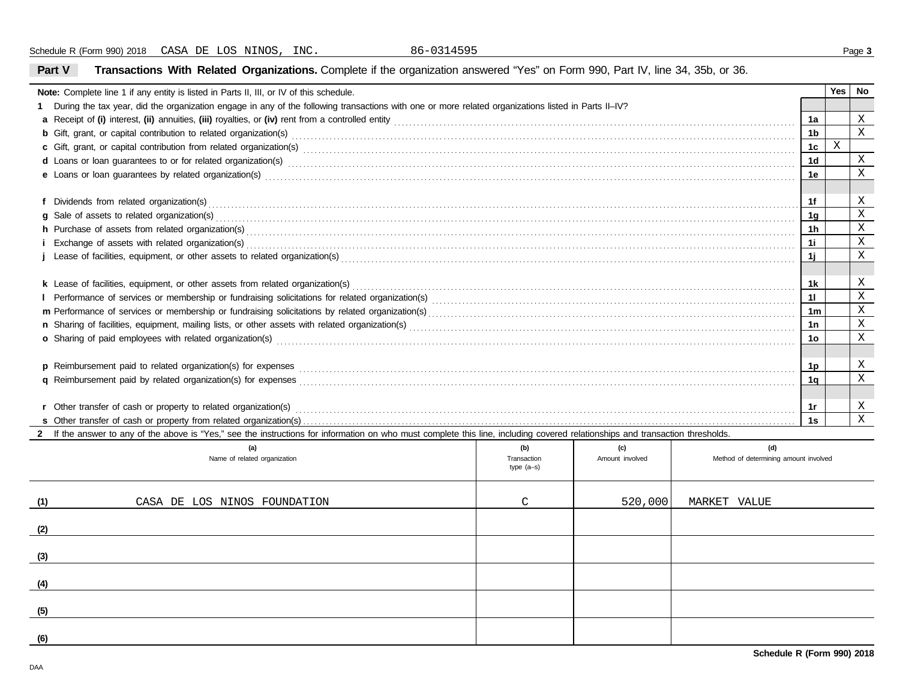Schedule R (Form 990) 2018 CASA DE LOS NINOS, INC. 86-0314595

## Part V Transactions With Related Organizations.

Complete if the organization answered "Yes" on Form 990, Part IV, line 34, 35b, or 36.

| Note: Complete line 1 if any entity is listed in Parts II, III, or IV of this schedule. | | Yes | No |
|---|---|---|---|
| **1** During the tax year, did the organization engage in any of the following transactions with one or more related organizations listed in Parts II–IV? | | | |
| **a** Receipt of **(i)** interest, **(ii)** annuities, **(iii)** royalties, or **(iv)** rent from a controlled entity | 1a | | X |
| **b** Gift, grant, or capital contribution to related organization(s) | 1b | | X |
| **c** Gift, grant, or capital contribution from related organization(s) | 1c | X | |
| **d** Loans or loan guarantees to or for related organization(s) | 1d | | X |
| **e** Loans or loan guarantees by related organization(s) | 1e | | X |
| **f** Dividends from related organization(s) | 1f | | X |
| **g** Sale of assets to related organization(s) | 1g | | X |
| **h** Purchase of assets from related organization(s) | 1h | | X |
| **i** Exchange of assets with related organization(s) | 1i | | X |
| **j** Lease of facilities, equipment, or other assets to related organization(s) | 1j | | X |
| **k** Lease of facilities, equipment, or other assets from related organization(s) | 1k | | X |
| **l** Performance of services or membership or fundraising solicitations for related organization(s) | 1l | | X |
| **m** Performance of services or membership or fundraising solicitations by related organization(s) | 1m | | X |
| **n** Sharing of facilities, equipment, mailing lists, or other assets with related organization(s) | 1n | | X |
| **o** Sharing of paid employees with related organization(s) | 1o | | X |
| **p** Reimbursement paid to related organization(s) for expenses | 1p | | X |
| **q** Reimbursement paid by related organization(s) for expenses | 1q | | X |
| **r** Other transfer of cash or property to related organization(s) | 1r | | X |
| **s** Other transfer of cash or property from related organization(s) | 1s | | X |

**2** If the answer to any of the above is "Yes," see the instructions for information on who must complete this line, including covered relationships and transaction thresholds.

| | (a) Name of related organization | (b) Transaction type (a–s) | (c) Amount involved | (d) Method of determining amount involved |
|---|---|---|---|---|
| (1) | CASA DE LOS NINOS FOUNDATION | C | 520,000 | MARKET VALUE |
| (2) | | | | |
| (3) | | | | |
| (4) | | | | |
| (5) | | | | |
| (6) | | | | |

Schedule R (Form 990) 2018

DAA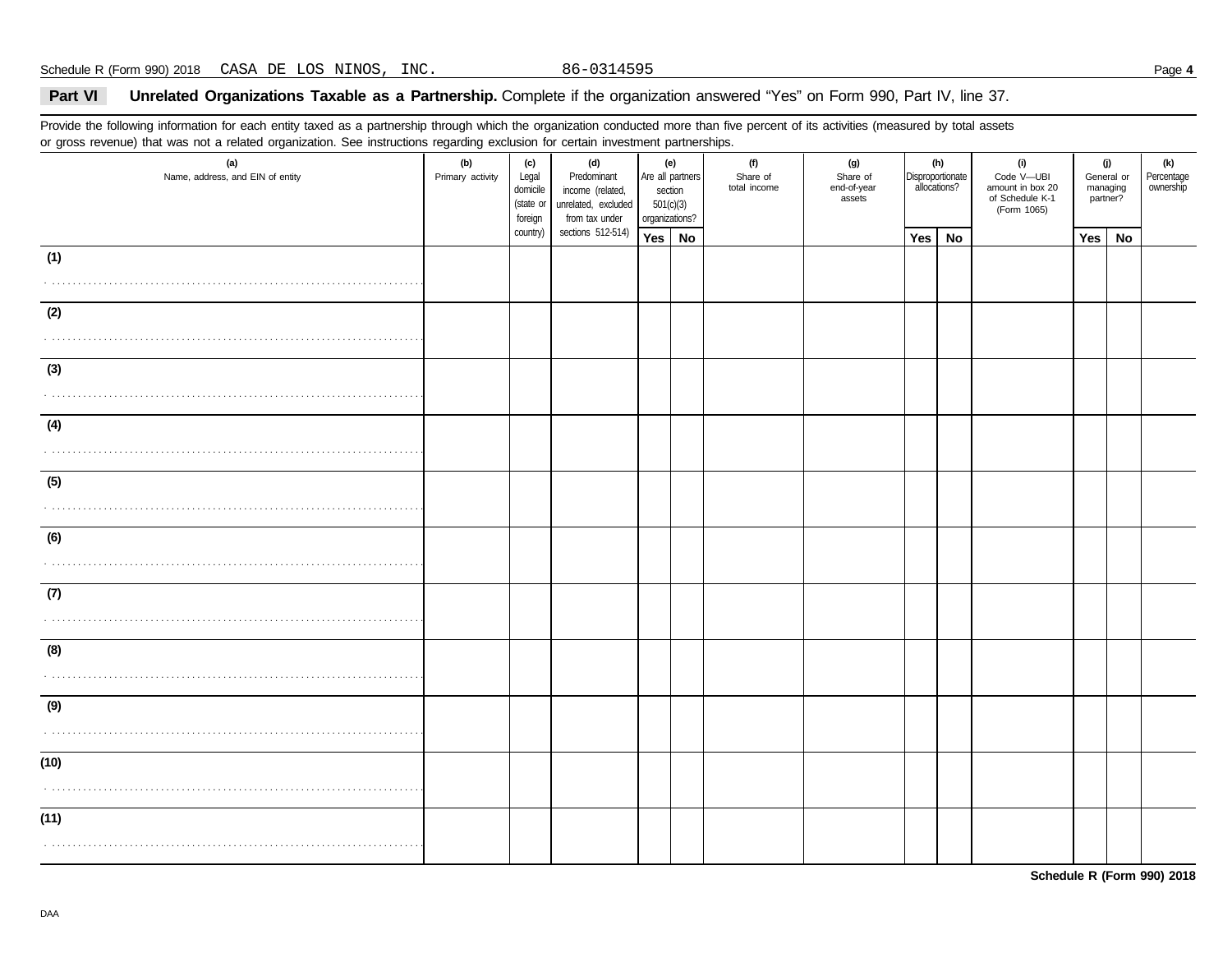Schedule R (Form 990) 2018 CASA DE LOS NINOS, INC. 86-0314595

**Part VI** **Unrelated Organizations Taxable as a Partnership.** Complete if the organization answered "Yes" on Form 990, Part IV, line 37.

Provide the following information for each entity taxed as a partnership through which the organization conducted more than five percent of its activities (measured by total assets or gross revenue) that was not a related organization. See instructions regarding exclusion for certain investment partnerships.

| (a) Name, address, and EIN of entity | (b) Primary activity | (c) Legal domicile (state or foreign country) | (d) Predominant income (related, unrelated, excluded from tax under sections 512-514) | (e) Are all partners section 501(c)(3) organizations? | | (f) Share of total income | (g) Share of end-of-year assets | (h) Disproportionate allocations? | | (i) Code V—UBI amount in box 20 of Schedule K-1 (Form 1065) | (j) General or managing partner? | | (k) Percentage ownership |
|---|---|---|---|---|---|---|---|---|---|---|---|---|---|
| | | | | Yes | No | | | Yes | No | | Yes | No | |
| (1) | | | | | | | | | | | | | |
| (2) | | | | | | | | | | | | | |
| (3) | | | | | | | | | | | | | |
| (4) | | | | | | | | | | | | | |
| (5) | | | | | | | | | | | | | |
| (6) | | | | | | | | | | | | | |
| (7) | | | | | | | | | | | | | |
| (8) | | | | | | | | | | | | | |
| (9) | | | | | | | | | | | | | |
| (10) | | | | | | | | | | | | | |
| (11) | | | | | | | | | | | | | |

**Schedule R (Form 990) 2018**

DAA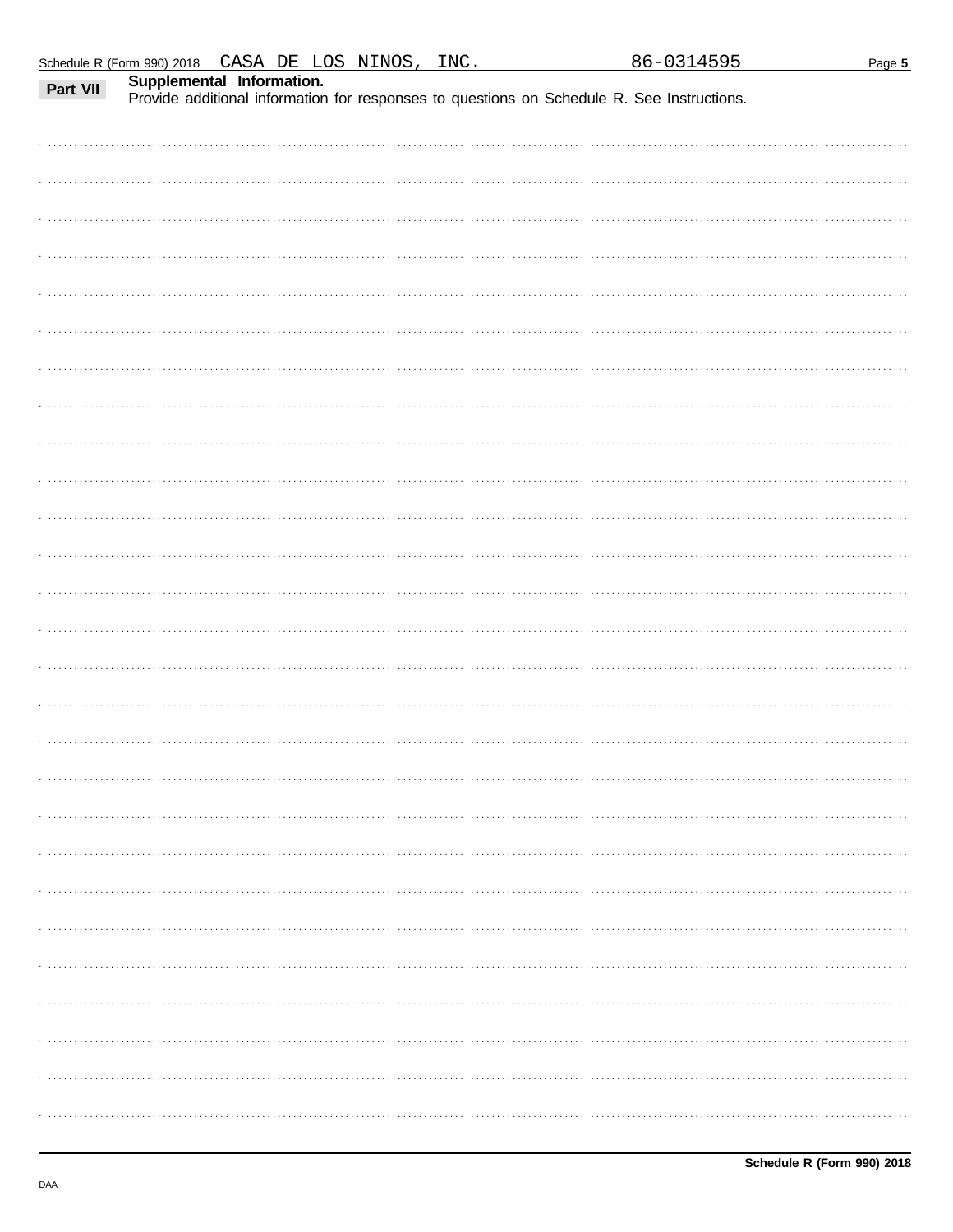Schedule R (Form 990) 2018 CASA DE LOS NINOS, INC. 86-0314595

**Part VII** **Supplemental Information.**
Provide additional information for responses to questions on Schedule R. See Instructions.

**Schedule R (Form 990) 2018**

DAA